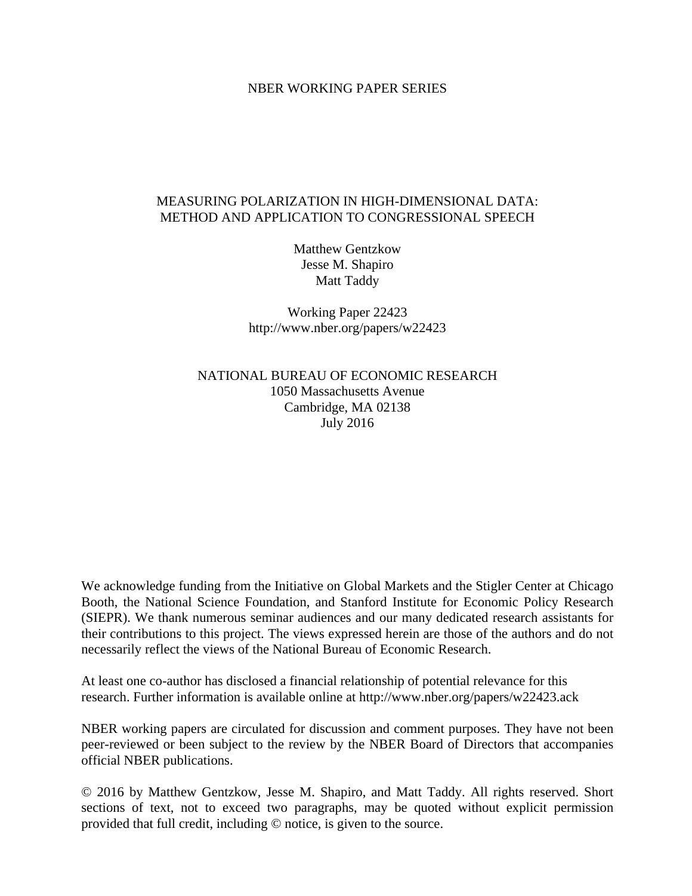NBER WORKING PAPER SERIES

# MEASURING POLARIZATION IN HIGH-DIMENSIONAL DATA: METHOD AND APPLICATION TO CONGRESSIONAL SPEECH

Matthew Gentzkow
Jesse M. Shapiro
Matt Taddy

Working Paper 22423
http://www.nber.org/papers/w22423

NATIONAL BUREAU OF ECONOMIC RESEARCH
1050 Massachusetts Avenue
Cambridge, MA 02138
July 2016

We acknowledge funding from the Initiative on Global Markets and the Stigler Center at Chicago Booth, the National Science Foundation, and Stanford Institute for Economic Policy Research (SIEPR). We thank numerous seminar audiences and our many dedicated research assistants for their contributions to this project. The views expressed herein are those of the authors and do not necessarily reflect the views of the National Bureau of Economic Research.

At least one co-author has disclosed a financial relationship of potential relevance for this research. Further information is available online at http://www.nber.org/papers/w22423.ack

NBER working papers are circulated for discussion and comment purposes. They have not been peer-reviewed or been subject to the review by the NBER Board of Directors that accompanies official NBER publications.

© 2016 by Matthew Gentzkow, Jesse M. Shapiro, and Matt Taddy. All rights reserved. Short sections of text, not to exceed two paragraphs, may be quoted without explicit permission provided that full credit, including © notice, is given to the source.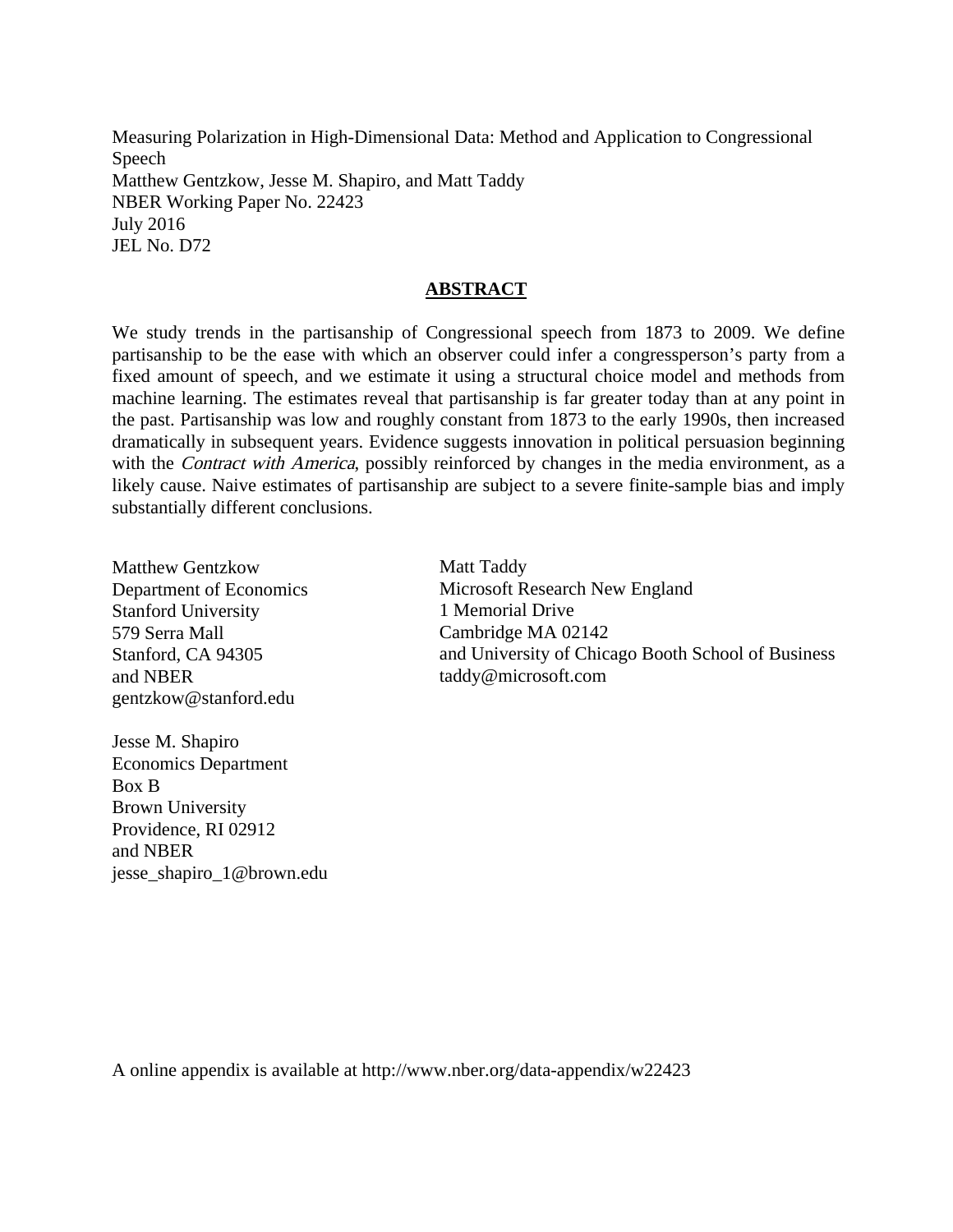Measuring Polarization in High-Dimensional Data: Method and Application to Congressional Speech
Matthew Gentzkow, Jesse M. Shapiro, and Matt Taddy
NBER Working Paper No. 22423
July 2016
JEL No. D72

## ABSTRACT

We study trends in the partisanship of Congressional speech from 1873 to 2009. We define partisanship to be the ease with which an observer could infer a congressperson's party from a fixed amount of speech, and we estimate it using a structural choice model and methods from machine learning. The estimates reveal that partisanship is far greater today than at any point in the past. Partisanship was low and roughly constant from 1873 to the early 1990s, then increased dramatically in subsequent years. Evidence suggests innovation in political persuasion beginning with the *Contract with America*, possibly reinforced by changes in the media environment, as a likely cause. Naive estimates of partisanship are subject to a severe finite-sample bias and imply substantially different conclusions.

Matthew Gentzkow
Department of Economics
Stanford University
579 Serra Mall
Stanford, CA 94305
and NBER
gentzkow@stanford.edu

Jesse M. Shapiro
Economics Department
Box B
Brown University
Providence, RI 02912
and NBER
jesse_shapiro_1@brown.edu

Matt Taddy
Microsoft Research New England
1 Memorial Drive
Cambridge MA 02142
and University of Chicago Booth School of Business
taddy@microsoft.com

A online appendix is available at http://www.nber.org/data-appendix/w22423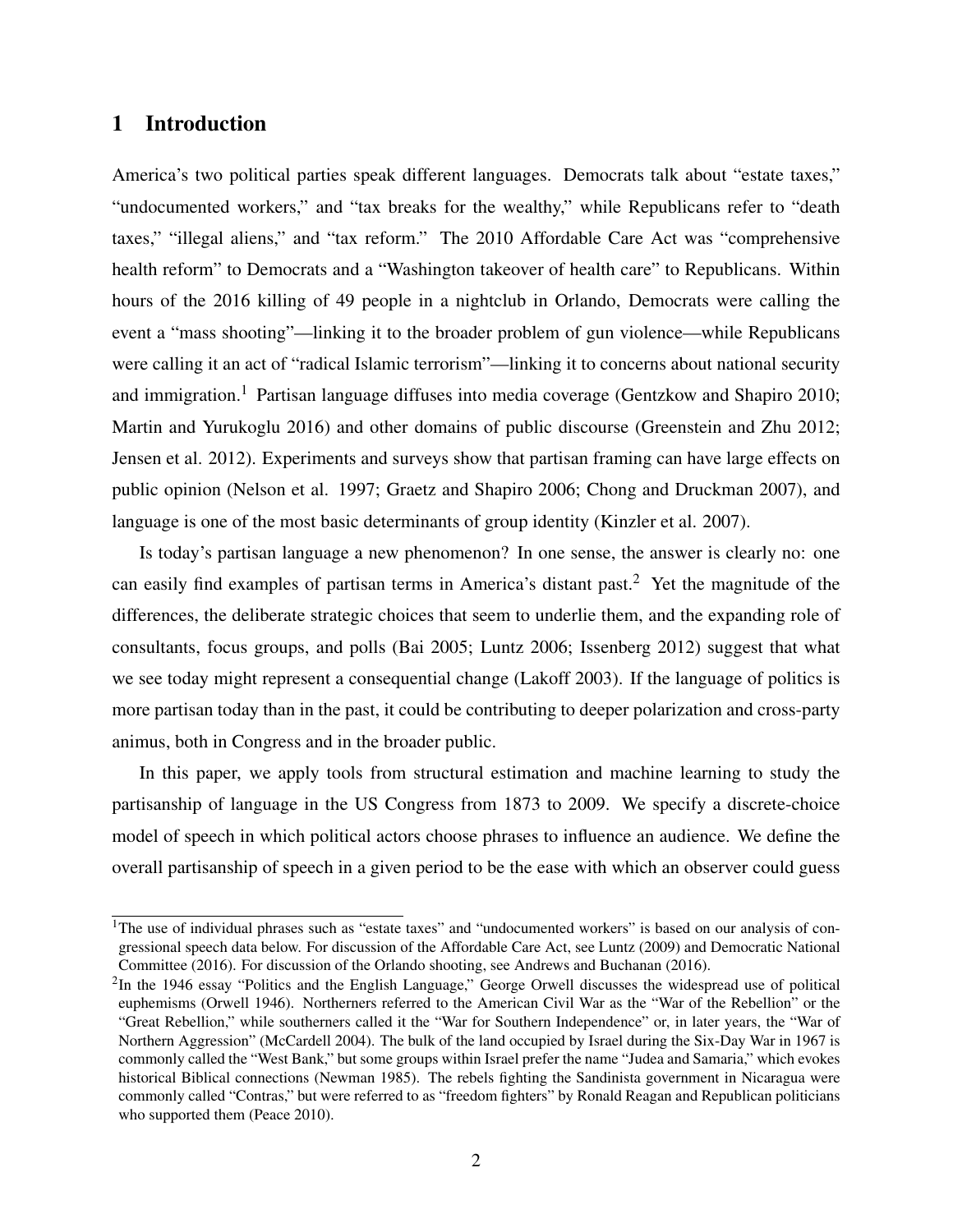# 1 Introduction

America's two political parties speak different languages. Democrats talk about "estate taxes," "undocumented workers," and "tax breaks for the wealthy," while Republicans refer to "death taxes," "illegal aliens," and "tax reform." The 2010 Affordable Care Act was "comprehensive health reform" to Democrats and a "Washington takeover of health care" to Republicans. Within hours of the 2016 killing of 49 people in a nightclub in Orlando, Democrats were calling the event a "mass shooting"—linking it to the broader problem of gun violence—while Republicans were calling it an act of "radical Islamic terrorism"—linking it to concerns about national security and immigration.[1] Partisan language diffuses into media coverage (Gentzkow and Shapiro 2010; Martin and Yurukoglu 2016) and other domains of public discourse (Greenstein and Zhu 2012; Jensen et al. 2012). Experiments and surveys show that partisan framing can have large effects on public opinion (Nelson et al. 1997; Graetz and Shapiro 2006; Chong and Druckman 2007), and language is one of the most basic determinants of group identity (Kinzler et al. 2007).

Is today's partisan language a new phenomenon? In one sense, the answer is clearly no: one can easily find examples of partisan terms in America's distant past.[2] Yet the magnitude of the differences, the deliberate strategic choices that seem to underlie them, and the expanding role of consultants, focus groups, and polls (Bai 2005; Luntz 2006; Issenberg 2012) suggest that what we see today might represent a consequential change (Lakoff 2003). If the language of politics is more partisan today than in the past, it could be contributing to deeper polarization and cross-party animus, both in Congress and in the broader public.

In this paper, we apply tools from structural estimation and machine learning to study the partisanship of language in the US Congress from 1873 to 2009. We specify a discrete-choice model of speech in which political actors choose phrases to influence an audience. We define the overall partisanship of speech in a given period to be the ease with which an observer could guess

[1] The use of individual phrases such as "estate taxes" and "undocumented workers" is based on our analysis of congressional speech data below. For discussion of the Affordable Care Act, see Luntz (2009) and Democratic National Committee (2016). For discussion of the Orlando shooting, see Andrews and Buchanan (2016).

[2] In the 1946 essay "Politics and the English Language," George Orwell discusses the widespread use of political euphemisms (Orwell 1946). Northerners referred to the American Civil War as the "War of the Rebellion" or the "Great Rebellion," while southerners called it the "War for Southern Independence" or, in later years, the "War of Northern Aggression" (McCardell 2004). The bulk of the land occupied by Israel during the Six-Day War in 1967 is commonly called the "West Bank," but some groups within Israel prefer the name "Judea and Samaria," which evokes historical Biblical connections (Newman 1985). The rebels fighting the Sandinista government in Nicaragua were commonly called "Contras," but were referred to as "freedom fighters" by Ronald Reagan and Republican politicians who supported them (Peace 2010).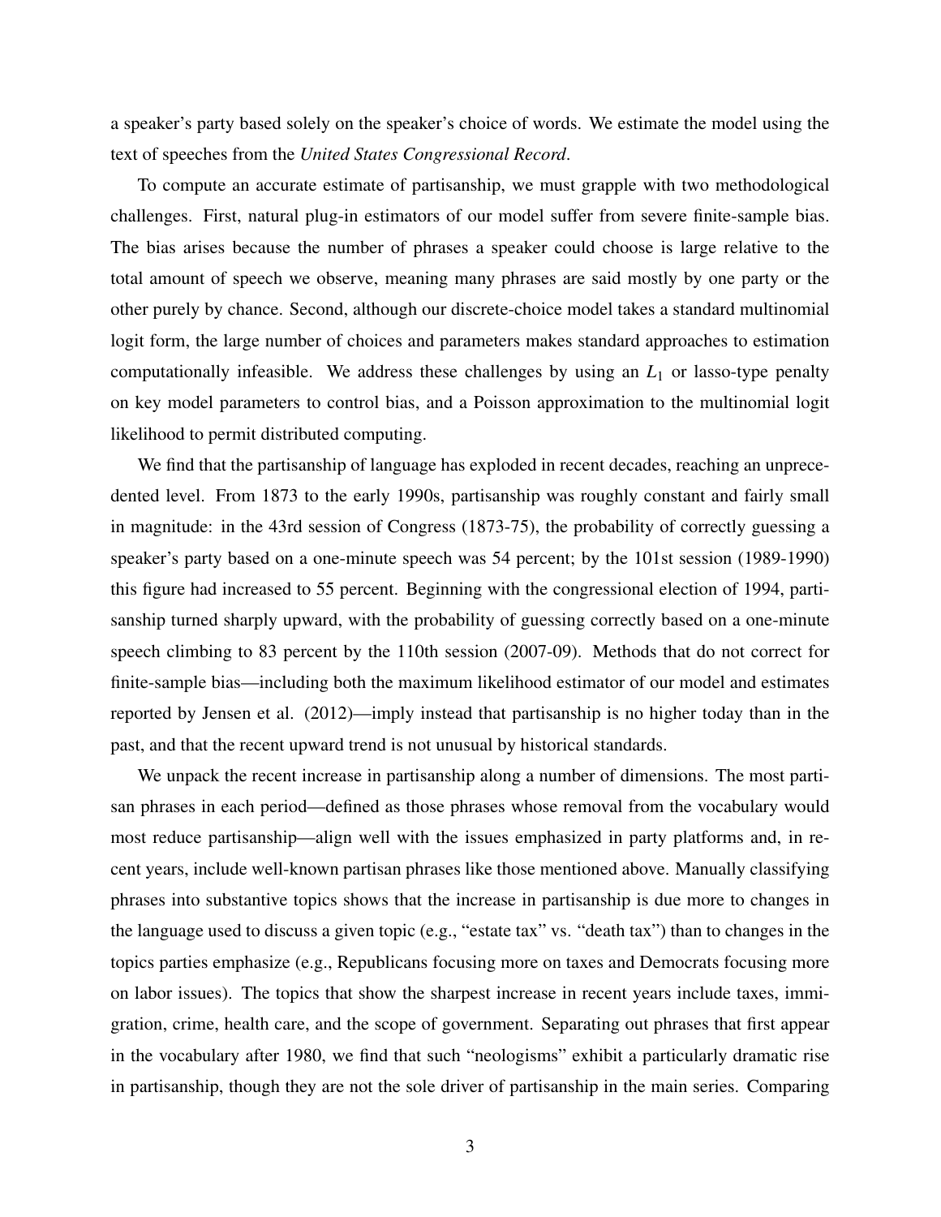a speaker's party based solely on the speaker's choice of words. We estimate the model using the text of speeches from the *United States Congressional Record*.

To compute an accurate estimate of partisanship, we must grapple with two methodological challenges. First, natural plug-in estimators of our model suffer from severe finite-sample bias. The bias arises because the number of phrases a speaker could choose is large relative to the total amount of speech we observe, meaning many phrases are said mostly by one party or the other purely by chance. Second, although our discrete-choice model takes a standard multinomial logit form, the large number of choices and parameters makes standard approaches to estimation computationally infeasible. We address these challenges by using an $L_1$ or lasso-type penalty on key model parameters to control bias, and a Poisson approximation to the multinomial logit likelihood to permit distributed computing.

We find that the partisanship of language has exploded in recent decades, reaching an unprecedented level. From 1873 to the early 1990s, partisanship was roughly constant and fairly small in magnitude: in the 43rd session of Congress (1873-75), the probability of correctly guessing a speaker's party based on a one-minute speech was 54 percent; by the 101st session (1989-1990) this figure had increased to 55 percent. Beginning with the congressional election of 1994, partisanship turned sharply upward, with the probability of guessing correctly based on a one-minute speech climbing to 83 percent by the 110th session (2007-09). Methods that do not correct for finite-sample bias—including both the maximum likelihood estimator of our model and estimates reported by Jensen et al. (2012)—imply instead that partisanship is no higher today than in the past, and that the recent upward trend is not unusual by historical standards.

We unpack the recent increase in partisanship along a number of dimensions. The most partisan phrases in each period—defined as those phrases whose removal from the vocabulary would most reduce partisanship—align well with the issues emphasized in party platforms and, in recent years, include well-known partisan phrases like those mentioned above. Manually classifying phrases into substantive topics shows that the increase in partisanship is due more to changes in the language used to discuss a given topic (e.g., "estate tax" vs. "death tax") than to changes in the topics parties emphasize (e.g., Republicans focusing more on taxes and Democrats focusing more on labor issues). The topics that show the sharpest increase in recent years include taxes, immigration, crime, health care, and the scope of government. Separating out phrases that first appear in the vocabulary after 1980, we find that such "neologisms" exhibit a particularly dramatic rise in partisanship, though they are not the sole driver of partisanship in the main series. Comparing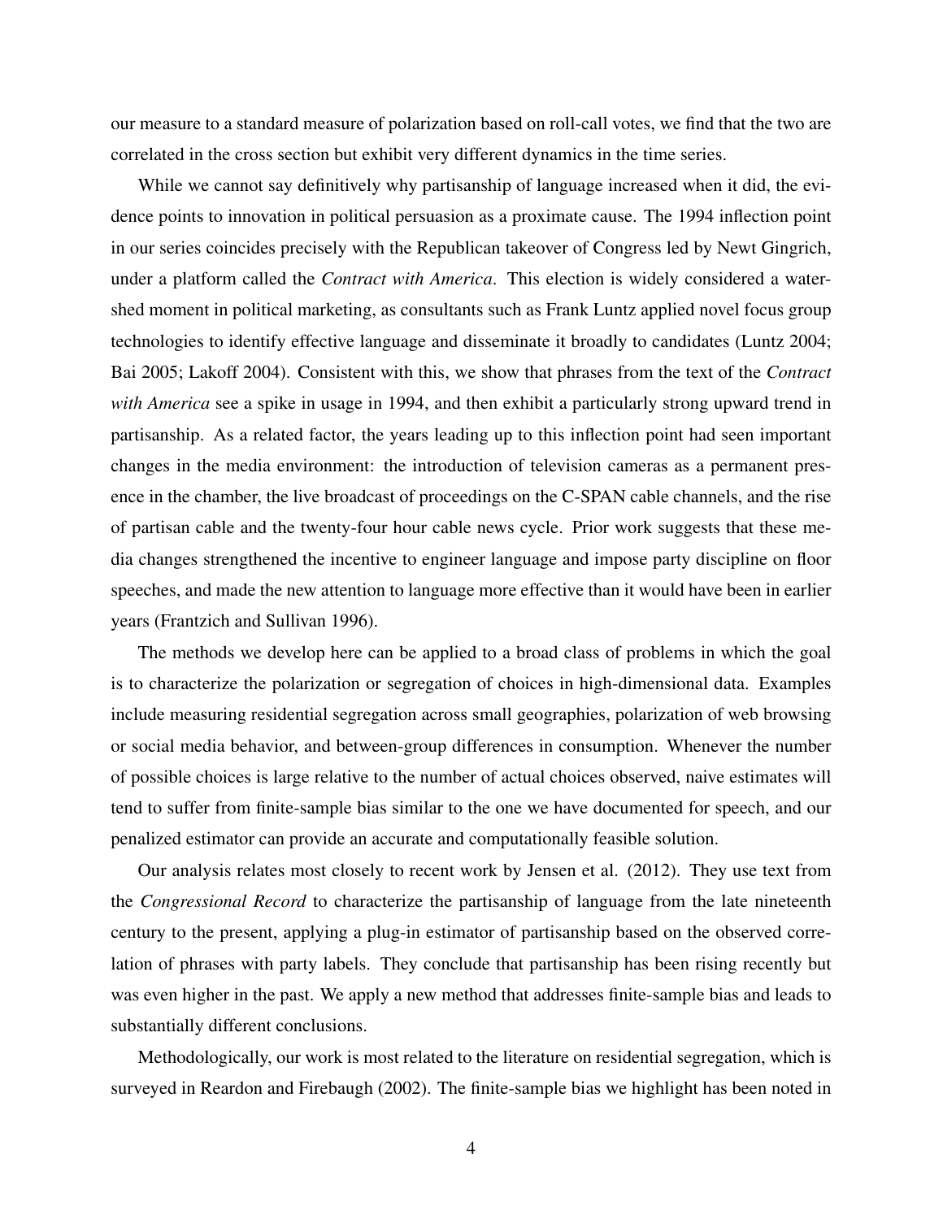our measure to a standard measure of polarization based on roll-call votes, we find that the two are correlated in the cross section but exhibit very different dynamics in the time series.

While we cannot say definitively why partisanship of language increased when it did, the evidence points to innovation in political persuasion as a proximate cause. The 1994 inflection point in our series coincides precisely with the Republican takeover of Congress led by Newt Gingrich, under a platform called the *Contract with America*. This election is widely considered a watershed moment in political marketing, as consultants such as Frank Luntz applied novel focus group technologies to identify effective language and disseminate it broadly to candidates (Luntz 2004; Bai 2005; Lakoff 2004). Consistent with this, we show that phrases from the text of the *Contract with America* see a spike in usage in 1994, and then exhibit a particularly strong upward trend in partisanship. As a related factor, the years leading up to this inflection point had seen important changes in the media environment: the introduction of television cameras as a permanent presence in the chamber, the live broadcast of proceedings on the C-SPAN cable channels, and the rise of partisan cable and the twenty-four hour cable news cycle. Prior work suggests that these media changes strengthened the incentive to engineer language and impose party discipline on floor speeches, and made the new attention to language more effective than it would have been in earlier years (Frantzich and Sullivan 1996).

The methods we develop here can be applied to a broad class of problems in which the goal is to characterize the polarization or segregation of choices in high-dimensional data. Examples include measuring residential segregation across small geographies, polarization of web browsing or social media behavior, and between-group differences in consumption. Whenever the number of possible choices is large relative to the number of actual choices observed, naive estimates will tend to suffer from finite-sample bias similar to the one we have documented for speech, and our penalized estimator can provide an accurate and computationally feasible solution.

Our analysis relates most closely to recent work by Jensen et al. (2012). They use text from the *Congressional Record* to characterize the partisanship of language from the late nineteenth century to the present, applying a plug-in estimator of partisanship based on the observed correlation of phrases with party labels. They conclude that partisanship has been rising recently but was even higher in the past. We apply a new method that addresses finite-sample bias and leads to substantially different conclusions.

Methodologically, our work is most related to the literature on residential segregation, which is surveyed in Reardon and Firebaugh (2002). The finite-sample bias we highlight has been noted in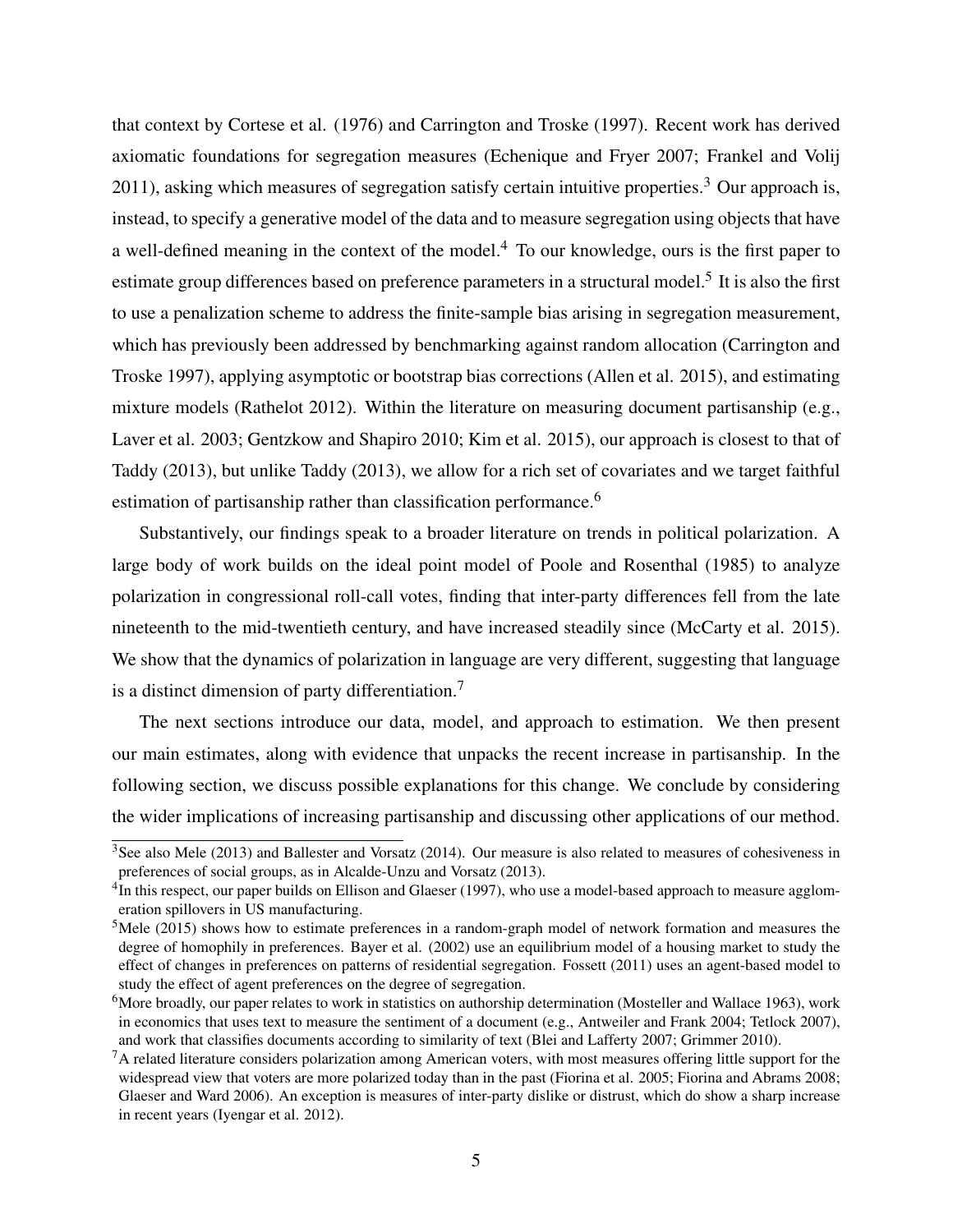that context by Cortese et al. (1976) and Carrington and Troske (1997). Recent work has derived axiomatic foundations for segregation measures (Echenique and Fryer 2007; Frankel and Volij 2011), asking which measures of segregation satisfy certain intuitive properties.[3] Our approach is, instead, to specify a generative model of the data and to measure segregation using objects that have a well-defined meaning in the context of the model.[4] To our knowledge, ours is the first paper to estimate group differences based on preference parameters in a structural model.[5] It is also the first to use a penalization scheme to address the finite-sample bias arising in segregation measurement, which has previously been addressed by benchmarking against random allocation (Carrington and Troske 1997), applying asymptotic or bootstrap bias corrections (Allen et al. 2015), and estimating mixture models (Rathelot 2012). Within the literature on measuring document partisanship (e.g., Laver et al. 2003; Gentzkow and Shapiro 2010; Kim et al. 2015), our approach is closest to that of Taddy (2013), but unlike Taddy (2013), we allow for a rich set of covariates and we target faithful estimation of partisanship rather than classification performance.[6]

Substantively, our findings speak to a broader literature on trends in political polarization. A large body of work builds on the ideal point model of Poole and Rosenthal (1985) to analyze polarization in congressional roll-call votes, finding that inter-party differences fell from the late nineteenth to the mid-twentieth century, and have increased steadily since (McCarty et al. 2015). We show that the dynamics of polarization in language are very different, suggesting that language is a distinct dimension of party differentiation.[7]

The next sections introduce our data, model, and approach to estimation. We then present our main estimates, along with evidence that unpacks the recent increase in partisanship. In the following section, we discuss possible explanations for this change. We conclude by considering the wider implications of increasing partisanship and discussing other applications of our method.

---

[3] See also Mele (2013) and Ballester and Vorsatz (2014). Our measure is also related to measures of cohesiveness in preferences of social groups, as in Alcalde-Unzu and Vorsatz (2013).

[4] In this respect, our paper builds on Ellison and Glaeser (1997), who use a model-based approach to measure agglomeration spillovers in US manufacturing.

[5] Mele (2015) shows how to estimate preferences in a random-graph model of network formation and measures the degree of homophily in preferences. Bayer et al. (2002) use an equilibrium model of a housing market to study the effect of changes in preferences on patterns of residential segregation. Fossett (2011) uses an agent-based model to study the effect of agent preferences on the degree of segregation.

[6] More broadly, our paper relates to work in statistics on authorship determination (Mosteller and Wallace 1963), work in economics that uses text to measure the sentiment of a document (e.g., Antweiler and Frank 2004; Tetlock 2007), and work that classifies documents according to similarity of text (Blei and Lafferty 2007; Grimmer 2010).

[7] A related literature considers polarization among American voters, with most measures offering little support for the widespread view that voters are more polarized today than in the past (Fiorina et al. 2005; Fiorina and Abrams 2008; Glaeser and Ward 2006). An exception is measures of inter-party dislike or distrust, which do show a sharp increase in recent years (Iyengar et al. 2012).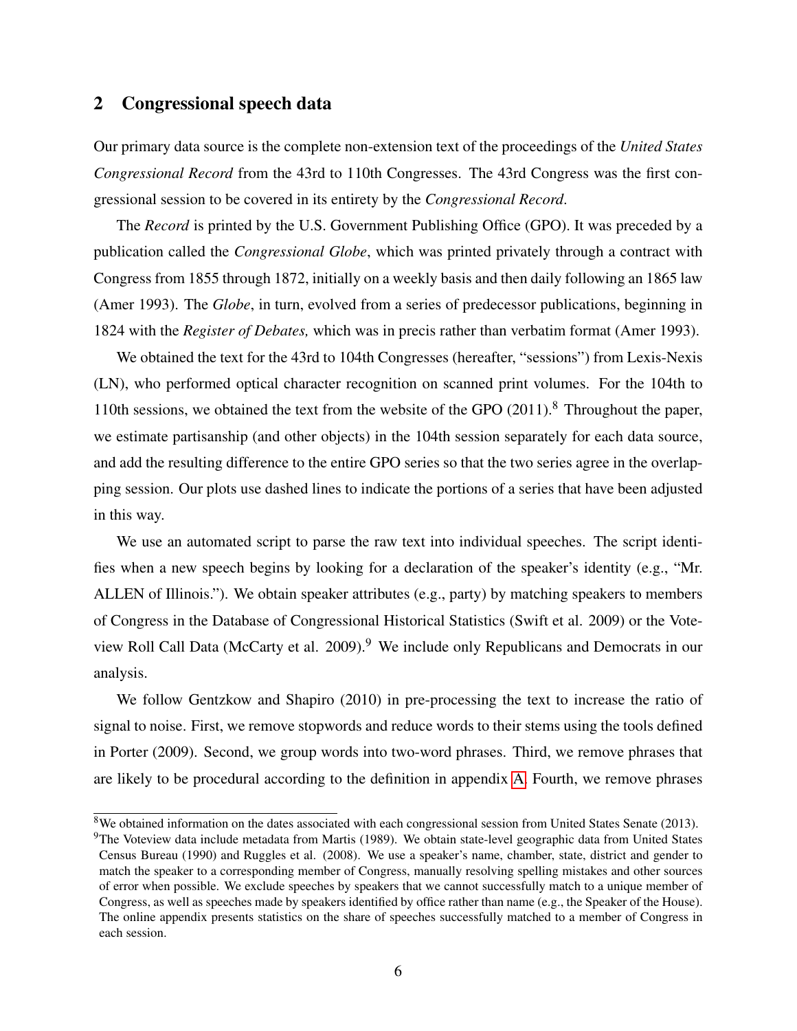## 2 Congressional speech data

Our primary data source is the complete non-extension text of the proceedings of the *United States Congressional Record* from the 43rd to 110th Congresses. The 43rd Congress was the first congressional session to be covered in its entirety by the *Congressional Record*.

The *Record* is printed by the U.S. Government Publishing Office (GPO). It was preceded by a publication called the *Congressional Globe*, which was printed privately through a contract with Congress from 1855 through 1872, initially on a weekly basis and then daily following an 1865 law (Amer 1993). The *Globe*, in turn, evolved from a series of predecessor publications, beginning in 1824 with the *Register of Debates,* which was in precis rather than verbatim format (Amer 1993).

We obtained the text for the 43rd to 104th Congresses (hereafter, "sessions") from Lexis-Nexis (LN), who performed optical character recognition on scanned print volumes. For the 104th to 110th sessions, we obtained the text from the website of the GPO (2011).[8] Throughout the paper, we estimate partisanship (and other objects) in the 104th session separately for each data source, and add the resulting difference to the entire GPO series so that the two series agree in the overlapping session. Our plots use dashed lines to indicate the portions of a series that have been adjusted in this way.

We use an automated script to parse the raw text into individual speeches. The script identifies when a new speech begins by looking for a declaration of the speaker's identity (e.g., "Mr. ALLEN of Illinois."). We obtain speaker attributes (e.g., party) by matching speakers to members of Congress in the Database of Congressional Historical Statistics (Swift et al. 2009) or the Voteview Roll Call Data (McCarty et al. 2009).[9] We include only Republicans and Democrats in our analysis.

We follow Gentzkow and Shapiro (2010) in pre-processing the text to increase the ratio of signal to noise. First, we remove stopwords and reduce words to their stems using the tools defined in Porter (2009). Second, we group words into two-word phrases. Third, we remove phrases that are likely to be procedural according to the definition in appendix A. Fourth, we remove phrases

[8] We obtained information on the dates associated with each congressional session from United States Senate (2013).

[9] The Voteview data include metadata from Martis (1989). We obtain state-level geographic data from United States Census Bureau (1990) and Ruggles et al. (2008). We use a speaker's name, chamber, state, district and gender to match the speaker to a corresponding member of Congress, manually resolving spelling mistakes and other sources of error when possible. We exclude speeches by speakers that we cannot successfully match to a unique member of Congress, as well as speeches made by speakers identified by office rather than name (e.g., the Speaker of the House). The online appendix presents statistics on the share of speeches successfully matched to a member of Congress in each session.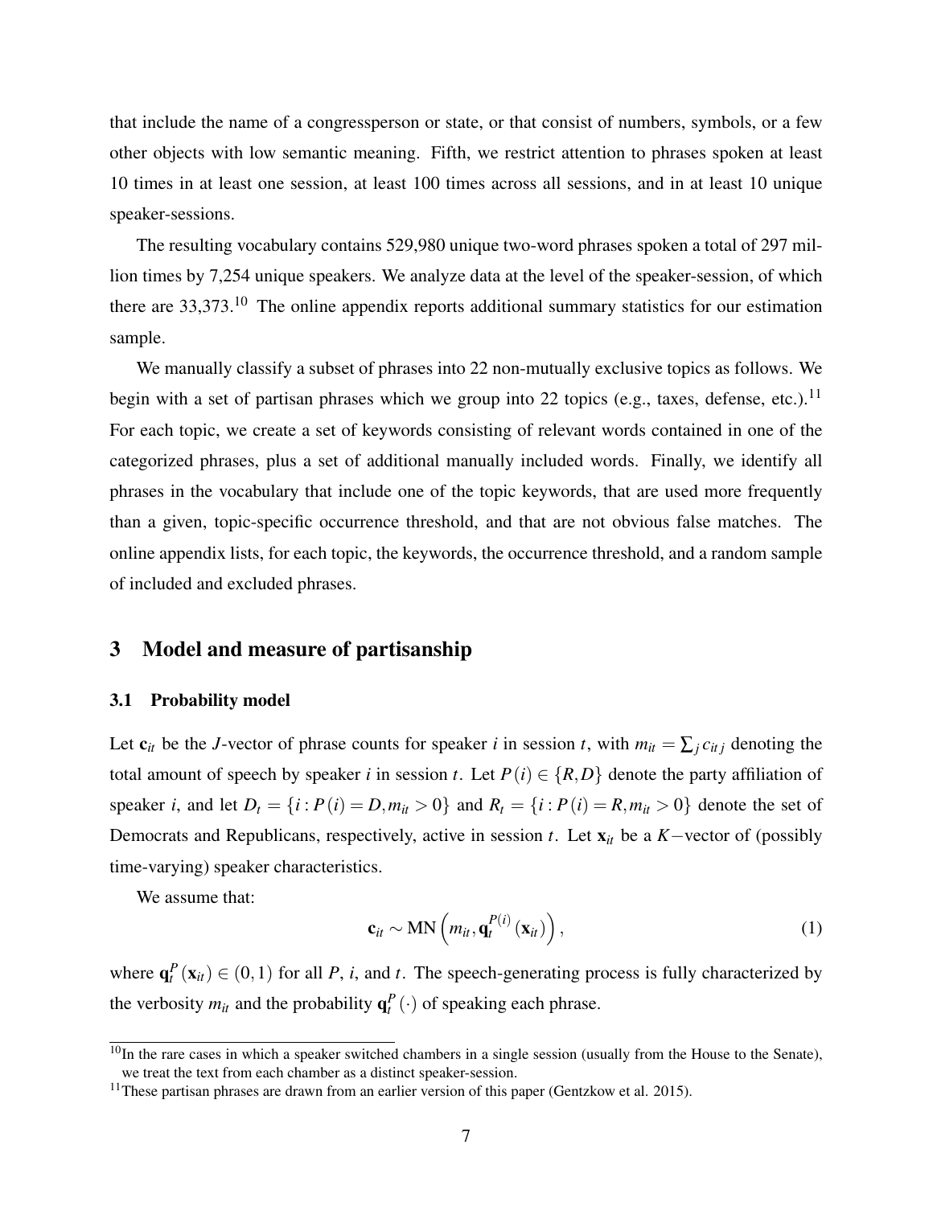that include the name of a congressperson or state, or that consist of numbers, symbols, or a few other objects with low semantic meaning. Fifth, we restrict attention to phrases spoken at least 10 times in at least one session, at least 100 times across all sessions, and in at least 10 unique speaker-sessions.

The resulting vocabulary contains 529,980 unique two-word phrases spoken a total of 297 million times by 7,254 unique speakers. We analyze data at the level of the speaker-session, of which there are 33,373.[10] The online appendix reports additional summary statistics for our estimation sample.

We manually classify a subset of phrases into 22 non-mutually exclusive topics as follows. We begin with a set of partisan phrases which we group into 22 topics (e.g., taxes, defense, etc.).[11] For each topic, we create a set of keywords consisting of relevant words contained in one of the categorized phrases, plus a set of additional manually included words. Finally, we identify all phrases in the vocabulary that include one of the topic keywords, that are used more frequently than a given, topic-specific occurrence threshold, and that are not obvious false matches. The online appendix lists, for each topic, the keywords, the occurrence threshold, and a random sample of included and excluded phrases.

## 3 Model and measure of partisanship

### 3.1 Probability model

Let $\mathbf{c}_{it}$ be the $J$-vector of phrase counts for speaker $i$ in session $t$, with $m_{it} = \sum_j c_{itj}$ denoting the total amount of speech by speaker $i$ in session $t$. Let $P(i) \in \{R, D\}$ denote the party affiliation of speaker $i$, and let $D_t = \{i : P(i) = D, m_{it} > 0\}$ and $R_t = \{i : P(i) = R, m_{it} > 0\}$ denote the set of Democrats and Republicans, respectively, active in session $t$. Let $\mathbf{x}_{it}$ be a $K-$vector of (possibly time-varying) speaker characteristics.

We assume that:

$$\mathbf{c}_{it} \sim \text{MN}\left(m_{it}, \mathbf{q}_t^{P(i)}(\mathbf{x}_{it})\right), \tag{1}$$

where $\mathbf{q}_t^P(\mathbf{x}_{it}) \in (0,1)$ for all $P$, $i$, and $t$. The speech-generating process is fully characterized by the verbosity $m_{it}$ and the probability $\mathbf{q}_t^P(\cdot)$ of speaking each phrase.

[10] In the rare cases in which a speaker switched chambers in a single session (usually from the House to the Senate), we treat the text from each chamber as a distinct speaker-session.

[11] These partisan phrases are drawn from an earlier version of this paper (Gentzkow et al. 2015).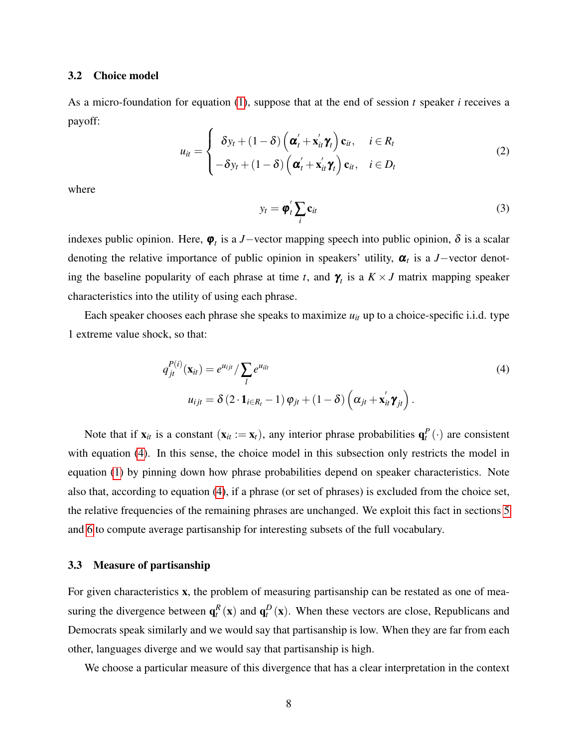### 3.2 Choice model

As a micro-foundation for equation (1), suppose that at the end of session $t$ speaker $i$ receives a payoff:

$$
u_{it} = \begin{cases} \delta y_t + (1-\delta)\left(\boldsymbol{\alpha}_t' + \mathbf{x}_{it}'\boldsymbol{\gamma}_t\right)\mathbf{c}_{it}, & i \in R_t \\ -\delta y_t + (1-\delta)\left(\boldsymbol{\alpha}_t' + \mathbf{x}_{it}'\boldsymbol{\gamma}_t\right)\mathbf{c}_{it}, & i \in D_t \end{cases} \tag{2}
$$

where

$$
y_t = \boldsymbol{\varphi}_t' \sum_i \mathbf{c}_{it} \tag{3}
$$

indexes public opinion. Here, $\boldsymbol{\varphi}_t$ is a $J-$vector mapping speech into public opinion, $\delta$ is a scalar denoting the relative importance of public opinion in speakers' utility, $\boldsymbol{\alpha}_t$ is a $J-$vector denoting the baseline popularity of each phrase at time $t$, and $\boldsymbol{\gamma}_t$ is a $K \times J$ matrix mapping speaker characteristics into the utility of using each phrase.

Each speaker chooses each phrase she speaks to maximize $u_{it}$ up to a choice-specific i.i.d. type 1 extreme value shock, so that:

$$
\begin{aligned}
q_{jt}^{P(i)}(\mathbf{x}_{it}) &= e^{u_{ijt}} / \sum_l e^{u_{ilt}} \\
u_{ijt} &= \delta\left(2 \cdot \mathbf{1}_{i \in R_t} - 1\right)\varphi_{jt} + (1-\delta)\left(\alpha_{jt} + \mathbf{x}_{it}'\boldsymbol{\gamma}_{jt}\right).
\end{aligned} \tag{4}
$$

Note that if $\mathbf{x}_{it}$ is a constant ($\mathbf{x}_{it} := \mathbf{x}_t$), any interior phrase probabilities $\mathbf{q}_t^P(\cdot)$ are consistent with equation (4). In this sense, the choice model in this subsection only restricts the model in equation (1) by pinning down how phrase probabilities depend on speaker characteristics. Note also that, according to equation (4), if a phrase (or set of phrases) is excluded from the choice set, the relative frequencies of the remaining phrases are unchanged. We exploit this fact in sections 5 and 6 to compute average partisanship for interesting subsets of the full vocabulary.

### 3.3 Measure of partisanship

For given characteristics $\mathbf{x}$, the problem of measuring partisanship can be restated as one of measuring the divergence between $\mathbf{q}_t^R(\mathbf{x})$ and $\mathbf{q}_t^D(\mathbf{x})$. When these vectors are close, Republicans and Democrats speak similarly and we would say that partisanship is low. When they are far from each other, languages diverge and we would say that partisanship is high.

We choose a particular measure of this divergence that has a clear interpretation in the context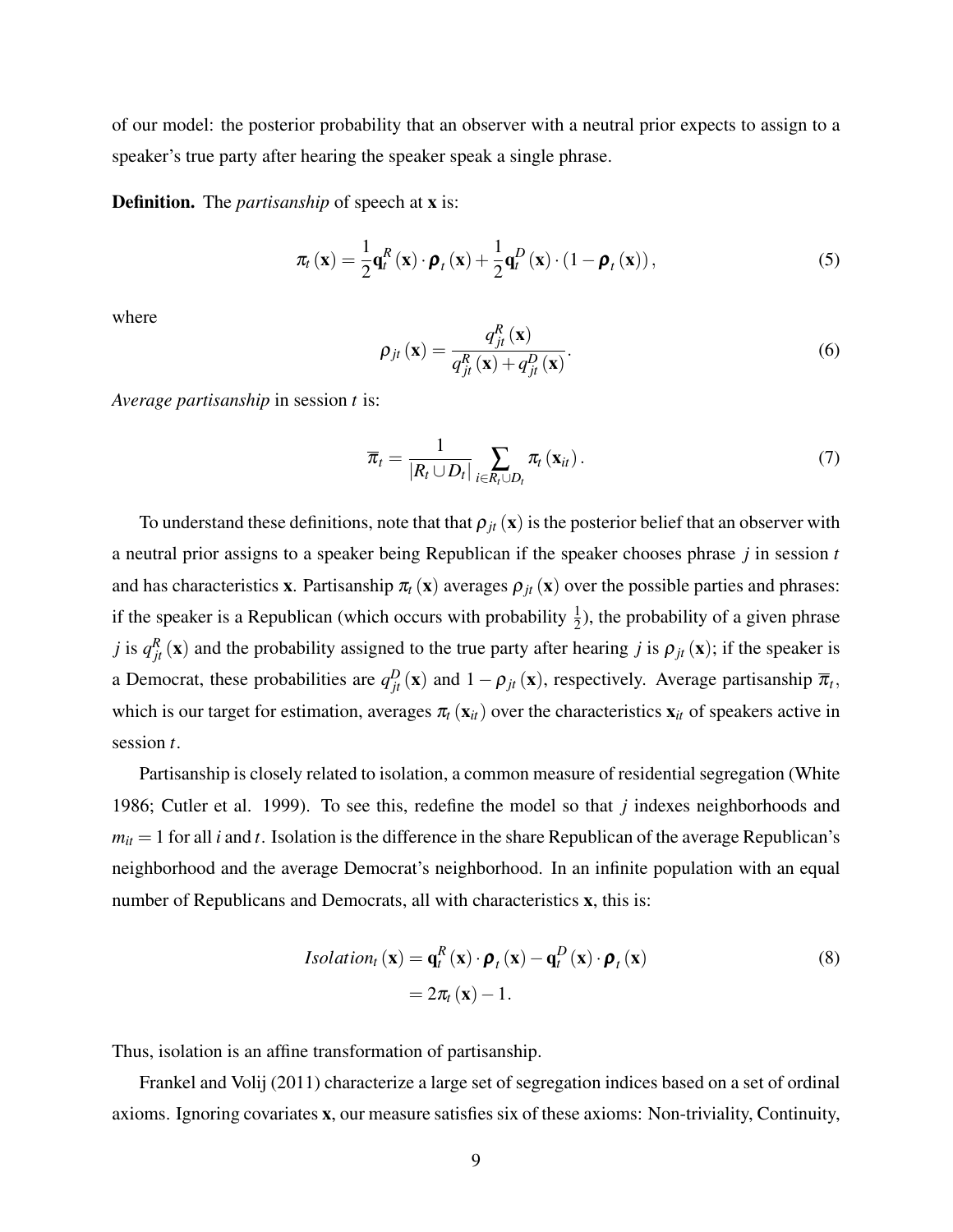of our model: the posterior probability that an observer with a neutral prior expects to assign to a speaker's true party after hearing the speaker speak a single phrase.

**Definition.** The *partisanship* of speech at $\mathbf{x}$ is:

$$\pi_t(\mathbf{x}) = \frac{1}{2}\mathbf{q}_t^R(\mathbf{x}) \cdot \boldsymbol{\rho}_t(\mathbf{x}) + \frac{1}{2}\mathbf{q}_t^D(\mathbf{x}) \cdot (1 - \boldsymbol{\rho}_t(\mathbf{x})), \tag{5}$$

where

$$\rho_{jt}(\mathbf{x}) = \frac{q_{jt}^R(\mathbf{x})}{q_{jt}^R(\mathbf{x}) + q_{jt}^D(\mathbf{x})}. \tag{6}$$

*Average partisanship* in session $t$ is:

$$\overline{\pi}_t = \frac{1}{|R_t \cup D_t|} \sum_{i \in R_t \cup D_t} \pi_t(\mathbf{x}_{it}). \tag{7}$$

To understand these definitions, note that that $\rho_{jt}(\mathbf{x})$ is the posterior belief that an observer with a neutral prior assigns to a speaker being Republican if the speaker chooses phrase $j$ in session $t$ and has characteristics $\mathbf{x}$. Partisanship $\pi_t(\mathbf{x})$ averages $\rho_{jt}(\mathbf{x})$ over the possible parties and phrases: if the speaker is a Republican (which occurs with probability $\frac{1}{2}$), the probability of a given phrase $j$ is $q_{jt}^R(\mathbf{x})$ and the probability assigned to the true party after hearing $j$ is $\rho_{jt}(\mathbf{x})$; if the speaker is a Democrat, these probabilities are $q_{jt}^D(\mathbf{x})$ and $1 - \rho_{jt}(\mathbf{x})$, respectively. Average partisanship $\overline{\pi}_t$, which is our target for estimation, averages $\pi_t(\mathbf{x}_{it})$ over the characteristics $\mathbf{x}_{it}$ of speakers active in session $t$.

Partisanship is closely related to isolation, a common measure of residential segregation (White 1986; Cutler et al. 1999). To see this, redefine the model so that $j$ indexes neighborhoods and $m_{it} = 1$ for all $i$ and $t$. Isolation is the difference in the share Republican of the average Republican's neighborhood and the average Democrat's neighborhood. In an infinite population with an equal number of Republicans and Democrats, all with characteristics $\mathbf{x}$, this is:

$$\begin{aligned} Isolation_t(\mathbf{x}) &= \mathbf{q}_t^R(\mathbf{x}) \cdot \boldsymbol{\rho}_t(\mathbf{x}) - \mathbf{q}_t^D(\mathbf{x}) \cdot \boldsymbol{\rho}_t(\mathbf{x}) \\ &= 2\pi_t(\mathbf{x}) - 1. \end{aligned} \tag{8}$$

Thus, isolation is an affine transformation of partisanship.

Frankel and Volij (2011) characterize a large set of segregation indices based on a set of ordinal axioms. Ignoring covariates $\mathbf{x}$, our measure satisfies six of these axioms: Non-triviality, Continuity,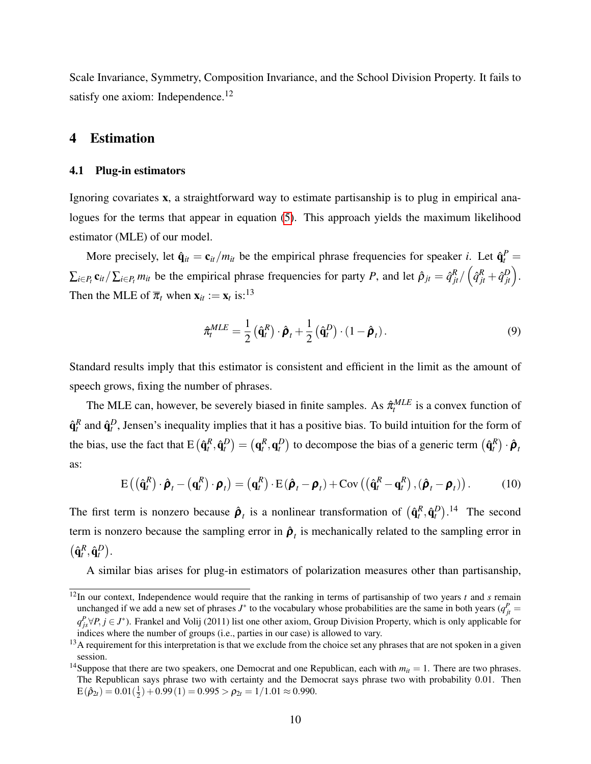Scale Invariance, Symmetry, Composition Invariance, and the School Division Property. It fails to satisfy one axiom: Independence.[12]

## 4 Estimation

### 4.1 Plug-in estimators

Ignoring covariates $\mathbf{x}$, a straightforward way to estimate partisanship is to plug in empirical analogues for the terms that appear in equation (5). This approach yields the maximum likelihood estimator (MLE) of our model.

More precisely, let $\hat{\mathbf{q}}_{it} = \mathbf{c}_{it}/m_{it}$ be the empirical phrase frequencies for speaker $i$. Let $\hat{\mathbf{q}}_t^P = \sum_{i \in P_t} \mathbf{c}_{it} / \sum_{i \in P_t} m_{it}$ be the empirical phrase frequencies for party $P$, and let $\hat{\rho}_{jt} = \hat{q}_{jt}^R / \left( \hat{q}_{jt}^R + \hat{q}_{jt}^D \right)$. Then the MLE of $\overline{\pi}_t$ when $\mathbf{x}_{it} := \mathbf{x}_t$ is:[13]

$$\hat{\pi}_t^{MLE} = \frac{1}{2} \left( \hat{\mathbf{q}}_t^R \right) \cdot \hat{\boldsymbol{\rho}}_t + \frac{1}{2} \left( \hat{\mathbf{q}}_t^D \right) \cdot \left( 1 - \hat{\boldsymbol{\rho}}_t \right). \tag{9}$$

Standard results imply that this estimator is consistent and efficient in the limit as the amount of speech grows, fixing the number of phrases.

The MLE can, however, be severely biased in finite samples. As $\hat{\pi}_t^{MLE}$ is a convex function of $\hat{\mathbf{q}}_t^R$ and $\hat{\mathbf{q}}_t^D$, Jensen's inequality implies that it has a positive bias. To build intuition for the form of the bias, use the fact that $\mathrm{E}\left( \hat{\mathbf{q}}_t^R, \hat{\mathbf{q}}_t^D \right) = \left( \mathbf{q}_t^R, \mathbf{q}_t^D \right)$ to decompose the bias of a generic term $\left( \hat{\mathbf{q}}_t^R \right) \cdot \hat{\boldsymbol{\rho}}_t$ as:

$$\mathrm{E}\left( \left( \hat{\mathbf{q}}_t^R \right) \cdot \hat{\boldsymbol{\rho}}_t - \left( \mathbf{q}_t^R \right) \cdot \boldsymbol{\rho}_t \right) = \left( \mathbf{q}_t^R \right) \cdot \mathrm{E}\left( \hat{\boldsymbol{\rho}}_t - \boldsymbol{\rho}_t \right) + \mathrm{Cov}\left( \left( \hat{\mathbf{q}}_t^R - \mathbf{q}_t^R \right), \left( \hat{\boldsymbol{\rho}}_t - \boldsymbol{\rho}_t \right) \right). \tag{10}$$

The first term is nonzero because $\hat{\boldsymbol{\rho}}_t$ is a nonlinear transformation of $\left( \hat{\mathbf{q}}_t^R, \hat{\mathbf{q}}_t^D \right)$.[14] The second term is nonzero because the sampling error in $\hat{\boldsymbol{\rho}}_t$ is mechanically related to the sampling error in $\left( \hat{\mathbf{q}}_t^R, \hat{\mathbf{q}}_t^D \right)$.

A similar bias arises for plug-in estimators of polarization measures other than partisanship,

---

[12] In our context, Independence would require that the ranking in terms of partisanship of two years $t$ and $s$ remain unchanged if we add a new set of phrases $J^*$ to the vocabulary whose probabilities are the same in both years ($q_{jt}^P = q_{js}^P \forall P, j \in J^*$). Frankel and Volij (2011) list one other axiom, Group Division Property, which is only applicable for indices where the number of groups (i.e., parties in our case) is allowed to vary.

[13] A requirement for this interpretation is that we exclude from the choice set any phrases that are not spoken in a given session.

[14] Suppose that there are two speakers, one Democrat and one Republican, each with $m_{it} = 1$. There are two phrases. The Republican says phrase two with certainty and the Democrat says phrase two with probability 0.01. Then $\mathrm{E}\left( \hat{\rho}_{2t} \right) = 0.01 \left( \frac{1}{2} \right) + 0.99 \left( 1 \right) = 0.995 > \rho_{2t} = 1/1.01 \approx 0.990$.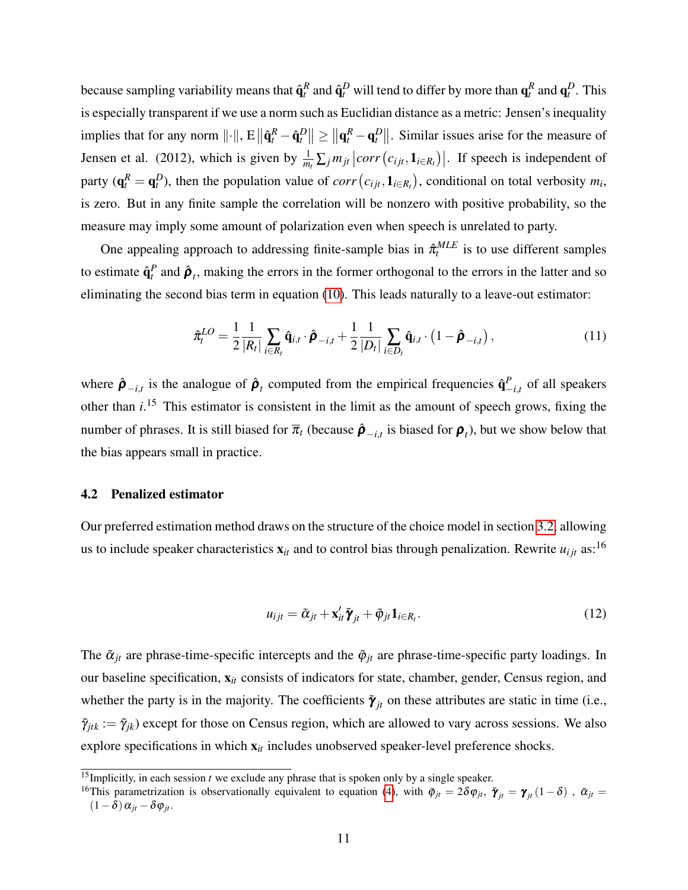because sampling variability means that $\hat{\mathbf{q}}_t^R$ and $\hat{\mathbf{q}}_t^D$ will tend to differ by more than $\mathbf{q}_t^R$ and $\mathbf{q}_t^D$. This is especially transparent if we use a norm such as Euclidian distance as a metric: Jensen's inequality implies that for any norm $\|\cdot\|$, $\mathrm{E}\left\|\hat{\mathbf{q}}_t^R - \hat{\mathbf{q}}_t^D\right\| \geq \left\|\mathbf{q}_t^R - \mathbf{q}_t^D\right\|$. Similar issues arise for the measure of Jensen et al. (2012), which is given by $\frac{1}{m_t}\sum_j m_{jt}\left|corr\left(c_{ijt}, \mathbf{1}_{i \in R_t}\right)\right|$. If speech is independent of party ($\mathbf{q}_t^R = \mathbf{q}_t^D$), then the population value of $corr\left(c_{ijt}, \mathbf{1}_{i \in R_t}\right)$, conditional on total verbosity $m_i$, is zero. But in any finite sample the correlation will be nonzero with positive probability, so the measure may imply some amount of polarization even when speech is unrelated to party.

One appealing approach to addressing finite-sample bias in $\hat{\pi}_t^{MLE}$ is to use different samples to estimate $\hat{\mathbf{q}}_t^P$ and $\hat{\boldsymbol{\rho}}_t$, making the errors in the former orthogonal to the errors in the latter and so eliminating the second bias term in equation (10). This leads naturally to a leave-out estimator:

$$\hat{\pi}_t^{LO} = \frac{1}{2}\frac{1}{|R_t|}\sum_{i \in R_t} \hat{\mathbf{q}}_{i,t} \cdot \hat{\boldsymbol{\rho}}_{-i,t} + \frac{1}{2}\frac{1}{|D_t|}\sum_{i \in D_t} \hat{\mathbf{q}}_{i,t} \cdot \left(1 - \hat{\boldsymbol{\rho}}_{-i,t}\right), \tag{11}$$

where $\hat{\boldsymbol{\rho}}_{-i,t}$ is the analogue of $\hat{\boldsymbol{\rho}}_t$ computed from the empirical frequencies $\hat{\mathbf{q}}_{-i,t}^P$ of all speakers other than $i$.[15] This estimator is consistent in the limit as the amount of speech grows, fixing the number of phrases. It is still biased for $\overline{\pi}_t$ (because $\hat{\boldsymbol{\rho}}_{-i,t}$ is biased for $\boldsymbol{\rho}_t$), but we show below that the bias appears small in practice.

### 4.2 Penalized estimator

Our preferred estimation method draws on the structure of the choice model in section 3.2, allowing us to include speaker characteristics $\mathbf{x}_{it}$ and to control bias through penalization. Rewrite $u_{ijt}$ as:[16]

$$u_{ijt} = \tilde{\alpha}_{jt} + \mathbf{x}_{it}'\tilde{\boldsymbol{\gamma}}_{jt} + \tilde{\varphi}_{jt}\mathbf{1}_{i \in R_t}. \tag{12}$$

The $\tilde{\alpha}_{jt}$ are phrase-time-specific intercepts and the $\tilde{\varphi}_{jt}$ are phrase-time-specific party loadings. In our baseline specification, $\mathbf{x}_{it}$ consists of indicators for state, chamber, gender, Census region, and whether the party is in the majority. The coefficients $\tilde{\boldsymbol{\gamma}}_{jt}$ on these attributes are static in time (i.e., $\tilde{\gamma}_{jtk} := \tilde{\gamma}_{jk}$) except for those on Census region, which are allowed to vary across sessions. We also explore specifications in which $\mathbf{x}_{it}$ includes unobserved speaker-level preference shocks.

[15] Implicitly, in each session $t$ we exclude any phrase that is spoken only by a single speaker.

[16] This parametrization is observationally equivalent to equation (4), with $\tilde{\varphi}_{jt} = 2\delta\varphi_{jt}$, $\tilde{\boldsymbol{\gamma}}_{jt} = \boldsymbol{\gamma}_{jt}(1-\delta)$ , $\tilde{\alpha}_{jt} = (1-\delta)\alpha_{jt} - \delta\varphi_{jt}$.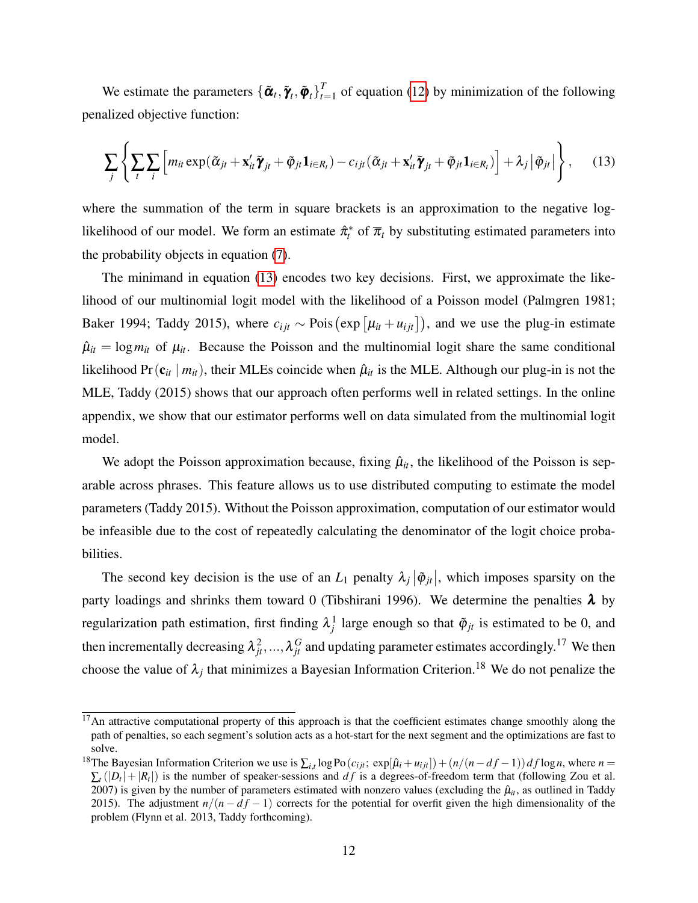We estimate the parameters $\{\tilde{\boldsymbol{\alpha}}_t, \tilde{\boldsymbol{\gamma}}_t, \tilde{\boldsymbol{\varphi}}_t\}_{t=1}^T$ of equation (12) by minimization of the following penalized objective function:

$$\sum_j \left\{ \sum_t \sum_i \left[ m_{it} \exp(\tilde{\alpha}_{jt} + \mathbf{x}_{it}' \tilde{\boldsymbol{\gamma}}_{jt} + \tilde{\varphi}_{jt} \mathbf{1}_{i \in R_t}) - c_{ijt} (\tilde{\alpha}_{jt} + \mathbf{x}_{it}' \tilde{\boldsymbol{\gamma}}_{jt} + \tilde{\varphi}_{jt} \mathbf{1}_{i \in R_t}) \right] + \lambda_j \left| \tilde{\varphi}_{jt} \right| \right\}, \tag{13}$$

where the summation of the term in square brackets is an approximation to the negative log-likelihood of our model. We form an estimate $\hat{\pi}_t^*$ of $\overline{\pi}_t$ by substituting estimated parameters into the probability objects in equation (7).

The minimand in equation (13) encodes two key decisions. First, we approximate the likelihood of our multinomial logit model with the likelihood of a Poisson model (Palmgren 1981; Baker 1994; Taddy 2015), where $c_{ijt} \sim \text{Pois}\left(\exp\left[\mu_{it} + u_{ijt}\right]\right)$, and we use the plug-in estimate $\hat{\mu}_{it} = \log m_{it}$ of $\mu_{it}$. Because the Poisson and the multinomial logit share the same conditional likelihood $\Pr\left(\mathbf{c}_{it} \mid m_{it}\right)$, their MLEs coincide when $\hat{\mu}_{it}$ is the MLE. Although our plug-in is not the MLE, Taddy (2015) shows that our approach often performs well in related settings. In the online appendix, we show that our estimator performs well on data simulated from the multinomial logit model.

We adopt the Poisson approximation because, fixing $\hat{\mu}_{it}$, the likelihood of the Poisson is separable across phrases. This feature allows us to use distributed computing to estimate the model parameters (Taddy 2015). Without the Poisson approximation, computation of our estimator would be infeasible due to the cost of repeatedly calculating the denominator of the logit choice probabilities.

The second key decision is the use of an $L_1$ penalty $\lambda_j \left| \tilde{\varphi}_{jt} \right|$, which imposes sparsity on the party loadings and shrinks them toward 0 (Tibshirani 1996). We determine the penalties $\boldsymbol{\lambda}$ by regularization path estimation, first finding $\lambda_j^1$ large enough so that $\tilde{\varphi}_{jt}$ is estimated to be 0, and then incrementally decreasing $\lambda_{jt}^2, ..., \lambda_{jt}^G$ and updating parameter estimates accordingly.[17] We then choose the value of $\lambda_j$ that minimizes a Bayesian Information Criterion.[18] We do not penalize the

[17] An attractive computational property of this approach is that the coefficient estimates change smoothly along the path of penalties, so each segment's solution acts as a hot-start for the next segment and the optimizations are fast to solve.

[18] The Bayesian Information Criterion we use is $\sum_{i,t} \log \text{Po}\left(c_{ijt};\, \exp[\hat{\mu}_i + u_{ijt}]\right) + (n/(n - df - 1))\, df \log n$, where $n = \sum_t \left(|D_t| + |R_t|\right)$ is the number of speaker-sessions and $df$ is a degrees-of-freedom term that (following Zou et al. 2007) is given by the number of parameters estimated with nonzero values (excluding the $\hat{\mu}_{it}$, as outlined in Taddy 2015). The adjustment $n/(n - df - 1)$ corrects for the potential for overfit given the high dimensionality of the problem (Flynn et al. 2013, Taddy forthcoming).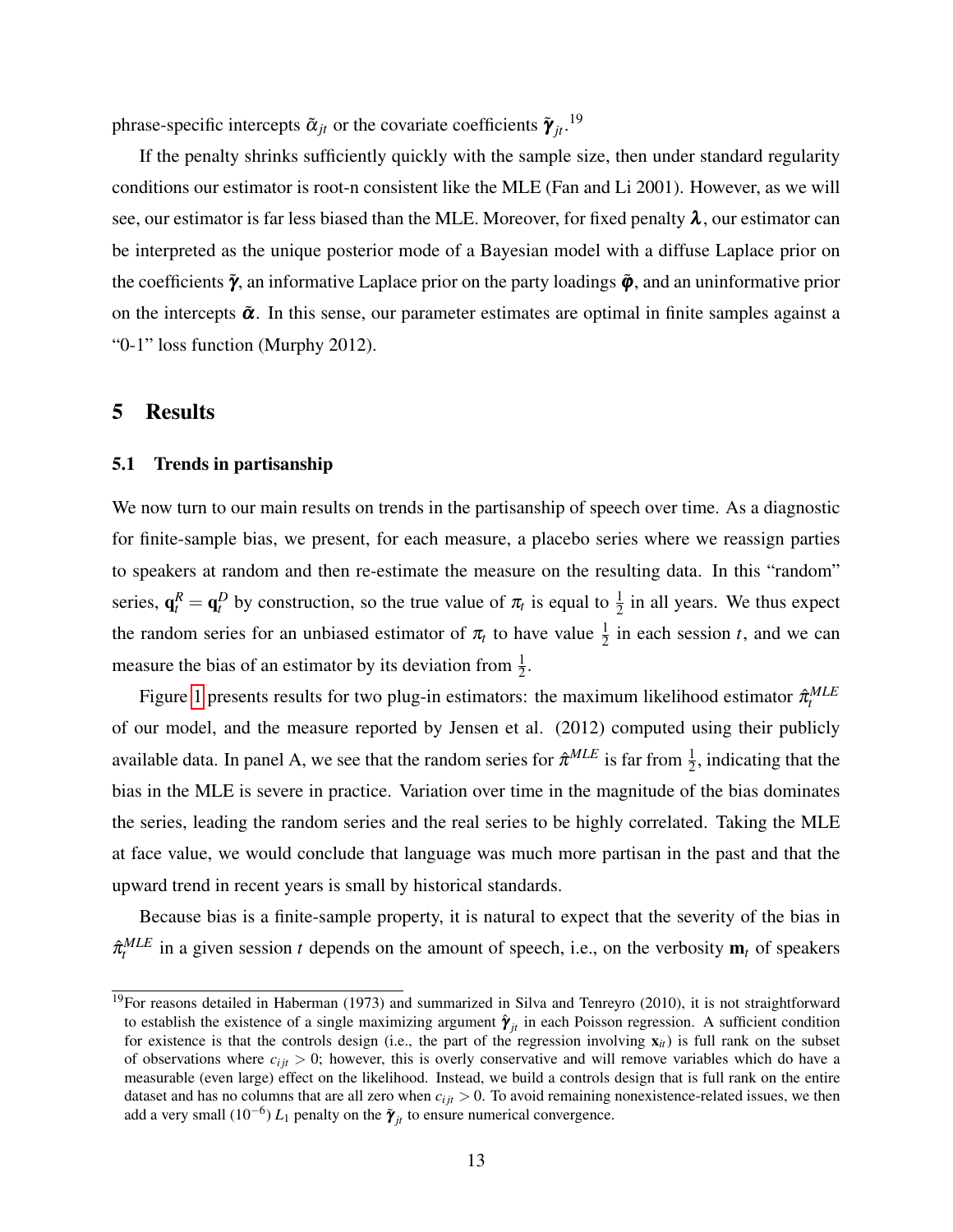phrase-specific intercepts $\tilde{\alpha}_{jt}$ or the covariate coefficients $\tilde{\boldsymbol{\gamma}}_{jt}$.[19]

If the penalty shrinks sufficiently quickly with the sample size, then under standard regularity conditions our estimator is root-n consistent like the MLE (Fan and Li 2001). However, as we will see, our estimator is far less biased than the MLE. Moreover, for fixed penalty $\boldsymbol{\lambda}$, our estimator can be interpreted as the unique posterior mode of a Bayesian model with a diffuse Laplace prior on the coefficients $\tilde{\boldsymbol{\gamma}}$, an informative Laplace prior on the party loadings $\tilde{\boldsymbol{\varphi}}$, and an uninformative prior on the intercepts $\tilde{\boldsymbol{\alpha}}$. In this sense, our parameter estimates are optimal in finite samples against a "0-1" loss function (Murphy 2012).

# 5 Results

## 5.1 Trends in partisanship

We now turn to our main results on trends in the partisanship of speech over time. As a diagnostic for finite-sample bias, we present, for each measure, a placebo series where we reassign parties to speakers at random and then re-estimate the measure on the resulting data. In this "random" series, $\mathbf{q}_t^R = \mathbf{q}_t^D$ by construction, so the true value of $\pi_t$ is equal to $\frac{1}{2}$ in all years. We thus expect the random series for an unbiased estimator of $\pi_t$ to have value $\frac{1}{2}$ in each session $t$, and we can measure the bias of an estimator by its deviation from $\frac{1}{2}$.

Figure 1 presents results for two plug-in estimators: the maximum likelihood estimator $\hat{\pi}_t^{MLE}$ of our model, and the measure reported by Jensen et al. (2012) computed using their publicly available data. In panel A, we see that the random series for $\hat{\pi}^{MLE}$ is far from $\frac{1}{2}$, indicating that the bias in the MLE is severe in practice. Variation over time in the magnitude of the bias dominates the series, leading the random series and the real series to be highly correlated. Taking the MLE at face value, we would conclude that language was much more partisan in the past and that the upward trend in recent years is small by historical standards.

Because bias is a finite-sample property, it is natural to expect that the severity of the bias in $\hat{\pi}_t^{MLE}$ in a given session $t$ depends on the amount of speech, i.e., on the verbosity $\mathbf{m}_t$ of speakers

[19] For reasons detailed in Haberman (1973) and summarized in Silva and Tenreyro (2010), it is not straightforward to establish the existence of a single maximizing argument $\hat{\boldsymbol{\gamma}}_{jt}$ in each Poisson regression. A sufficient condition for existence is that the controls design (i.e., the part of the regression involving $\mathbf{x}_{it}$) is full rank on the subset of observations where $c_{ijt} > 0$; however, this is overly conservative and will remove variables which do have a measurable (even large) effect on the likelihood. Instead, we build a controls design that is full rank on the entire dataset and has no columns that are all zero when $c_{ijt} > 0$. To avoid remaining nonexistence-related issues, we then add a very small ($10^{-6}$) $L_1$ penalty on the $\tilde{\boldsymbol{\gamma}}_{jt}$ to ensure numerical convergence.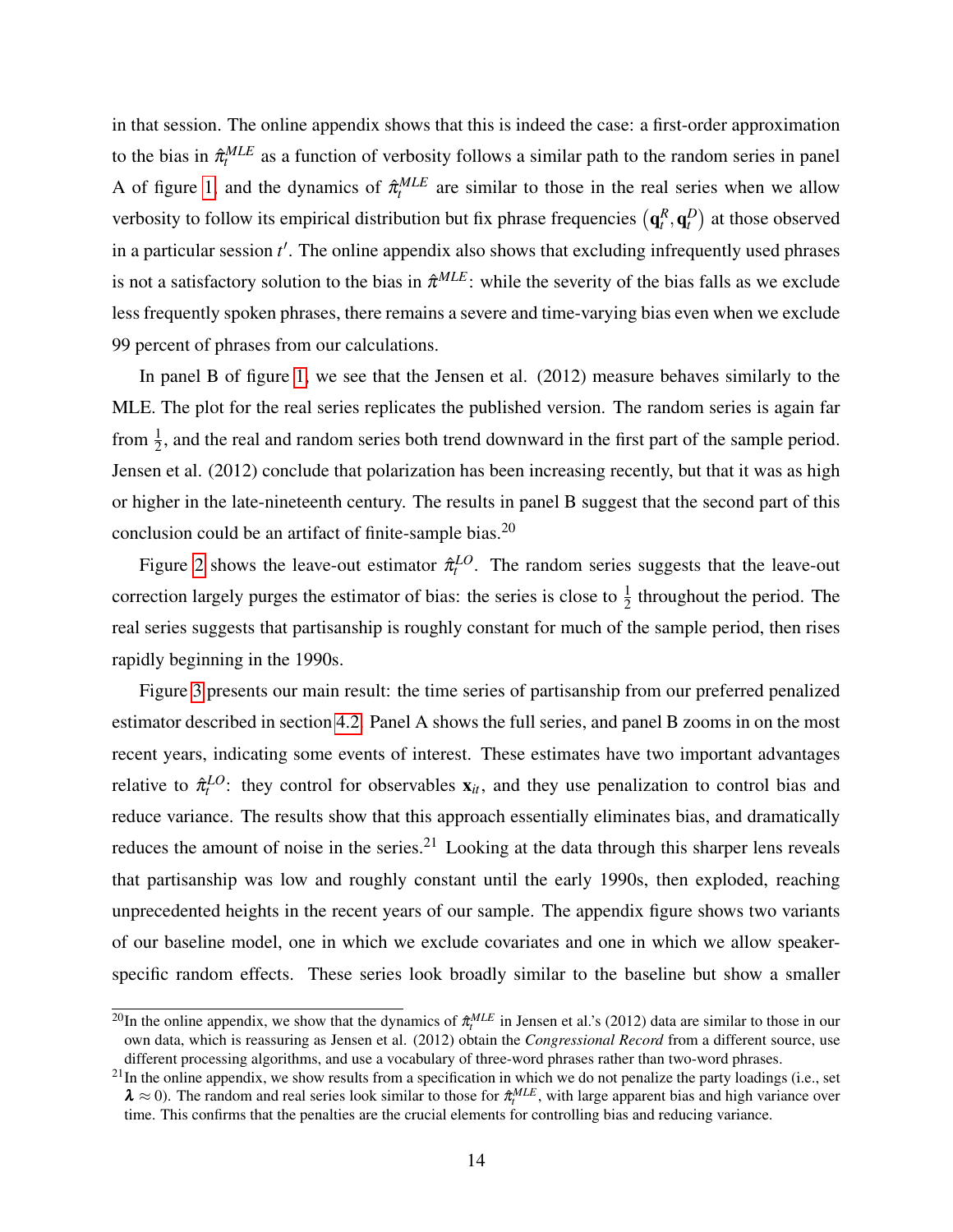in that session. The online appendix shows that this is indeed the case: a first-order approximation to the bias in $\hat{\pi}_t^{MLE}$ as a function of verbosity follows a similar path to the random series in panel A of figure 1, and the dynamics of $\hat{\pi}_t^{MLE}$ are similar to those in the real series when we allow verbosity to follow its empirical distribution but fix phrase frequencies $\left(\mathbf{q}_t^R, \mathbf{q}_t^D\right)$ at those observed in a particular session $t'$. The online appendix also shows that excluding infrequently used phrases is not a satisfactory solution to the bias in $\hat{\pi}^{MLE}$: while the severity of the bias falls as we exclude less frequently spoken phrases, there remains a severe and time-varying bias even when we exclude 99 percent of phrases from our calculations.

In panel B of figure 1, we see that the Jensen et al. (2012) measure behaves similarly to the MLE. The plot for the real series replicates the published version. The random series is again far from $\frac{1}{2}$, and the real and random series both trend downward in the first part of the sample period. Jensen et al. (2012) conclude that polarization has been increasing recently, but that it was as high or higher in the late-nineteenth century. The results in panel B suggest that the second part of this conclusion could be an artifact of finite-sample bias.[20]

Figure 2 shows the leave-out estimator $\hat{\pi}_t^{LO}$. The random series suggests that the leave-out correction largely purges the estimator of bias: the series is close to $\frac{1}{2}$ throughout the period. The real series suggests that partisanship is roughly constant for much of the sample period, then rises rapidly beginning in the 1990s.

Figure 3 presents our main result: the time series of partisanship from our preferred penalized estimator described in section 4.2. Panel A shows the full series, and panel B zooms in on the most recent years, indicating some events of interest. These estimates have two important advantages relative to $\hat{\pi}_t^{LO}$: they control for observables $\mathbf{x}_{it}$, and they use penalization to control bias and reduce variance. The results show that this approach essentially eliminates bias, and dramatically reduces the amount of noise in the series.[21] Looking at the data through this sharper lens reveals that partisanship was low and roughly constant until the early 1990s, then exploded, reaching unprecedented heights in the recent years of our sample. The appendix figure shows two variants of our baseline model, one in which we exclude covariates and one in which we allow speaker-specific random effects. These series look broadly similar to the baseline but show a smaller

[20] In the online appendix, we show that the dynamics of $\hat{\pi}_t^{MLE}$ in Jensen et al.'s (2012) data are similar to those in our own data, which is reassuring as Jensen et al. (2012) obtain the *Congressional Record* from a different source, use different processing algorithms, and use a vocabulary of three-word phrases rather than two-word phrases.

[21] In the online appendix, we show results from a specification in which we do not penalize the party loadings (i.e., set $\boldsymbol{\lambda} \approx 0$). The random and real series look similar to those for $\hat{\pi}_t^{MLE}$, with large apparent bias and high variance over time. This confirms that the penalties are the crucial elements for controlling bias and reducing variance.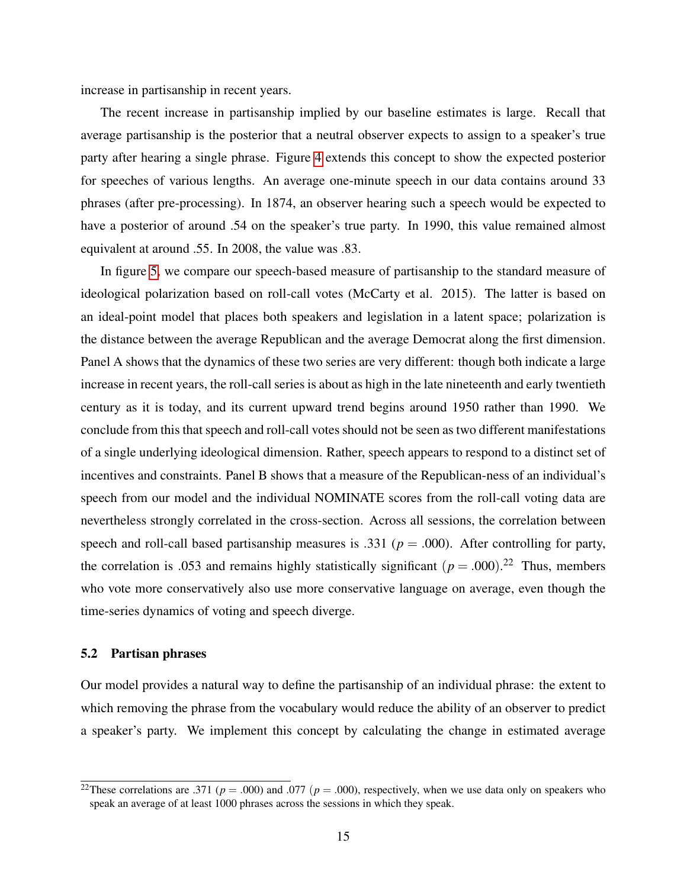increase in partisanship in recent years.

The recent increase in partisanship implied by our baseline estimates is large. Recall that average partisanship is the posterior that a neutral observer expects to assign to a speaker's true party after hearing a single phrase. Figure 4 extends this concept to show the expected posterior for speeches of various lengths. An average one-minute speech in our data contains around 33 phrases (after pre-processing). In 1874, an observer hearing such a speech would be expected to have a posterior of around .54 on the speaker's true party. In 1990, this value remained almost equivalent at around .55. In 2008, the value was .83.

In figure 5, we compare our speech-based measure of partisanship to the standard measure of ideological polarization based on roll-call votes (McCarty et al. 2015). The latter is based on an ideal-point model that places both speakers and legislation in a latent space; polarization is the distance between the average Republican and the average Democrat along the first dimension. Panel A shows that the dynamics of these two series are very different: though both indicate a large increase in recent years, the roll-call series is about as high in the late nineteenth and early twentieth century as it is today, and its current upward trend begins around 1950 rather than 1990. We conclude from this that speech and roll-call votes should not be seen as two different manifestations of a single underlying ideological dimension. Rather, speech appears to respond to a distinct set of incentives and constraints. Panel B shows that a measure of the Republican-ness of an individual's speech from our model and the individual NOMINATE scores from the roll-call voting data are nevertheless strongly correlated in the cross-section. Across all sessions, the correlation between speech and roll-call based partisanship measures is .331 ($p = .000$). After controlling for party, the correlation is .053 and remains highly statistically significant ($p = .000$).[22] Thus, members who vote more conservatively also use more conservative language on average, even though the time-series dynamics of voting and speech diverge.

### 5.2 Partisan phrases

Our model provides a natural way to define the partisanship of an individual phrase: the extent to which removing the phrase from the vocabulary would reduce the ability of an observer to predict a speaker's party. We implement this concept by calculating the change in estimated average

[22] These correlations are .371 ($p = .000$) and .077 ($p = .000$), respectively, when we use data only on speakers who speak an average of at least 1000 phrases across the sessions in which they speak.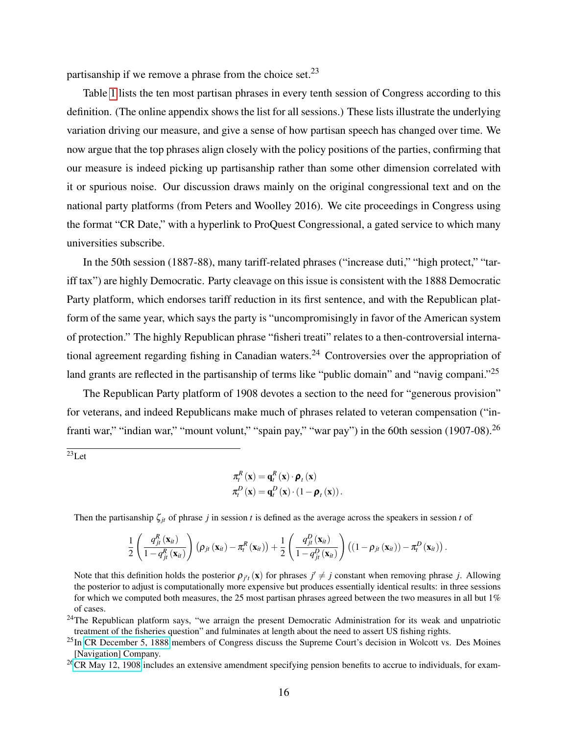partisanship if we remove a phrase from the choice set.[23]

Table 1 lists the ten most partisan phrases in every tenth session of Congress according to this definition. (The online appendix shows the list for all sessions.) These lists illustrate the underlying variation driving our measure, and give a sense of how partisan speech has changed over time. We now argue that the top phrases align closely with the policy positions of the parties, confirming that our measure is indeed picking up partisanship rather than some other dimension correlated with it or spurious noise. Our discussion draws mainly on the original congressional text and on the national party platforms (from Peters and Woolley 2016). We cite proceedings in Congress using the format "CR Date," with a hyperlink to ProQuest Congressional, a gated service to which many universities subscribe.

In the 50th session (1887-88), many tariff-related phrases ("increase duti," "high protect," "tariff tax") are highly Democratic. Party cleavage on this issue is consistent with the 1888 Democratic Party platform, which endorses tariff reduction in its first sentence, and with the Republican platform of the same year, which says the party is "uncompromisingly in favor of the American system of protection." The highly Republican phrase "fisheri treati" relates to a then-controversial international agreement regarding fishing in Canadian waters.[24] Controversies over the appropriation of land grants are reflected in the partisanship of terms like "public domain" and "navig compani."[25]

The Republican Party platform of 1908 devotes a section to the need for "generous provision" for veterans, and indeed Republicans make much of phrases related to veteran compensation ("infranti war," "indian war," "mount volunt," "spain pay," "war pay") in the 60th session (1907-08).[26]

---

[23]Let

$$\pi_t^R(\mathbf{x}) = \mathbf{q}_t^R(\mathbf{x}) \cdot \boldsymbol{\rho}_t(\mathbf{x})$$
$$\pi_t^D(\mathbf{x}) = \mathbf{q}_t^D(\mathbf{x}) \cdot (1 - \boldsymbol{\rho}_t(\mathbf{x})).$$

Then the partisanship $\zeta_{jt}$ of phrase $j$ in session $t$ is defined as the average across the speakers in session $t$ of

$$\frac{1}{2}\left(\frac{q_{jt}^R(\mathbf{x}_{it})}{1-q_{jt}^R(\mathbf{x}_{it})}\right)\left(\rho_{jt}(\mathbf{x}_{it}) - \pi_t^R(\mathbf{x}_{it})\right) + \frac{1}{2}\left(\frac{q_{jt}^D(\mathbf{x}_{it})}{1-q_{jt}^D(\mathbf{x}_{it})}\right)\left((1-\rho_{jt}(\mathbf{x}_{it})) - \pi_t^D(\mathbf{x}_{it})\right).$$

Note that this definition holds the posterior $\rho_{j't}(\mathbf{x})$ for phrases $j' \neq j$ constant when removing phrase $j$. Allowing the posterior to adjust is computationally more expensive but produces essentially identical results: in three sessions for which we computed both measures, the 25 most partisan phrases agreed between the two measures in all but 1% of cases.

[24]The Republican platform says, "we arraign the present Democratic Administration for its weak and unpatriotic treatment of the fisheries question" and fulminates at length about the need to assert US fishing rights.

[25]In CR December 5, 1888 members of Congress discuss the Supreme Court's decision in Wolcott vs. Des Moines [Navigation] Company.

[26]CR May 12, 1908 includes an extensive amendment specifying pension benefits to accrue to individuals, for exam-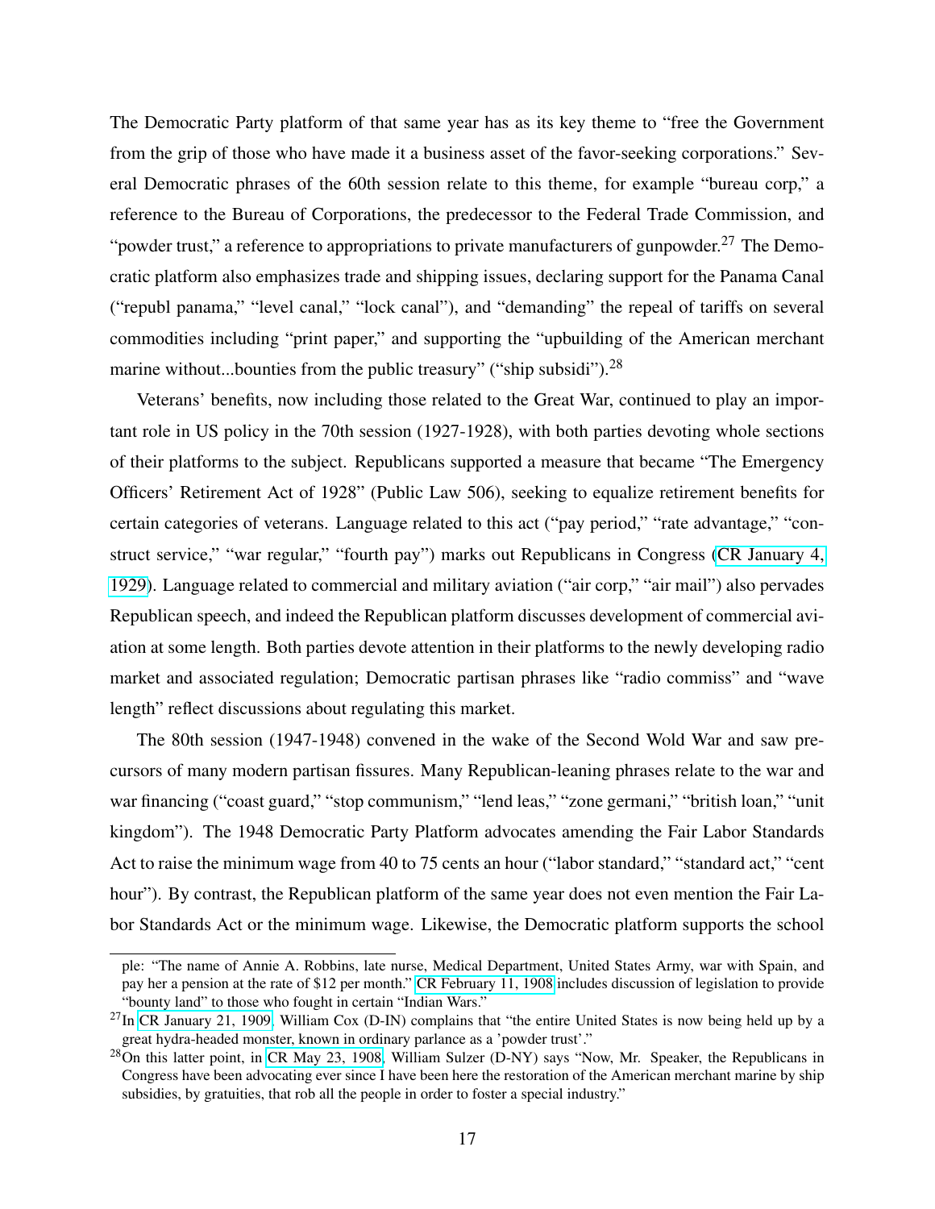The Democratic Party platform of that same year has as its key theme to "free the Government from the grip of those who have made it a business asset of the favor-seeking corporations." Several Democratic phrases of the 60th session relate to this theme, for example "bureau corp," a reference to the Bureau of Corporations, the predecessor to the Federal Trade Commission, and "powder trust," a reference to appropriations to private manufacturers of gunpowder.[27] The Democratic platform also emphasizes trade and shipping issues, declaring support for the Panama Canal ("republ panama," "level canal," "lock canal"), and "demanding" the repeal of tariffs on several commodities including "print paper," and supporting the "upbuilding of the American merchant marine without...bounties from the public treasury" ("ship subsidi").[28]

Veterans' benefits, now including those related to the Great War, continued to play an important role in US policy in the 70th session (1927-1928), with both parties devoting whole sections of their platforms to the subject. Republicans supported a measure that became "The Emergency Officers' Retirement Act of 1928" (Public Law 506), seeking to equalize retirement benefits for certain categories of veterans. Language related to this act ("pay period," "rate advantage," "construct service," "war regular," "fourth pay") marks out Republicans in Congress (CR January 4, 1929). Language related to commercial and military aviation ("air corp," "air mail") also pervades Republican speech, and indeed the Republican platform discusses development of commercial aviation at some length. Both parties devote attention in their platforms to the newly developing radio market and associated regulation; Democratic partisan phrases like "radio commiss" and "wave length" reflect discussions about regulating this market.

The 80th session (1947-1948) convened in the wake of the Second Wold War and saw precursors of many modern partisan fissures. Many Republican-leaning phrases relate to the war and war financing ("coast guard," "stop communism," "lend leas," "zone germani," "british loan," "unit kingdom"). The 1948 Democratic Party Platform advocates amending the Fair Labor Standards Act to raise the minimum wage from 40 to 75 cents an hour ("labor standard," "standard act," "cent hour"). By contrast, the Republican platform of the same year does not even mention the Fair Labor Standards Act or the minimum wage. Likewise, the Democratic platform supports the school

ple: "The name of Annie A. Robbins, late nurse, Medical Department, United States Army, war with Spain, and pay her a pension at the rate of $12 per month." CR February 11, 1908 includes discussion of legislation to provide "bounty land" to those who fought in certain "Indian Wars."

[27] In CR January 21, 1909, William Cox (D-IN) complains that "the entire United States is now being held up by a great hydra-headed monster, known in ordinary parlance as a 'powder trust'."

[28] On this latter point, in CR May 23, 1908, William Sulzer (D-NY) says "Now, Mr. Speaker, the Republicans in Congress have been advocating ever since I have been here the restoration of the American merchant marine by ship subsidies, by gratuities, that rob all the people in order to foster a special industry."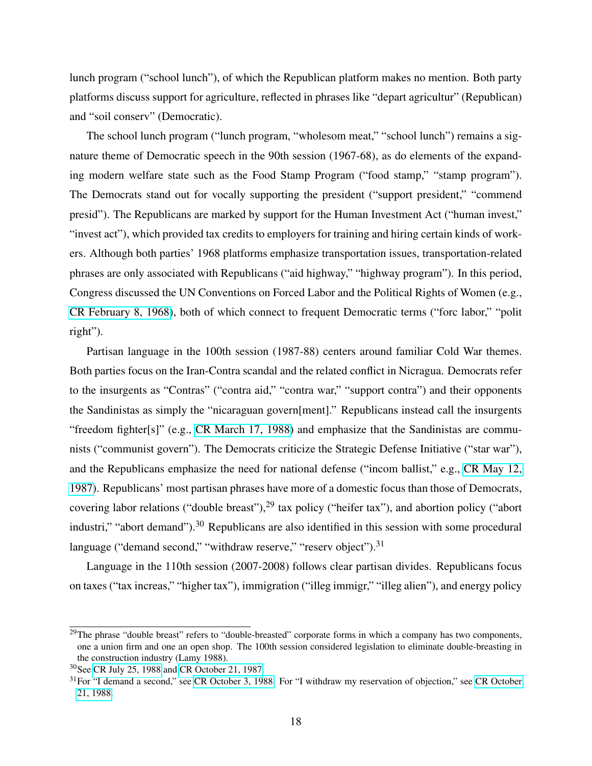lunch program ("school lunch"), of which the Republican platform makes no mention. Both party platforms discuss support for agriculture, reflected in phrases like "depart agricultur" (Republican) and "soil conserv" (Democratic).

The school lunch program ("lunch program, "wholesom meat," "school lunch") remains a signature theme of Democratic speech in the 90th session (1967-68), as do elements of the expanding modern welfare state such as the Food Stamp Program ("food stamp," "stamp program"). The Democrats stand out for vocally supporting the president ("support president," "commend presid"). The Republicans are marked by support for the Human Investment Act ("human invest," "invest act"), which provided tax credits to employers for training and hiring certain kinds of workers. Although both parties' 1968 platforms emphasize transportation issues, transportation-related phrases are only associated with Republicans ("aid highway," "highway program"). In this period, Congress discussed the UN Conventions on Forced Labor and the Political Rights of Women (e.g., CR February 8, 1968), both of which connect to frequent Democratic terms ("forc labor," "polit right").

Partisan language in the 100th session (1987-88) centers around familiar Cold War themes. Both parties focus on the Iran-Contra scandal and the related conflict in Nicragua. Democrats refer to the insurgents as "Contras" ("contra aid," "contra war," "support contra") and their opponents the Sandinistas as simply the "nicaraguan govern[ment]." Republicans instead call the insurgents "freedom fighter[s]" (e.g., CR March 17, 1988) and emphasize that the Sandinistas are communists ("communist govern"). The Democrats criticize the Strategic Defense Initiative ("star war"), and the Republicans emphasize the need for national defense ("incom ballist," e.g., CR May 12, 1987). Republicans' most partisan phrases have more of a domestic focus than those of Democrats, covering labor relations ("double breast"),[29] tax policy ("heifer tax"), and abortion policy ("abort industri," "abort demand").[30] Republicans are also identified in this session with some procedural language ("demand second," "withdraw reserve," "reserv object").[31]

Language in the 110th session (2007-2008) follows clear partisan divides. Republicans focus on taxes ("tax increas," "higher tax"), immigration ("illeg immigr," "illeg alien"), and energy policy

---

[29] The phrase "double breast" refers to "double-breasted" corporate forms in which a company has two components, one a union firm and one an open shop. The 100th session considered legislation to eliminate double-breasting in the construction industry (Lamy 1988).

[30] See CR July 25, 1988 and CR October 21, 1987.

[31] For "I demand a second," see CR October 3, 1988. For "I withdraw my reservation of objection," see CR October 21, 1988.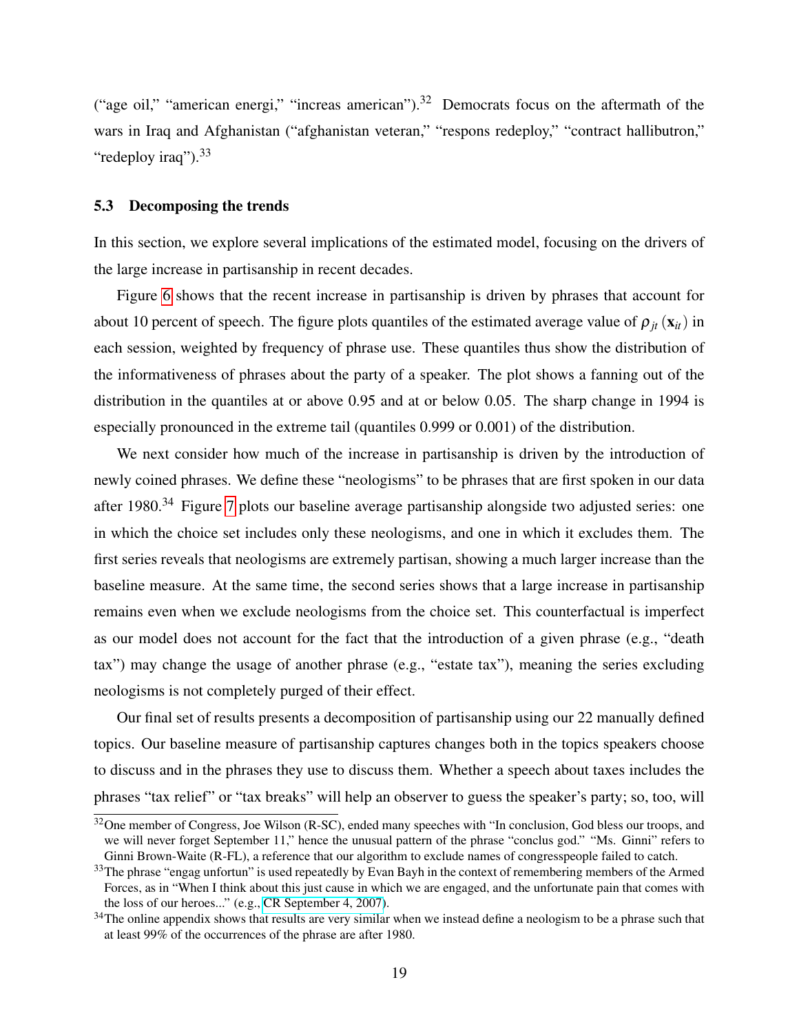("age oil," "american energi," "increas american").[32] Democrats focus on the aftermath of the wars in Iraq and Afghanistan ("afghanistan veteran," "respons redeploy," "contract hallibutron," "redeploy iraq").[33]

### 5.3 Decomposing the trends

In this section, we explore several implications of the estimated model, focusing on the drivers of the large increase in partisanship in recent decades.

Figure 6 shows that the recent increase in partisanship is driven by phrases that account for about 10 percent of speech. The figure plots quantiles of the estimated average value of $\rho_{jt}(\mathbf{x}_{it})$ in each session, weighted by frequency of phrase use. These quantiles thus show the distribution of the informativeness of phrases about the party of a speaker. The plot shows a fanning out of the distribution in the quantiles at or above 0.95 and at or below 0.05. The sharp change in 1994 is especially pronounced in the extreme tail (quantiles 0.999 or 0.001) of the distribution.

We next consider how much of the increase in partisanship is driven by the introduction of newly coined phrases. We define these "neologisms" to be phrases that are first spoken in our data after 1980.[34] Figure 7 plots our baseline average partisanship alongside two adjusted series: one in which the choice set includes only these neologisms, and one in which it excludes them. The first series reveals that neologisms are extremely partisan, showing a much larger increase than the baseline measure. At the same time, the second series shows that a large increase in partisanship remains even when we exclude neologisms from the choice set. This counterfactual is imperfect as our model does not account for the fact that the introduction of a given phrase (e.g., "death tax") may change the usage of another phrase (e.g., "estate tax"), meaning the series excluding neologisms is not completely purged of their effect.

Our final set of results presents a decomposition of partisanship using our 22 manually defined topics. Our baseline measure of partisanship captures changes both in the topics speakers choose to discuss and in the phrases they use to discuss them. Whether a speech about taxes includes the phrases "tax relief" or "tax breaks" will help an observer to guess the speaker's party; so, too, will

---

[32] One member of Congress, Joe Wilson (R-SC), ended many speeches with "In conclusion, God bless our troops, and we will never forget September 11," hence the unusual pattern of the phrase "conclus god." "Ms. Ginni" refers to Ginni Brown-Waite (R-FL), a reference that our algorithm to exclude names of congresspeople failed to catch.

[33] The phrase "engag unfortun" is used repeatedly by Evan Bayh in the context of remembering members of the Armed Forces, as in "When I think about this just cause in which we are engaged, and the unfortunate pain that comes with the loss of our heroes..." (e.g., CR September 4, 2007).

[34] The online appendix shows that results are very similar when we instead define a neologism to be a phrase such that at least 99% of the occurrences of the phrase are after 1980.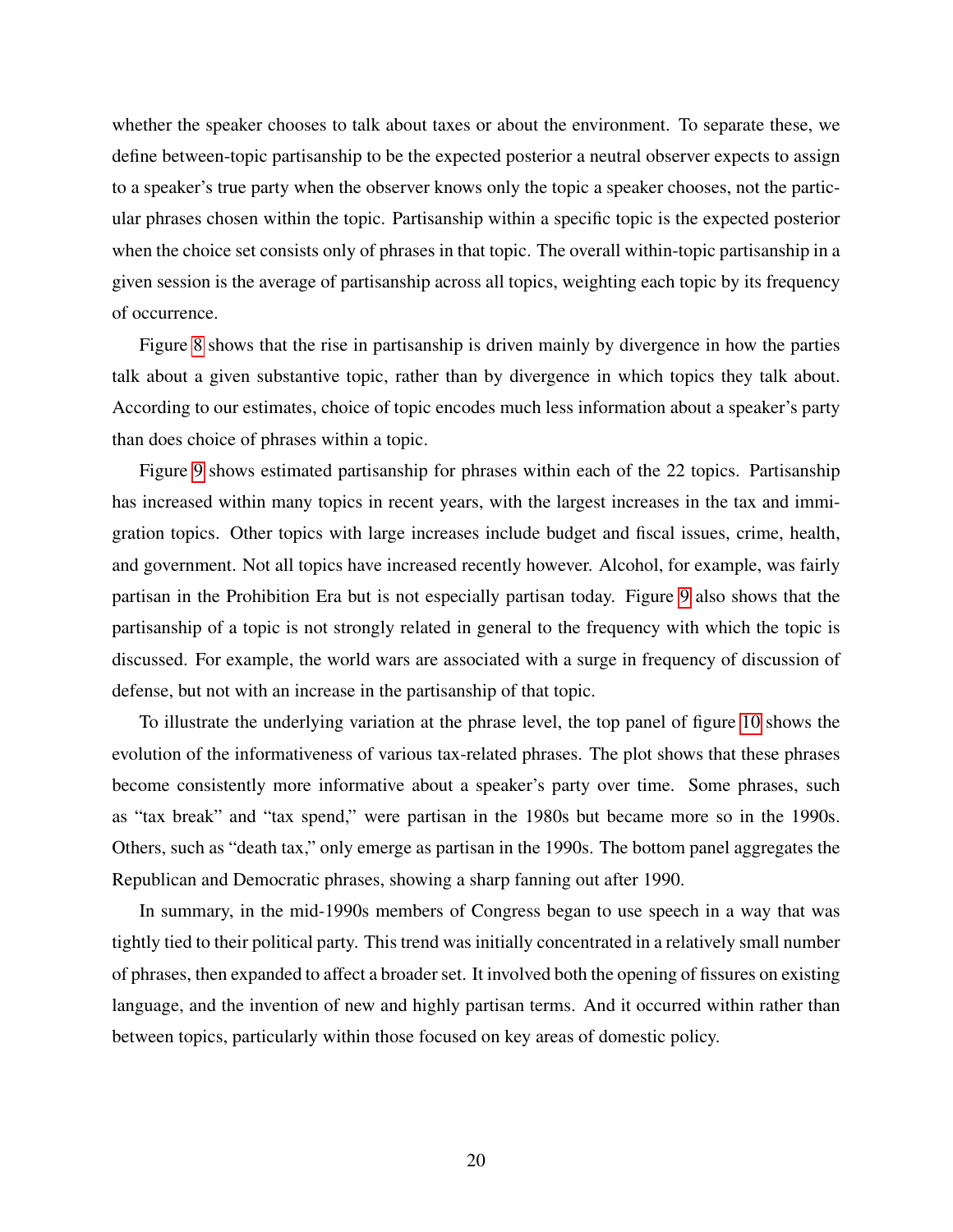whether the speaker chooses to talk about taxes or about the environment. To separate these, we define between-topic partisanship to be the expected posterior a neutral observer expects to assign to a speaker's true party when the observer knows only the topic a speaker chooses, not the particular phrases chosen within the topic. Partisanship within a specific topic is the expected posterior when the choice set consists only of phrases in that topic. The overall within-topic partisanship in a given session is the average of partisanship across all topics, weighting each topic by its frequency of occurrence.

Figure 8 shows that the rise in partisanship is driven mainly by divergence in how the parties talk about a given substantive topic, rather than by divergence in which topics they talk about. According to our estimates, choice of topic encodes much less information about a speaker's party than does choice of phrases within a topic.

Figure 9 shows estimated partisanship for phrases within each of the 22 topics. Partisanship has increased within many topics in recent years, with the largest increases in the tax and immigration topics. Other topics with large increases include budget and fiscal issues, crime, health, and government. Not all topics have increased recently however. Alcohol, for example, was fairly partisan in the Prohibition Era but is not especially partisan today. Figure 9 also shows that the partisanship of a topic is not strongly related in general to the frequency with which the topic is discussed. For example, the world wars are associated with a surge in frequency of discussion of defense, but not with an increase in the partisanship of that topic.

To illustrate the underlying variation at the phrase level, the top panel of figure 10 shows the evolution of the informativeness of various tax-related phrases. The plot shows that these phrases become consistently more informative about a speaker's party over time. Some phrases, such as "tax break" and "tax spend," were partisan in the 1980s but became more so in the 1990s. Others, such as "death tax," only emerge as partisan in the 1990s. The bottom panel aggregates the Republican and Democratic phrases, showing a sharp fanning out after 1990.

In summary, in the mid-1990s members of Congress began to use speech in a way that was tightly tied to their political party. This trend was initially concentrated in a relatively small number of phrases, then expanded to affect a broader set. It involved both the opening of fissures on existing language, and the invention of new and highly partisan terms. And it occurred within rather than between topics, particularly within those focused on key areas of domestic policy.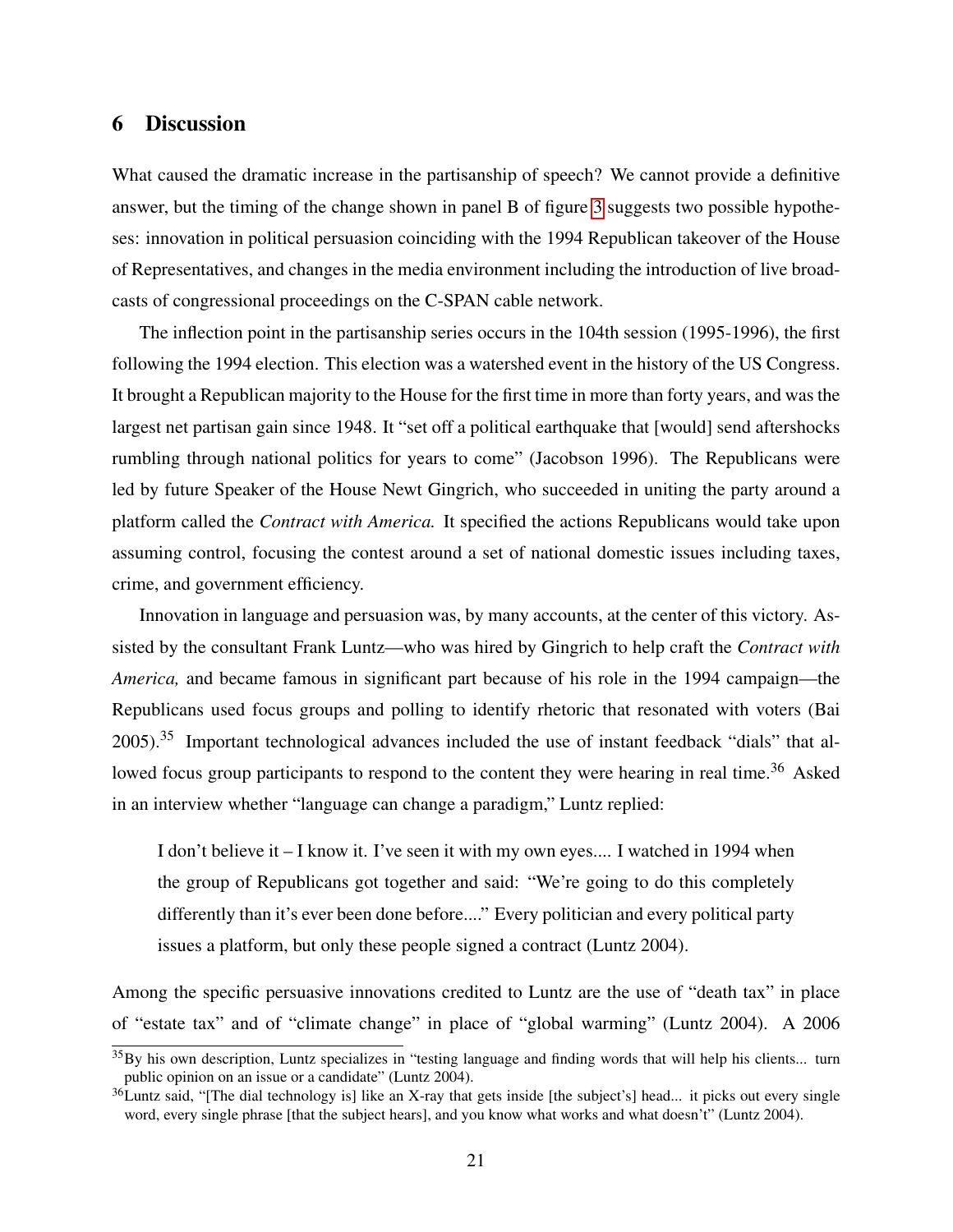## 6 Discussion

What caused the dramatic increase in the partisanship of speech? We cannot provide a definitive answer, but the timing of the change shown in panel B of figure 3 suggests two possible hypotheses: innovation in political persuasion coinciding with the 1994 Republican takeover of the House of Representatives, and changes in the media environment including the introduction of live broadcasts of congressional proceedings on the C-SPAN cable network.

The inflection point in the partisanship series occurs in the 104th session (1995-1996), the first following the 1994 election. This election was a watershed event in the history of the US Congress. It brought a Republican majority to the House for the first time in more than forty years, and was the largest net partisan gain since 1948. It "set off a political earthquake that [would] send aftershocks rumbling through national politics for years to come" (Jacobson 1996). The Republicans were led by future Speaker of the House Newt Gingrich, who succeeded in uniting the party around a platform called the *Contract with America.* It specified the actions Republicans would take upon assuming control, focusing the contest around a set of national domestic issues including taxes, crime, and government efficiency.

Innovation in language and persuasion was, by many accounts, at the center of this victory. Assisted by the consultant Frank Luntz—who was hired by Gingrich to help craft the *Contract with America,* and became famous in significant part because of his role in the 1994 campaign—the Republicans used focus groups and polling to identify rhetoric that resonated with voters (Bai 2005).[35] Important technological advances included the use of instant feedback "dials" that allowed focus group participants to respond to the content they were hearing in real time.[36] Asked in an interview whether "language can change a paradigm," Luntz replied:

> I don't believe it – I know it. I've seen it with my own eyes.... I watched in 1994 when the group of Republicans got together and said: "We're going to do this completely differently than it's ever been done before...." Every politician and every political party issues a platform, but only these people signed a contract (Luntz 2004).

Among the specific persuasive innovations credited to Luntz are the use of "death tax" in place of "estate tax" and of "climate change" in place of "global warming" (Luntz 2004). A 2006

[35] By his own description, Luntz specializes in "testing language and finding words that will help his clients... turn public opinion on an issue or a candidate" (Luntz 2004).

[36] Luntz said, "[The dial technology is] like an X-ray that gets inside [the subject's] head... it picks out every single word, every single phrase [that the subject hears], and you know what works and what doesn't" (Luntz 2004).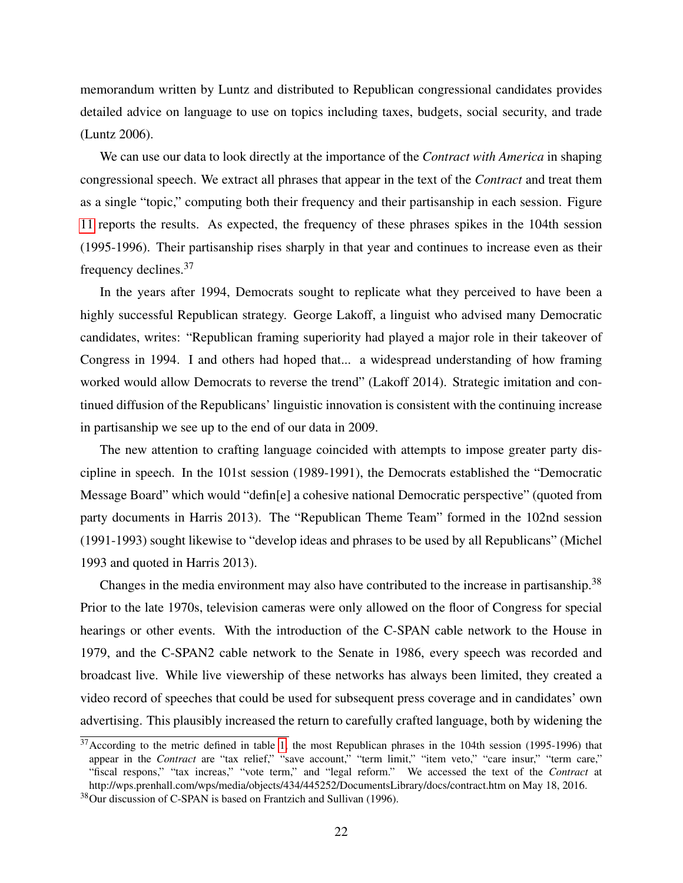memorandum written by Luntz and distributed to Republican congressional candidates provides detailed advice on language to use on topics including taxes, budgets, social security, and trade (Luntz 2006).

We can use our data to look directly at the importance of the *Contract with America* in shaping congressional speech. We extract all phrases that appear in the text of the *Contract* and treat them as a single "topic," computing both their frequency and their partisanship in each session. Figure 11 reports the results. As expected, the frequency of these phrases spikes in the 104th session (1995-1996). Their partisanship rises sharply in that year and continues to increase even as their frequency declines.[37]

In the years after 1994, Democrats sought to replicate what they perceived to have been a highly successful Republican strategy. George Lakoff, a linguist who advised many Democratic candidates, writes: "Republican framing superiority had played a major role in their takeover of Congress in 1994. I and others had hoped that... a widespread understanding of how framing worked would allow Democrats to reverse the trend" (Lakoff 2014). Strategic imitation and continued diffusion of the Republicans' linguistic innovation is consistent with the continuing increase in partisanship we see up to the end of our data in 2009.

The new attention to crafting language coincided with attempts to impose greater party discipline in speech. In the 101st session (1989-1991), the Democrats established the "Democratic Message Board" which would "defin[e] a cohesive national Democratic perspective" (quoted from party documents in Harris 2013). The "Republican Theme Team" formed in the 102nd session (1991-1993) sought likewise to "develop ideas and phrases to be used by all Republicans" (Michel 1993 and quoted in Harris 2013).

Changes in the media environment may also have contributed to the increase in partisanship.[38] Prior to the late 1970s, television cameras were only allowed on the floor of Congress for special hearings or other events. With the introduction of the C-SPAN cable network to the House in 1979, and the C-SPAN2 cable network to the Senate in 1986, every speech was recorded and broadcast live. While live viewership of these networks has always been limited, they created a video record of speeches that could be used for subsequent press coverage and in candidates' own advertising. This plausibly increased the return to carefully crafted language, both by widening the

[37] According to the metric defined in table 1, the most Republican phrases in the 104th session (1995-1996) that appear in the *Contract* are "tax relief," "save account," "term limit," "item veto," "care insur," "term care," "fiscal respons," "tax increas," "vote term," and "legal reform." We accessed the text of the *Contract* at http://wps.prenhall.com/wps/media/objects/434/445252/DocumentsLibrary/docs/contract.htm on May 18, 2016.

[38] Our discussion of C-SPAN is based on Frantzich and Sullivan (1996).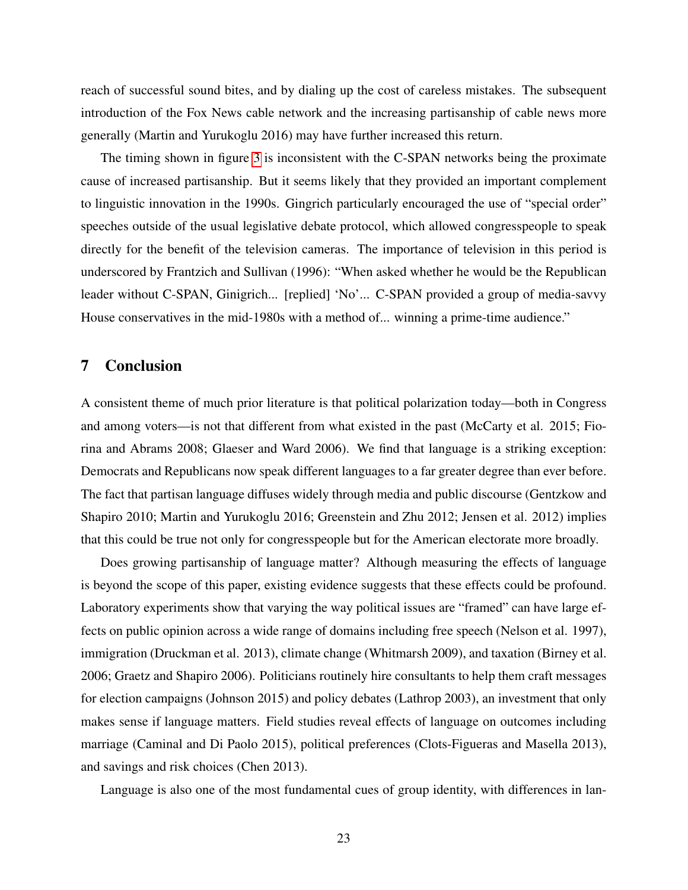reach of successful sound bites, and by dialing up the cost of careless mistakes. The subsequent introduction of the Fox News cable network and the increasing partisanship of cable news more generally (Martin and Yurukoglu 2016) may have further increased this return.

The timing shown in figure 3 is inconsistent with the C-SPAN networks being the proximate cause of increased partisanship. But it seems likely that they provided an important complement to linguistic innovation in the 1990s. Gingrich particularly encouraged the use of "special order" speeches outside of the usual legislative debate protocol, which allowed congresspeople to speak directly for the benefit of the television cameras. The importance of television in this period is underscored by Frantzich and Sullivan (1996): "When asked whether he would be the Republican leader without C-SPAN, Ginigrich... [replied] 'No'... C-SPAN provided a group of media-savvy House conservatives in the mid-1980s with a method of... winning a prime-time audience."

## 7 Conclusion

A consistent theme of much prior literature is that political polarization today—both in Congress and among voters—is not that different from what existed in the past (McCarty et al. 2015; Fiorina and Abrams 2008; Glaeser and Ward 2006). We find that language is a striking exception: Democrats and Republicans now speak different languages to a far greater degree than ever before. The fact that partisan language diffuses widely through media and public discourse (Gentzkow and Shapiro 2010; Martin and Yurukoglu 2016; Greenstein and Zhu 2012; Jensen et al. 2012) implies that this could be true not only for congresspeople but for the American electorate more broadly.

Does growing partisanship of language matter? Although measuring the effects of language is beyond the scope of this paper, existing evidence suggests that these effects could be profound. Laboratory experiments show that varying the way political issues are "framed" can have large effects on public opinion across a wide range of domains including free speech (Nelson et al. 1997), immigration (Druckman et al. 2013), climate change (Whitmarsh 2009), and taxation (Birney et al. 2006; Graetz and Shapiro 2006). Politicians routinely hire consultants to help them craft messages for election campaigns (Johnson 2015) and policy debates (Lathrop 2003), an investment that only makes sense if language matters. Field studies reveal effects of language on outcomes including marriage (Caminal and Di Paolo 2015), political preferences (Clots-Figueras and Masella 2013), and savings and risk choices (Chen 2013).

Language is also one of the most fundamental cues of group identity, with differences in lan-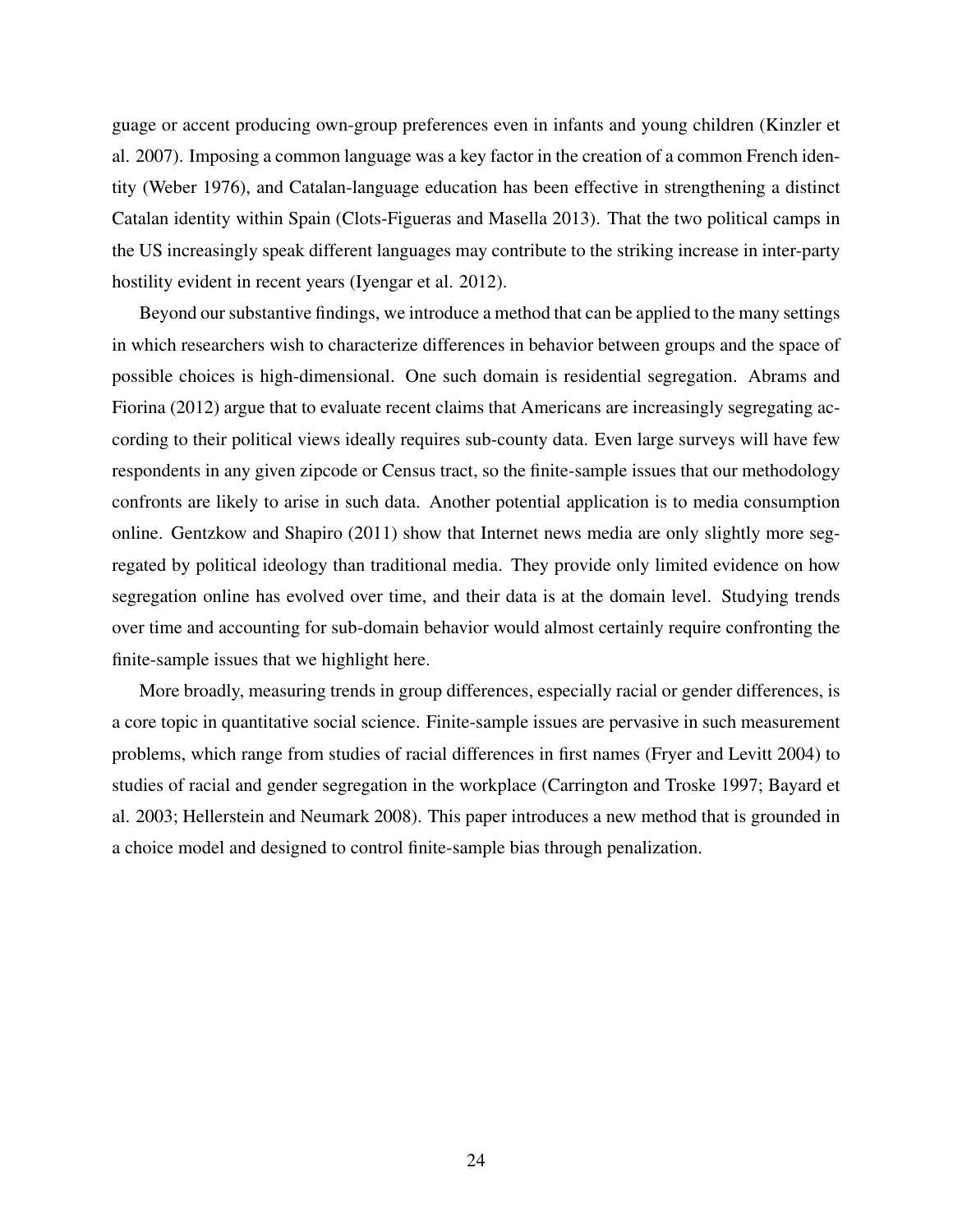guage or accent producing own-group preferences even in infants and young children (Kinzler et al. 2007). Imposing a common language was a key factor in the creation of a common French identity (Weber 1976), and Catalan-language education has been effective in strengthening a distinct Catalan identity within Spain (Clots-Figueras and Masella 2013). That the two political camps in the US increasingly speak different languages may contribute to the striking increase in inter-party hostility evident in recent years (Iyengar et al. 2012).

Beyond our substantive findings, we introduce a method that can be applied to the many settings in which researchers wish to characterize differences in behavior between groups and the space of possible choices is high-dimensional. One such domain is residential segregation. Abrams and Fiorina (2012) argue that to evaluate recent claims that Americans are increasingly segregating according to their political views ideally requires sub-county data. Even large surveys will have few respondents in any given zipcode or Census tract, so the finite-sample issues that our methodology confronts are likely to arise in such data. Another potential application is to media consumption online. Gentzkow and Shapiro (2011) show that Internet news media are only slightly more segregated by political ideology than traditional media. They provide only limited evidence on how segregation online has evolved over time, and their data is at the domain level. Studying trends over time and accounting for sub-domain behavior would almost certainly require confronting the finite-sample issues that we highlight here.

More broadly, measuring trends in group differences, especially racial or gender differences, is a core topic in quantitative social science. Finite-sample issues are pervasive in such measurement problems, which range from studies of racial differences in first names (Fryer and Levitt 2004) to studies of racial and gender segregation in the workplace (Carrington and Troske 1997; Bayard et al. 2003; Hellerstein and Neumark 2008). This paper introduces a new method that is grounded in a choice model and designed to control finite-sample bias through penalization.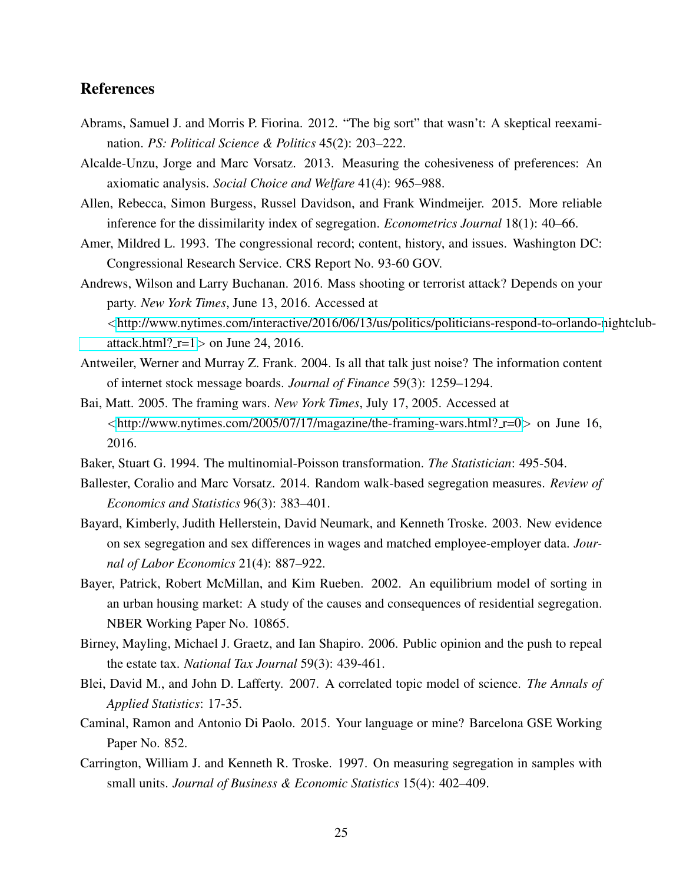## References

Abrams, Samuel J. and Morris P. Fiorina. 2012. "The big sort" that wasn't: A skeptical reexamination. *PS: Political Science & Politics* 45(2): 203–222.

Alcalde-Unzu, Jorge and Marc Vorsatz. 2013. Measuring the cohesiveness of preferences: An axiomatic analysis. *Social Choice and Welfare* 41(4): 965–988.

Allen, Rebecca, Simon Burgess, Russel Davidson, and Frank Windmeijer. 2015. More reliable inference for the dissimilarity index of segregation. *Econometrics Journal* 18(1): 40–66.

Amer, Mildred L. 1993. The congressional record; content, history, and issues. Washington DC: Congressional Research Service. CRS Report No. 93-60 GOV.

Andrews, Wilson and Larry Buchanan. 2016. Mass shooting or terrorist attack? Depends on your party. *New York Times*, June 13, 2016. Accessed at <http://www.nytimes.com/interactive/2016/06/13/us/politics/politicians-respond-to-orlando-nightclub-attack.html?_r=1> on June 24, 2016.

Antweiler, Werner and Murray Z. Frank. 2004. Is all that talk just noise? The information content of internet stock message boards. *Journal of Finance* 59(3): 1259–1294.

Bai, Matt. 2005. The framing wars. *New York Times*, July 17, 2005. Accessed at <http://www.nytimes.com/2005/07/17/magazine/the-framing-wars.html?_r=0> on June 16, 2016.

Baker, Stuart G. 1994. The multinomial-Poisson transformation. *The Statistician*: 495-504.

Ballester, Coralio and Marc Vorsatz. 2014. Random walk-based segregation measures. *Review of Economics and Statistics* 96(3): 383–401.

Bayard, Kimberly, Judith Hellerstein, David Neumark, and Kenneth Troske. 2003. New evidence on sex segregation and sex differences in wages and matched employee-employer data. *Journal of Labor Economics* 21(4): 887–922.

Bayer, Patrick, Robert McMillan, and Kim Rueben. 2002. An equilibrium model of sorting in an urban housing market: A study of the causes and consequences of residential segregation. NBER Working Paper No. 10865.

Birney, Mayling, Michael J. Graetz, and Ian Shapiro. 2006. Public opinion and the push to repeal the estate tax. *National Tax Journal* 59(3): 439-461.

Blei, David M., and John D. Lafferty. 2007. A correlated topic model of science. *The Annals of Applied Statistics*: 17-35.

Caminal, Ramon and Antonio Di Paolo. 2015. Your language or mine? Barcelona GSE Working Paper No. 852.

Carrington, William J. and Kenneth R. Troske. 1997. On measuring segregation in samples with small units. *Journal of Business & Economic Statistics* 15(4): 402–409.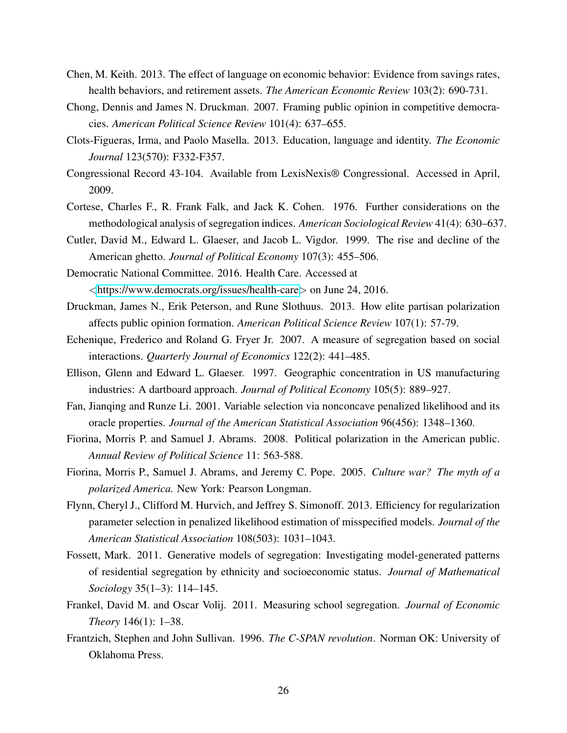Chen, M. Keith. 2013. The effect of language on economic behavior: Evidence from savings rates, health behaviors, and retirement assets. *The American Economic Review* 103(2): 690-731.

Chong, Dennis and James N. Druckman. 2007. Framing public opinion in competitive democracies. *American Political Science Review* 101(4): 637–655.

Clots-Figueras, Irma, and Paolo Masella. 2013. Education, language and identity. *The Economic Journal* 123(570): F332-F357.

Congressional Record 43-104. Available from LexisNexis® Congressional. Accessed in April, 2009.

Cortese, Charles F., R. Frank Falk, and Jack K. Cohen. 1976. Further considerations on the methodological analysis of segregation indices. *American Sociological Review* 41(4): 630–637.

Cutler, David M., Edward L. Glaeser, and Jacob L. Vigdor. 1999. The rise and decline of the American ghetto. *Journal of Political Economy* 107(3): 455–506.

Democratic National Committee. 2016. Health Care. Accessed at <https://www.democrats.org/issues/health-care> on June 24, 2016.

Druckman, James N., Erik Peterson, and Rune Slothuus. 2013. How elite partisan polarization affects public opinion formation. *American Political Science Review* 107(1): 57-79.

Echenique, Frederico and Roland G. Fryer Jr. 2007. A measure of segregation based on social interactions. *Quarterly Journal of Economics* 122(2): 441–485.

Ellison, Glenn and Edward L. Glaeser. 1997. Geographic concentration in US manufacturing industries: A dartboard approach. *Journal of Political Economy* 105(5): 889–927.

Fan, Jianqing and Runze Li. 2001. Variable selection via nonconcave penalized likelihood and its oracle properties. *Journal of the American Statistical Association* 96(456): 1348–1360.

Fiorina, Morris P. and Samuel J. Abrams. 2008. Political polarization in the American public. *Annual Review of Political Science* 11: 563-588.

Fiorina, Morris P., Samuel J. Abrams, and Jeremy C. Pope. 2005. *Culture war? The myth of a polarized America.* New York: Pearson Longman.

Flynn, Cheryl J., Clifford M. Hurvich, and Jeffrey S. Simonoff. 2013. Efficiency for regularization parameter selection in penalized likelihood estimation of misspecified models. *Journal of the American Statistical Association* 108(503): 1031–1043.

Fossett, Mark. 2011. Generative models of segregation: Investigating model-generated patterns of residential segregation by ethnicity and socioeconomic status. *Journal of Mathematical Sociology* 35(1–3): 114–145.

Frankel, David M. and Oscar Volij. 2011. Measuring school segregation. *Journal of Economic Theory* 146(1): 1–38.

Frantzich, Stephen and John Sullivan. 1996. *The C-SPAN revolution*. Norman OK: University of Oklahoma Press.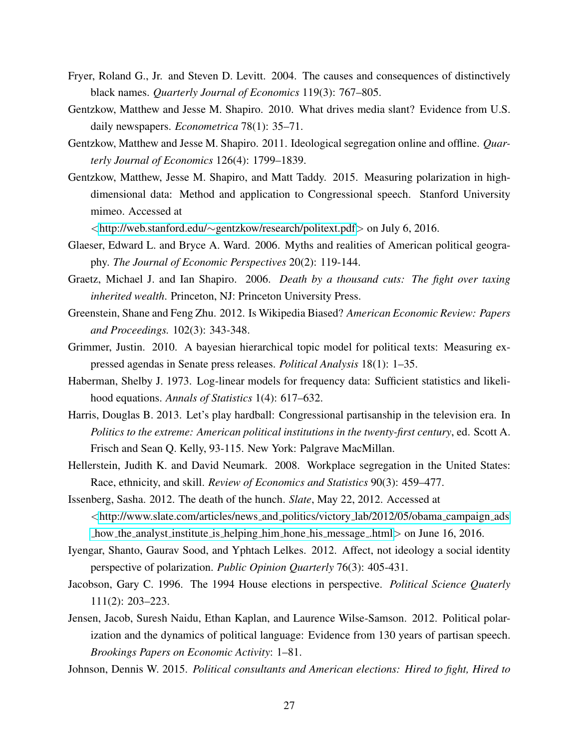Fryer, Roland G., Jr. and Steven D. Levitt. 2004. The causes and consequences of distinctively black names. *Quarterly Journal of Economics* 119(3): 767–805.

Gentzkow, Matthew and Jesse M. Shapiro. 2010. What drives media slant? Evidence from U.S. daily newspapers. *Econometrica* 78(1): 35–71.

Gentzkow, Matthew and Jesse M. Shapiro. 2011. Ideological segregation online and offline. *Quarterly Journal of Economics* 126(4): 1799–1839.

Gentzkow, Matthew, Jesse M. Shapiro, and Matt Taddy. 2015. Measuring polarization in high-dimensional data: Method and application to Congressional speech. Stanford University mimeo. Accessed at <http://web.stanford.edu/~gentzkow/research/politext.pdf> on July 6, 2016.

Glaeser, Edward L. and Bryce A. Ward. 2006. Myths and realities of American political geography. *The Journal of Economic Perspectives* 20(2): 119-144.

Graetz, Michael J. and Ian Shapiro. 2006. *Death by a thousand cuts: The fight over taxing inherited wealth*. Princeton, NJ: Princeton University Press.

Greenstein, Shane and Feng Zhu. 2012. Is Wikipedia Biased? *American Economic Review: Papers and Proceedings.* 102(3): 343-348.

Grimmer, Justin. 2010. A bayesian hierarchical topic model for political texts: Measuring expressed agendas in Senate press releases. *Political Analysis* 18(1): 1–35.

Haberman, Shelby J. 1973. Log-linear models for frequency data: Sufficient statistics and likelihood equations. *Annals of Statistics* 1(4): 617–632.

Harris, Douglas B. 2013. Let's play hardball: Congressional partisanship in the television era. In *Politics to the extreme: American political institutions in the twenty-first century*, ed. Scott A. Frisch and Sean Q. Kelly, 93-115. New York: Palgrave MacMillan.

Hellerstein, Judith K. and David Neumark. 2008. Workplace segregation in the United States: Race, ethnicity, and skill. *Review of Economics and Statistics* 90(3): 459–477.

Issenberg, Sasha. 2012. The death of the hunch. *Slate*, May 22, 2012. Accessed at <http://www.slate.com/articles/news_and_politics/victory_lab/2012/05/obama_campaign_ads_how_the_analyst_institute_is_helping_him_hone_his_message_.html> on June 16, 2016.

Iyengar, Shanto, Gaurav Sood, and Yphtach Lelkes. 2012. Affect, not ideology a social identity perspective of polarization. *Public Opinion Quarterly* 76(3): 405-431.

Jacobson, Gary C. 1996. The 1994 House elections in perspective. *Political Science Quaterly* 111(2): 203–223.

Jensen, Jacob, Suresh Naidu, Ethan Kaplan, and Laurence Wilse-Samson. 2012. Political polarization and the dynamics of political language: Evidence from 130 years of partisan speech. *Brookings Papers on Economic Activity*: 1–81.

Johnson, Dennis W. 2015. *Political consultants and American elections: Hired to fight, Hired to*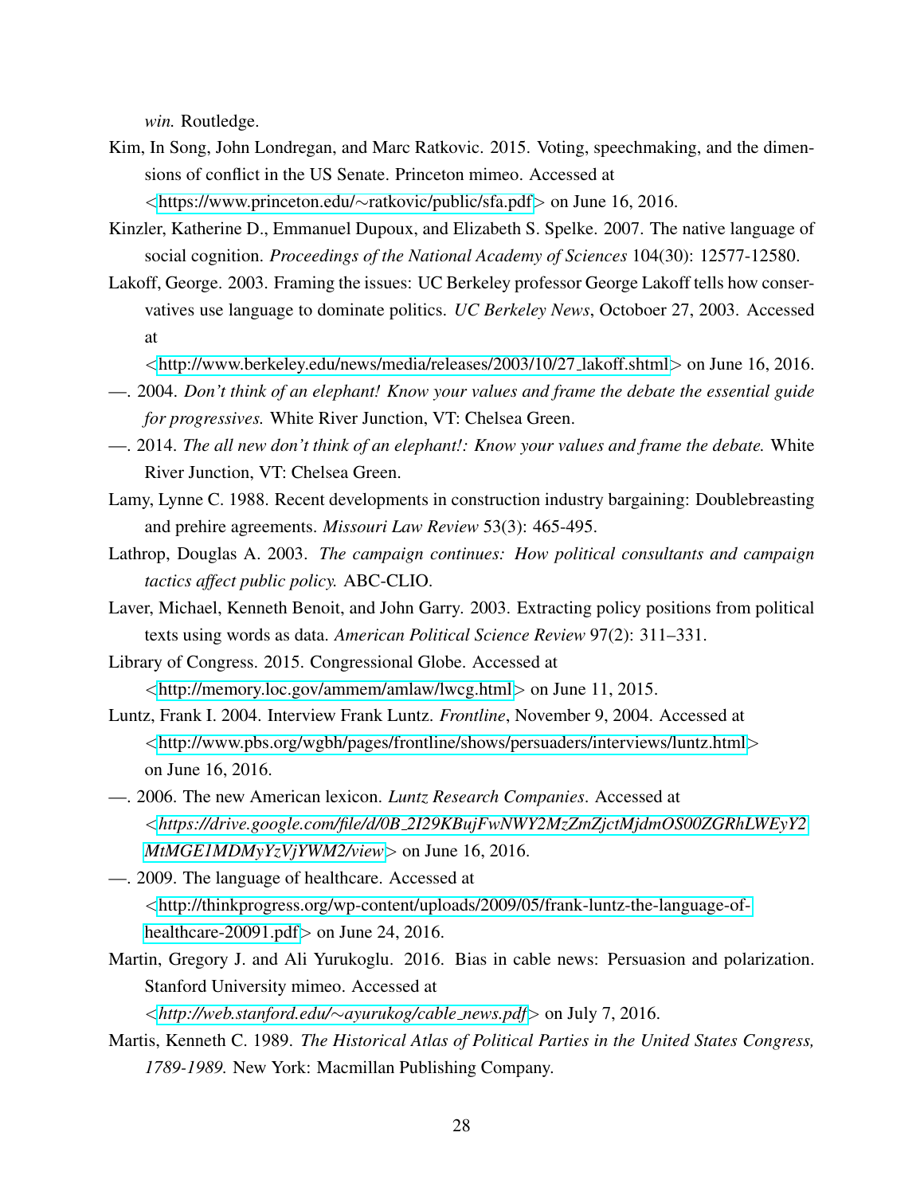*win.* Routledge.

Kim, In Song, John Londregan, and Marc Ratkovic. 2015. Voting, speechmaking, and the dimensions of conflict in the US Senate. Princeton mimeo. Accessed at <https://www.princeton.edu/~ratkovic/public/sfa.pdf> on June 16, 2016.

Kinzler, Katherine D., Emmanuel Dupoux, and Elizabeth S. Spelke. 2007. The native language of social cognition. *Proceedings of the National Academy of Sciences* 104(30): 12577-12580.

Lakoff, George. 2003. Framing the issues: UC Berkeley professor George Lakoff tells how conservatives use language to dominate politics. *UC Berkeley News*, Octoboer 27, 2003. Accessed at <http://www.berkeley.edu/news/media/releases/2003/10/27_lakoff.shtml> on June 16, 2016.

—. 2004. *Don't think of an elephant! Know your values and frame the debate the essential guide for progressives.* White River Junction, VT: Chelsea Green.

—. 2014. *The all new don't think of an elephant!: Know your values and frame the debate.* White River Junction, VT: Chelsea Green.

Lamy, Lynne C. 1988. Recent developments in construction industry bargaining: Doublebreasting and prehire agreements. *Missouri Law Review* 53(3): 465-495.

Lathrop, Douglas A. 2003. *The campaign continues: How political consultants and campaign tactics affect public policy.* ABC-CLIO.

Laver, Michael, Kenneth Benoit, and John Garry. 2003. Extracting policy positions from political texts using words as data. *American Political Science Review* 97(2): 311–331.

Library of Congress. 2015. Congressional Globe. Accessed at <http://memory.loc.gov/ammem/amlaw/lwcg.html> on June 11, 2015.

Luntz, Frank I. 2004. Interview Frank Luntz. *Frontline*, November 9, 2004. Accessed at <http://www.pbs.org/wgbh/pages/frontline/shows/persuaders/interviews/luntz.html> on June 16, 2016.

—. 2006. The new American lexicon. *Luntz Research Companies*. Accessed at <*https://drive.google.com/file/d/0B_2I29KBujFwNWY2MzZmZjctMjdmOS00ZGRhLWEyY2MtMGE1MDMyYzVjYWM2/view*> on June 16, 2016.

—. 2009. The language of healthcare. Accessed at <http://thinkprogress.org/wp-content/uploads/2009/05/frank-luntz-the-language-of-healthcare-20091.pdf> on June 24, 2016.

Martin, Gregory J. and Ali Yurukoglu. 2016. Bias in cable news: Persuasion and polarization. Stanford University mimeo. Accessed at <*http://web.stanford.edu/~ayurukog/cable_news.pdf*> on July 7, 2016.

Martis, Kenneth C. 1989. *The Historical Atlas of Political Parties in the United States Congress, 1789-1989.* New York: Macmillan Publishing Company.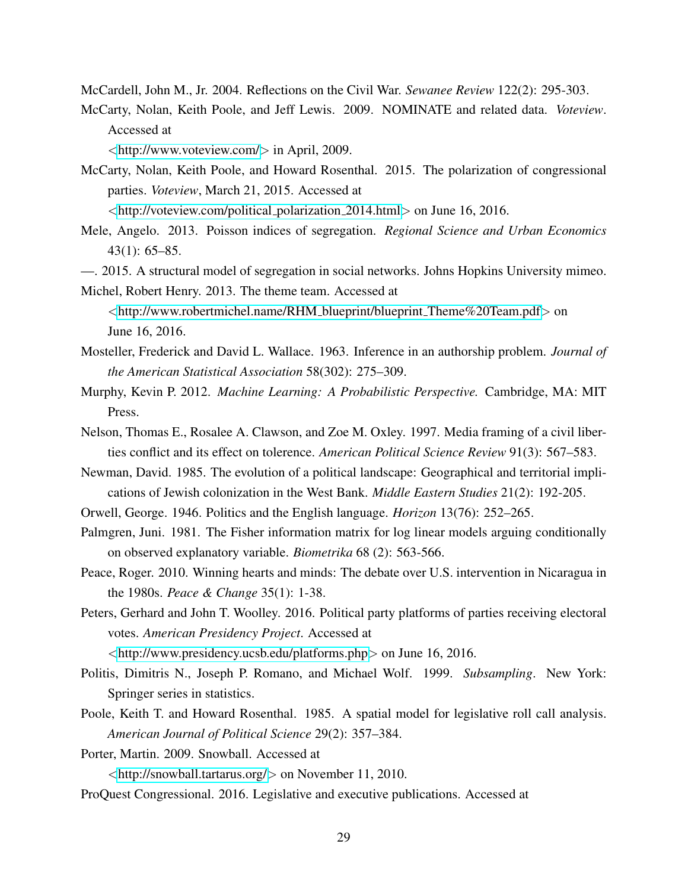McCardell, John M., Jr. 2004. Reflections on the Civil War. *Sewanee Review* 122(2): 295-303.

McCarty, Nolan, Keith Poole, and Jeff Lewis. 2009. NOMINATE and related data. *Voteview*. Accessed at <http://www.voteview.com/> in April, 2009.

McCarty, Nolan, Keith Poole, and Howard Rosenthal. 2015. The polarization of congressional parties. *Voteview*, March 21, 2015. Accessed at <http://voteview.com/political_polarization_2014.html> on June 16, 2016.

Mele, Angelo. 2013. Poisson indices of segregation. *Regional Science and Urban Economics* 43(1): 65–85.

—. 2015. A structural model of segregation in social networks. Johns Hopkins University mimeo.

Michel, Robert Henry. 2013. The theme team. Accessed at <http://www.robertmichel.name/RHM_blueprint/blueprint_Theme%20Team.pdf> on June 16, 2016.

Mosteller, Frederick and David L. Wallace. 1963. Inference in an authorship problem. *Journal of the American Statistical Association* 58(302): 275–309.

Murphy, Kevin P. 2012. *Machine Learning: A Probabilistic Perspective.* Cambridge, MA: MIT Press.

Nelson, Thomas E., Rosalee A. Clawson, and Zoe M. Oxley. 1997. Media framing of a civil liberties conflict and its effect on tolerence. *American Political Science Review* 91(3): 567–583.

Newman, David. 1985. The evolution of a political landscape: Geographical and territorial implications of Jewish colonization in the West Bank. *Middle Eastern Studies* 21(2): 192-205.

Orwell, George. 1946. Politics and the English language. *Horizon* 13(76): 252–265.

Palmgren, Juni. 1981. The Fisher information matrix for log linear models arguing conditionally on observed explanatory variable. *Biometrika* 68 (2): 563-566.

Peace, Roger. 2010. Winning hearts and minds: The debate over U.S. intervention in Nicaragua in the 1980s. *Peace & Change* 35(1): 1-38.

Peters, Gerhard and John T. Woolley. 2016. Political party platforms of parties receiving electoral votes. *American Presidency Project*. Accessed at <http://www.presidency.ucsb.edu/platforms.php> on June 16, 2016.

Politis, Dimitris N., Joseph P. Romano, and Michael Wolf. 1999. *Subsampling*. New York: Springer series in statistics.

Poole, Keith T. and Howard Rosenthal. 1985. A spatial model for legislative roll call analysis. *American Journal of Political Science* 29(2): 357–384.

Porter, Martin. 2009. Snowball. Accessed at <http://snowball.tartarus.org/> on November 11, 2010.

ProQuest Congressional. 2016. Legislative and executive publications. Accessed at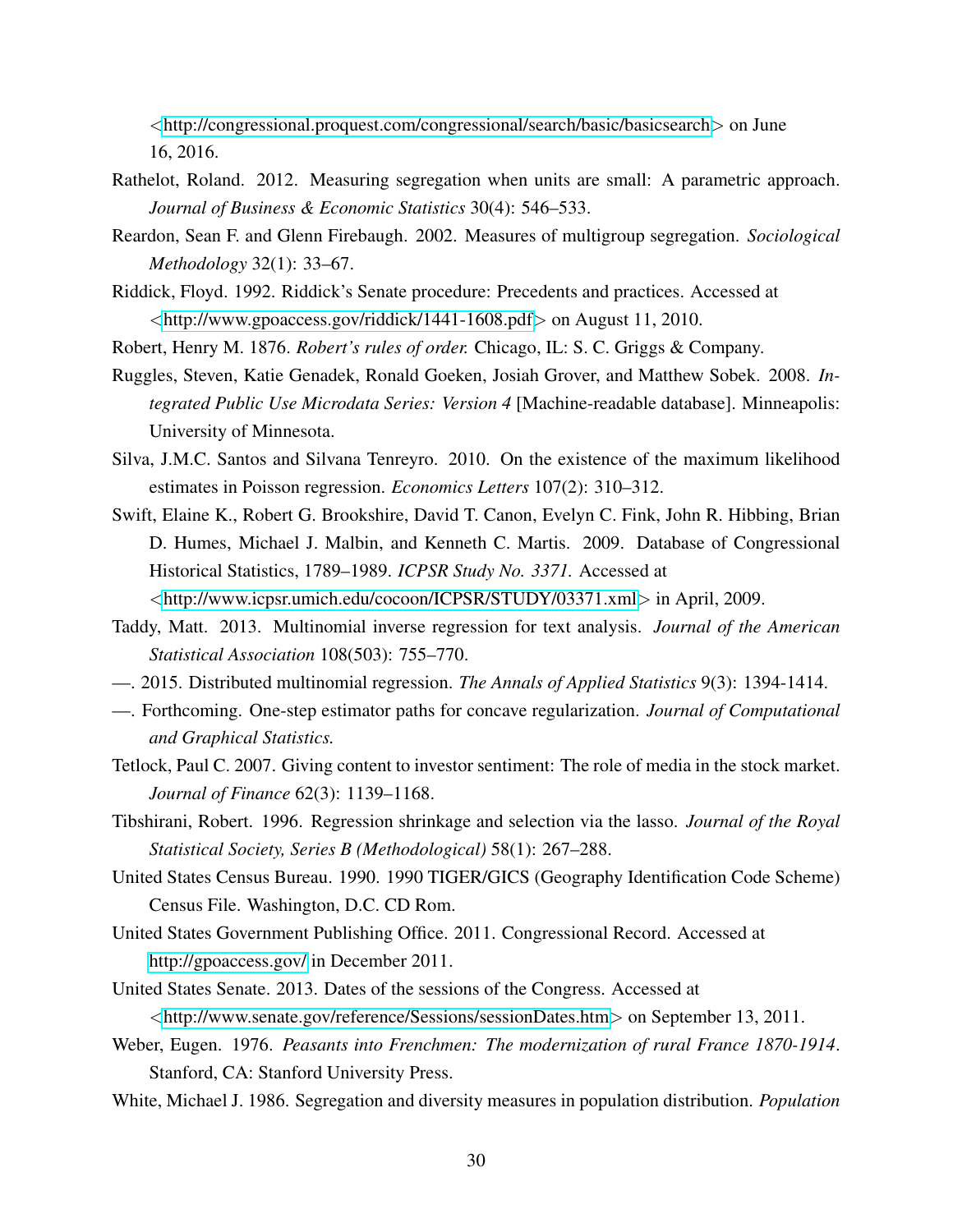<http://congressional.proquest.com/congressional/search/basic/basicsearch> on June 16, 2016.

Rathelot, Roland. 2012. Measuring segregation when units are small: A parametric approach. *Journal of Business & Economic Statistics* 30(4): 546–533.

Reardon, Sean F. and Glenn Firebaugh. 2002. Measures of multigroup segregation. *Sociological Methodology* 32(1): 33–67.

Riddick, Floyd. 1992. Riddick's Senate procedure: Precedents and practices. Accessed at <http://www.gpoaccess.gov/riddick/1441-1608.pdf> on August 11, 2010.

Robert, Henry M. 1876. *Robert's rules of order.* Chicago, IL: S. C. Griggs & Company.

Ruggles, Steven, Katie Genadek, Ronald Goeken, Josiah Grover, and Matthew Sobek. 2008. *Integrated Public Use Microdata Series: Version 4* [Machine-readable database]. Minneapolis: University of Minnesota.

Silva, J.M.C. Santos and Silvana Tenreyro. 2010. On the existence of the maximum likelihood estimates in Poisson regression. *Economics Letters* 107(2): 310–312.

Swift, Elaine K., Robert G. Brookshire, David T. Canon, Evelyn C. Fink, John R. Hibbing, Brian D. Humes, Michael J. Malbin, and Kenneth C. Martis. 2009. Database of Congressional Historical Statistics, 1789–1989. *ICPSR Study No. 3371.* Accessed at <http://www.icpsr.umich.edu/cocoon/ICPSR/STUDY/03371.xml> in April, 2009.

Taddy, Matt. 2013. Multinomial inverse regression for text analysis. *Journal of the American Statistical Association* 108(503): 755–770.

—. 2015. Distributed multinomial regression. *The Annals of Applied Statistics* 9(3): 1394-1414.

—. Forthcoming. One-step estimator paths for concave regularization. *Journal of Computational and Graphical Statistics.*

Tetlock, Paul C. 2007. Giving content to investor sentiment: The role of media in the stock market. *Journal of Finance* 62(3): 1139–1168.

Tibshirani, Robert. 1996. Regression shrinkage and selection via the lasso. *Journal of the Royal Statistical Society, Series B (Methodological)* 58(1): 267–288.

United States Census Bureau. 1990. 1990 TIGER/GICS (Geography Identification Code Scheme) Census File. Washington, D.C. CD Rom.

United States Government Publishing Office. 2011. Congressional Record. Accessed at http://gpoaccess.gov/ in December 2011.

United States Senate. 2013. Dates of the sessions of the Congress. Accessed at <http://www.senate.gov/reference/Sessions/sessionDates.htm> on September 13, 2011.

Weber, Eugen. 1976. *Peasants into Frenchmen: The modernization of rural France 1870-1914*. Stanford, CA: Stanford University Press.

White, Michael J. 1986. Segregation and diversity measures in population distribution. *Population*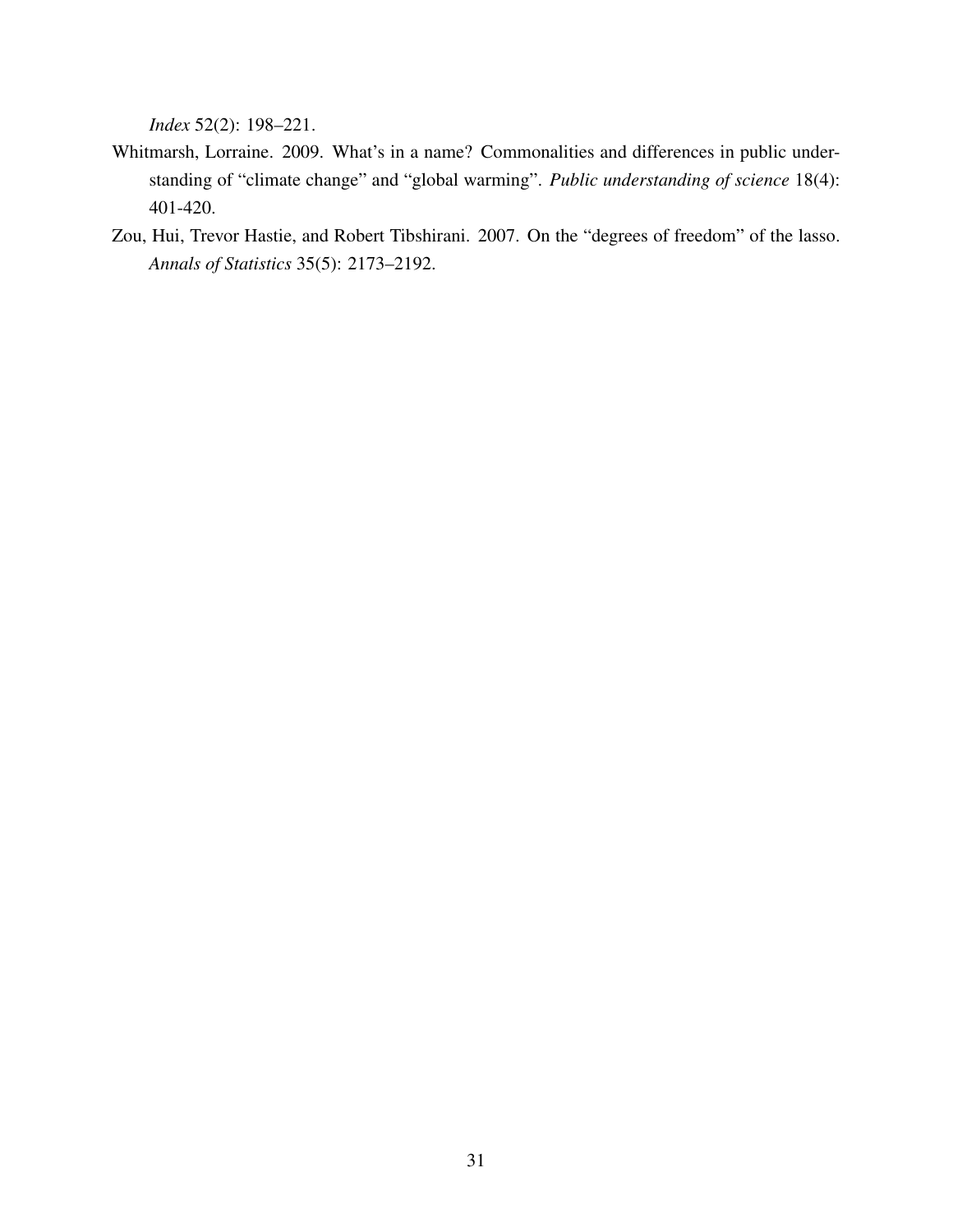*Index* 52(2): 198–221.

Whitmarsh, Lorraine. 2009. What's in a name? Commonalities and differences in public understanding of "climate change" and "global warming". *Public understanding of science* 18(4): 401-420.

Zou, Hui, Trevor Hastie, and Robert Tibshirani. 2007. On the "degrees of freedom" of the lasso. *Annals of Statistics* 35(5): 2173–2192.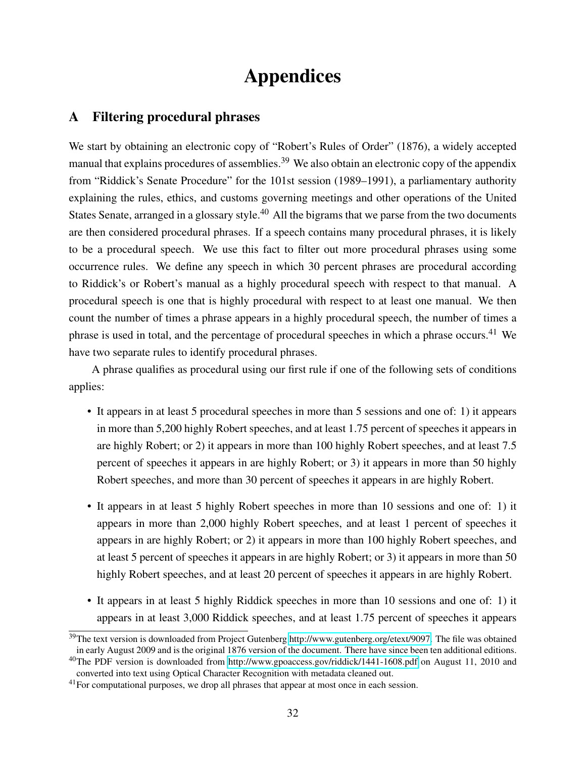# Appendices

## A Filtering procedural phrases

We start by obtaining an electronic copy of "Robert's Rules of Order" (1876), a widely accepted manual that explains procedures of assemblies.[39] We also obtain an electronic copy of the appendix from "Riddick's Senate Procedure" for the 101st session (1989–1991), a parliamentary authority explaining the rules, ethics, and customs governing meetings and other operations of the United States Senate, arranged in a glossary style.[40] All the bigrams that we parse from the two documents are then considered procedural phrases. If a speech contains many procedural phrases, it is likely to be a procedural speech. We use this fact to filter out more procedural phrases using some occurrence rules. We define any speech in which 30 percent phrases are procedural according to Riddick's or Robert's manual as a highly procedural speech with respect to that manual. A procedural speech is one that is highly procedural with respect to at least one manual. We then count the number of times a phrase appears in a highly procedural speech, the number of times a phrase is used in total, and the percentage of procedural speeches in which a phrase occurs.[41] We have two separate rules to identify procedural phrases.

A phrase qualifies as procedural using our first rule if one of the following sets of conditions applies:

- It appears in at least 5 procedural speeches in more than 5 sessions and one of: 1) it appears in more than 5,200 highly Robert speeches, and at least 1.75 percent of speeches it appears in are highly Robert; or 2) it appears in more than 100 highly Robert speeches, and at least 7.5 percent of speeches it appears in are highly Robert; or 3) it appears in more than 50 highly Robert speeches, and more than 30 percent of speeches it appears in are highly Robert.

- It appears in at least 5 highly Robert speeches in more than 10 sessions and one of: 1) it appears in more than 2,000 highly Robert speeches, and at least 1 percent of speeches it appears in are highly Robert; or 2) it appears in more than 100 highly Robert speeches, and at least 5 percent of speeches it appears in are highly Robert; or 3) it appears in more than 50 highly Robert speeches, and at least 20 percent of speeches it appears in are highly Robert.

- It appears in at least 5 highly Riddick speeches in more than 10 sessions and one of: 1) it appears in at least 3,000 Riddick speeches, and at least 1.75 percent of speeches it appears

[39] The text version is downloaded from Project Gutenberg http://www.gutenberg.org/etext/9097. The file was obtained in early August 2009 and is the original 1876 version of the document. There have since been ten additional editions.

[40] The PDF version is downloaded from http://www.gpoaccess.gov/riddick/1441-1608.pdf on August 11, 2010 and converted into text using Optical Character Recognition with metadata cleaned out.

[41] For computational purposes, we drop all phrases that appear at most once in each session.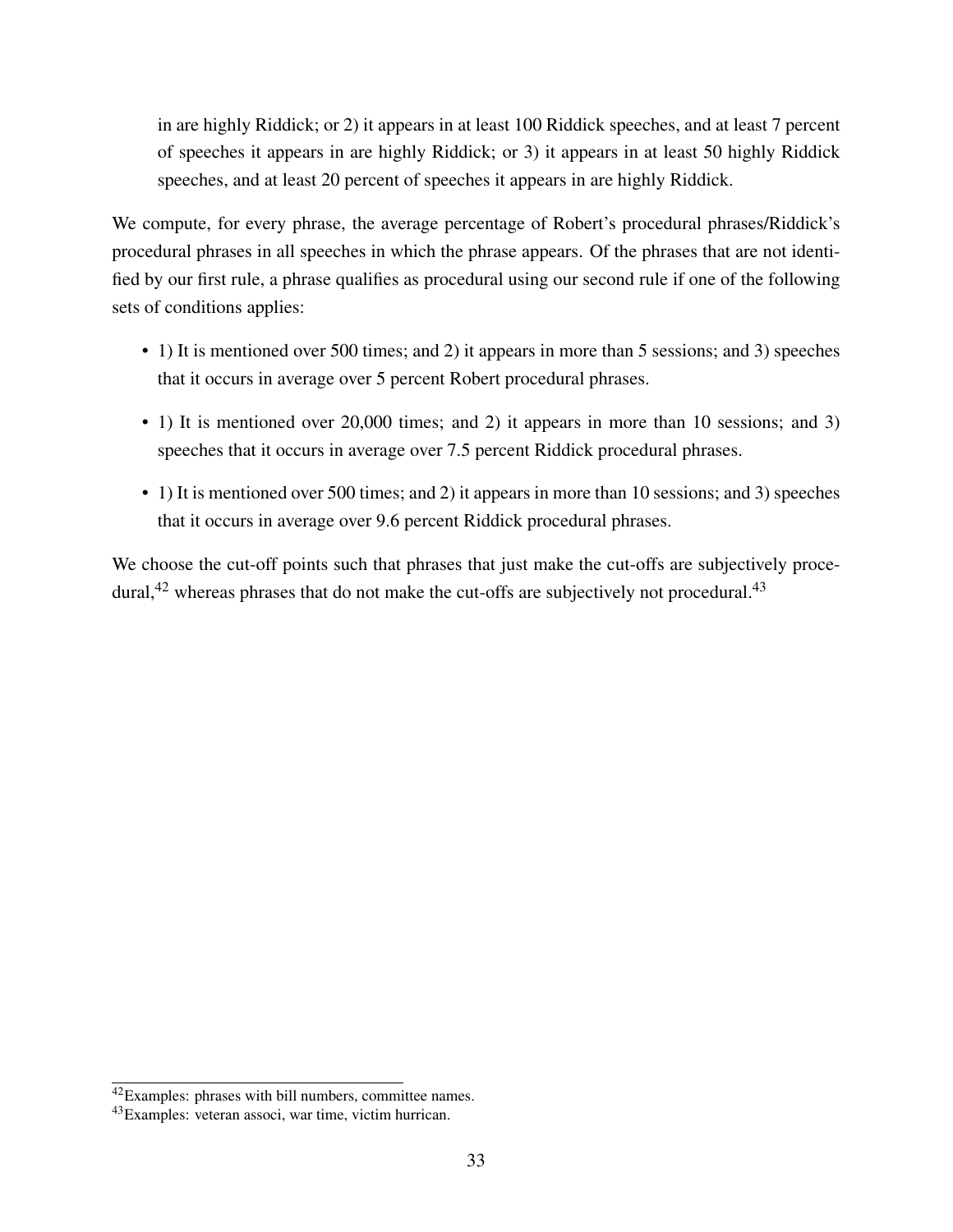in are highly Riddick; or 2) it appears in at least 100 Riddick speeches, and at least 7 percent of speeches it appears in are highly Riddick; or 3) it appears in at least 50 highly Riddick speeches, and at least 20 percent of speeches it appears in are highly Riddick.

We compute, for every phrase, the average percentage of Robert's procedural phrases/Riddick's procedural phrases in all speeches in which the phrase appears. Of the phrases that are not identified by our first rule, a phrase qualifies as procedural using our second rule if one of the following sets of conditions applies:

- 1) It is mentioned over 500 times; and 2) it appears in more than 5 sessions; and 3) speeches that it occurs in average over 5 percent Robert procedural phrases.
- 1) It is mentioned over 20,000 times; and 2) it appears in more than 10 sessions; and 3) speeches that it occurs in average over 7.5 percent Riddick procedural phrases.
- 1) It is mentioned over 500 times; and 2) it appears in more than 10 sessions; and 3) speeches that it occurs in average over 9.6 percent Riddick procedural phrases.

We choose the cut-off points such that phrases that just make the cut-offs are subjectively procedural,[42] whereas phrases that do not make the cut-offs are subjectively not procedural.[43]

[42]Examples: phrases with bill numbers, committee names.

[43]Examples: veteran associ, war time, victim hurrican.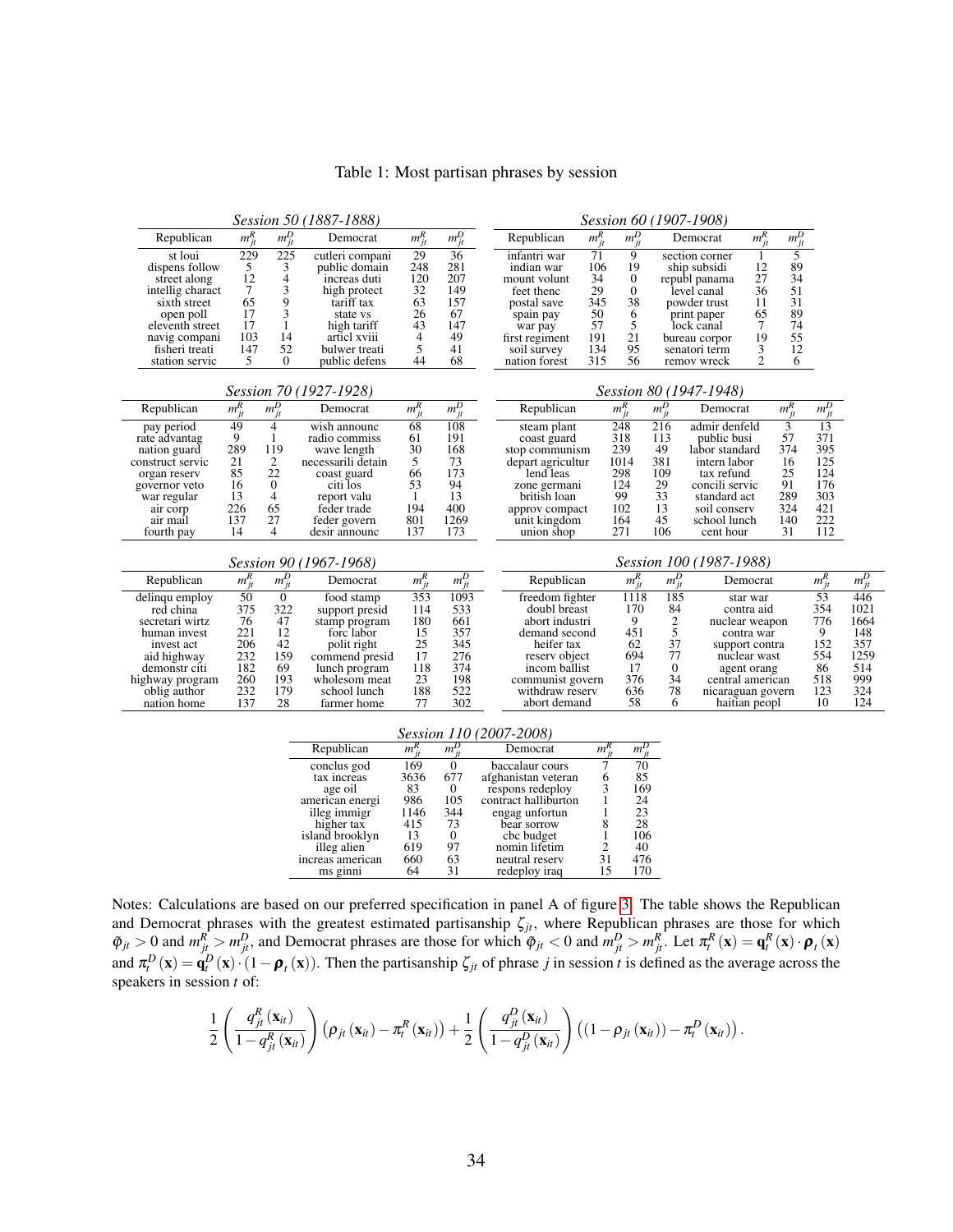# Table 1: Most partisan phrases by session

*Session 50 (1887-1888)*

| Republican | $m^R_{jt}$ | $m^D_{jt}$ | Democrat | $m^R_{jt}$ | $m^D_{jt}$ |
|---|---|---|---|---|---|
| st loui | 229 | 225 | cutleri compani | 29 | 36 |
| dispens follow | 5 | 3 | public domain | 248 | 281 |
| street along | 12 | 4 | increas duti | 120 | 207 |
| intellig charact | 7 | 3 | high protect | 32 | 149 |
| sixth street | 65 | 9 | tariff tax | 63 | 157 |
| open poll | 17 | 3 | state vs | 26 | 67 |
| eleventh street | 17 | 1 | high tariff | 43 | 147 |
| navig compani | 103 | 14 | articl xviii | 4 | 49 |
| fisheri treati | 147 | 52 | bulwer treati | 5 | 41 |
| station servic | 5 | 0 | public defens | 44 | 68 |

*Session 60 (1907-1908)*

| Republican | $m^R_{jt}$ | $m^D_{jt}$ | Democrat | $m^R_{jt}$ | $m^D_{jt}$ |
|---|---|---|---|---|---|
| infantri war | 71 | 9 | section corner | 1 | 5 |
| indian war | 106 | 19 | ship subsidi | 12 | 89 |
| mount volunt | 34 | 0 | republ panama | 27 | 34 |
| feet thenc | 29 | 0 | level canal | 36 | 51 |
| postal save | 345 | 38 | powder trust | 11 | 31 |
| spain pay | 50 | 6 | print paper | 65 | 89 |
| war pay | 57 | 5 | lock canal | 7 | 74 |
| first regiment | 191 | 21 | bureau corpor | 19 | 55 |
| soil survey | 134 | 95 | senatori term | 3 | 12 |
| nation forest | 315 | 56 | remov wreck | 2 | 6 |

*Session 70 (1927-1928)*

| Republican | $m^R_{jt}$ | $m^D_{jt}$ | Democrat | $m^R_{jt}$ | $m^D_{jt}$ |
|---|---|---|---|---|---|
| pay period | 49 | 4 | wish announc | 68 | 108 |
| rate advantag | 9 | 1 | radio commiss | 61 | 191 |
| nation guard | 289 | 119 | wave length | 30 | 168 |
| construct servic | 21 | 2 | necessarili detain | 5 | 73 |
| organ reserv | 85 | 22 | coast guard | 66 | 173 |
| governor veto | 16 | 0 | citi los | 53 | 94 |
| war regular | 13 | 4 | report valu | 1 | 13 |
| air corp | 226 | 65 | feder trade | 194 | 400 |
| air mail | 137 | 27 | feder govern | 801 | 1269 |
| fourth pay | 14 | 4 | desir announc | 137 | 173 |

*Session 80 (1947-1948)*

| Republican | $m^R_{jt}$ | $m^D_{jt}$ | Democrat | $m^R_{jt}$ | $m^D_{jt}$ |
|---|---|---|---|---|---|
| steam plant | 248 | 216 | admir denfeld | 3 | 13 |
| coast guard | 318 | 113 | public busi | 57 | 371 |
| stop communism | 239 | 49 | labor standard | 374 | 395 |
| depart agricultur | 1014 | 381 | intern labor | 16 | 125 |
| lend leas | 298 | 109 | tax refund | 25 | 124 |
| zone germani | 124 | 29 | concili servic | 91 | 176 |
| british loan | 99 | 33 | standard act | 289 | 303 |
| approv compact | 102 | 13 | soil conserv | 324 | 421 |
| unit kingdom | 164 | 45 | school lunch | 140 | 222 |
| union shop | 271 | 106 | cent hour | 31 | 112 |

*Session 90 (1967-1968)*

| Republican | $m^R_{jt}$ | $m^D_{jt}$ | Democrat | $m^R_{jt}$ | $m^D_{jt}$ |
|---|---|---|---|---|---|
| delinqu employ | 50 | 0 | food stamp | 353 | 1093 |
| red china | 375 | 322 | support presid | 114 | 533 |
| secretari wirtz | 76 | 47 | stamp program | 180 | 661 |
| human invest | 221 | 12 | forc labor | 15 | 357 |
| invest act | 206 | 42 | polit right | 25 | 345 |
| aid highway | 232 | 159 | commend presid | 17 | 276 |
| demonstr citi | 182 | 69 | lunch program | 118 | 374 |
| highway program | 260 | 193 | wholesom meat | 23 | 198 |
| oblig author | 232 | 179 | school lunch | 188 | 522 |
| nation home | 137 | 28 | farmer home | 77 | 302 |

*Session 100 (1987-1988)*

| Republican | $m^R_{jt}$ | $m^D_{jt}$ | Democrat | $m^R_{jt}$ | $m^D_{jt}$ |
|---|---|---|---|---|---|
| freedom fighter | 1118 | 185 | star war | 53 | 446 |
| doubl breast | 170 | 84 | contra aid | 354 | 1021 |
| abort industri | 9 | 2 | nuclear weapon | 776 | 1664 |
| demand second | 451 | 5 | contra war | 9 | 148 |
| heifer tax | 62 | 37 | support contra | 152 | 357 |
| reserv object | 694 | 77 | nuclear wast | 554 | 1259 |
| incom ballist | 17 | 0 | agent orang | 86 | 514 |
| communist govern | 376 | 34 | central american | 518 | 999 |
| withdraw reserv | 636 | 78 | nicaraguan govern | 123 | 324 |
| abort demand | 58 | 6 | haitian peopl | 10 | 124 |

*Session 110 (2007-2008)*

| Republican | $m^R_{jt}$ | $m^D_{jt}$ | Democrat | $m^R_{jt}$ | $m^D_{jt}$ |
|---|---|---|---|---|---|
| conclus god | 169 | 0 | baccalaur cours | 7 | 70 |
| tax increas | 3636 | 677 | afghanistan veteran | 6 | 85 |
| age oil | 83 | 0 | respons redeploy | 3 | 169 |
| american energi | 986 | 105 | contract halliburton | 1 | 24 |
| illeg immigr | 1146 | 344 | engag unfortun | 1 | 23 |
| higher tax | 415 | 73 | bear sorrow | 8 | 28 |
| island brooklyn | 13 | 0 | cbc budget | 1 | 106 |
| illeg alien | 619 | 97 | nomin lifetim | 2 | 40 |
| increas american | 660 | 63 | neutral reserv | 31 | 476 |
| ms ginni | 64 | 31 | redeploy iraq | 15 | 170 |

Notes: Calculations are based on our preferred specification in panel A of figure 3. The table shows the Republican and Democrat phrases with the greatest estimated partisanship $\zeta_{jt}$, where Republican phrases are those for which $\bar{\varphi}_{jt} > 0$ and $m^R_{jt} > m^D_{jt}$, and Democrat phrases are those for which $\bar{\varphi}_{jt} < 0$ and $m^D_{jt} > m^R_{jt}$. Let $\pi^R_t(\mathbf{x}) = \mathbf{q}^R_t(\mathbf{x}) \cdot \boldsymbol{\rho}_t(\mathbf{x})$ and $\pi^D_t(\mathbf{x}) = \mathbf{q}^D_t(\mathbf{x}) \cdot (1 - \boldsymbol{\rho}_t(\mathbf{x}))$. Then the partisanship $\zeta_{jt}$ of phrase $j$ in session $t$ is defined as the average across the speakers in session $t$ of:

$$\frac{1}{2}\left(\frac{q^R_{jt}(\mathbf{x}_{it})}{1 - q^R_{jt}(\mathbf{x}_{it})}\right)\left(\rho_{jt}(\mathbf{x}_{it}) - \pi^R_t(\mathbf{x}_{it})\right) + \frac{1}{2}\left(\frac{q^D_{jt}(\mathbf{x}_{it})}{1 - q^D_{jt}(\mathbf{x}_{it})}\right)\left((1 - \rho_{jt}(\mathbf{x}_{it})) - \pi^D_t(\mathbf{x}_{it})\right).$$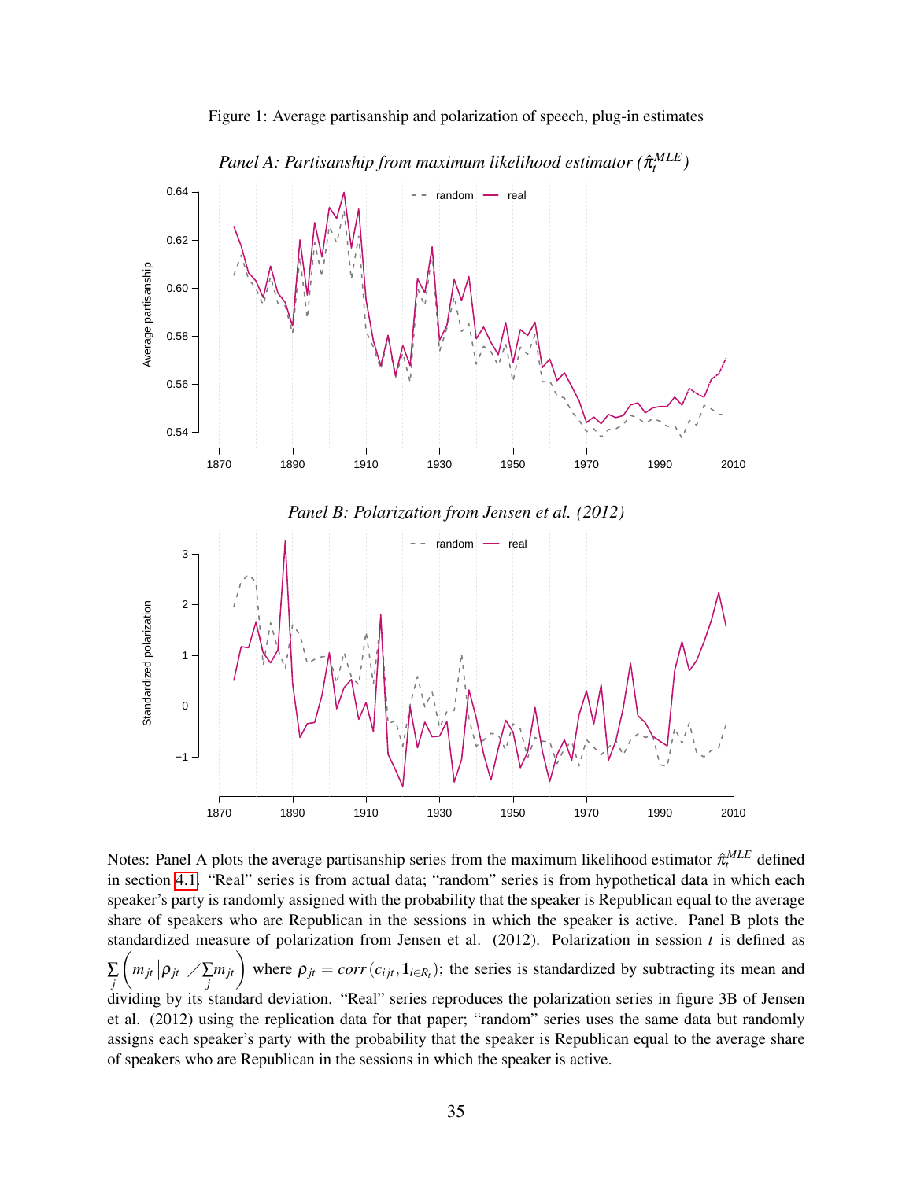Figure 1: Average partisanship and polarization of speech, plug-in estimates

*Panel A: Partisanship from maximum likelihood estimator ($\hat{\pi}_t^{MLE}$)*

*Panel B: Polarization from Jensen et al. (2012)*

Notes: Panel A plots the average partisanship series from the maximum likelihood estimator $\hat{\pi}_t^{MLE}$ defined in section 4.1. "Real" series is from actual data; "random" series is from hypothetical data in which each speaker's party is randomly assigned with the probability that the speaker is Republican equal to the average share of speakers who are Republican in the sessions in which the speaker is active. Panel B plots the standardized measure of polarization from Jensen et al. (2012). Polarization in session $t$ is defined as $\sum_j \left( m_{jt} \left| \rho_{jt} \right| / \sum_j m_{jt} \right)$ where $\rho_{jt} = corr(c_{ijt}, \mathbf{1}_{i \in R_t})$; the series is standardized by subtracting its mean and dividing by its standard deviation. "Real" series reproduces the polarization series in figure 3B of Jensen et al. (2012) using the replication data for that paper; "random" series uses the same data but randomly assigns each speaker's party with the probability that the speaker is Republican equal to the average share of speakers who are Republican in the sessions in which the speaker is active.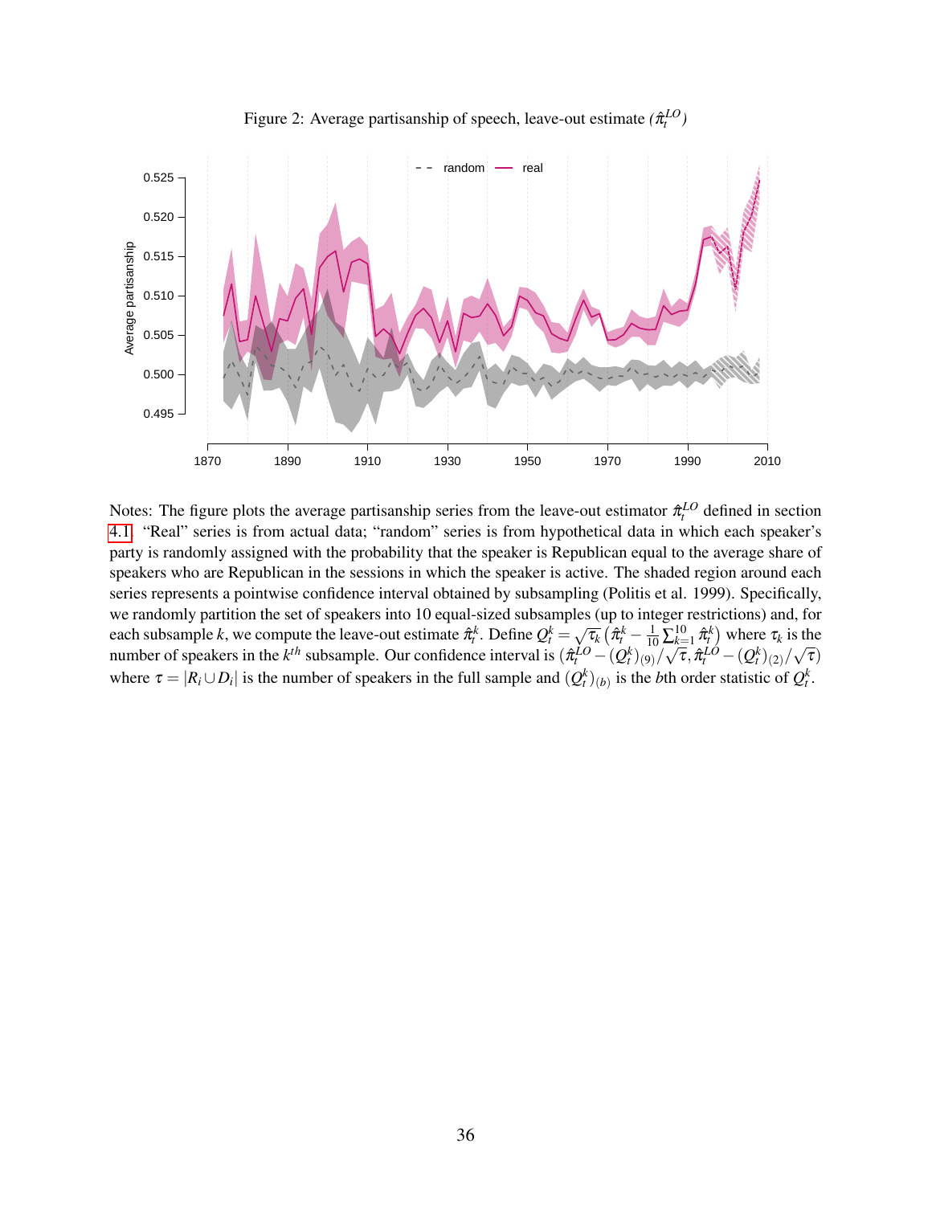Figure 2: Average partisanship of speech, leave-out estimate ($\hat{\pi}_t^{LO}$)

Notes: The figure plots the average partisanship series from the leave-out estimator $\hat{\pi}_t^{LO}$ defined in section 4.1. "Real" series is from actual data; "random" series is from hypothetical data in which each speaker's party is randomly assigned with the probability that the speaker is Republican equal to the average share of speakers who are Republican in the sessions in which the speaker is active. The shaded region around each series represents a pointwise confidence interval obtained by subsampling (Politis et al. 1999). Specifically, we randomly partition the set of speakers into 10 equal-sized subsamples (up to integer restrictions) and, for each subsample $k$, we compute the leave-out estimate $\hat{\pi}_t^k$. Define $Q_t^k = \sqrt{\tau_k}\left(\hat{\pi}_t^k - \frac{1}{10}\sum_{k=1}^{10}\hat{\pi}_t^k\right)$ where $\tau_k$ is the number of speakers in the $k^{th}$ subsample. Our confidence interval is $(\hat{\pi}_t^{LO} - (Q_t^k)_{(9)}/\sqrt{\tau}, \hat{\pi}_t^{LO} - (Q_t^k)_{(2)}/\sqrt{\tau})$ where $\tau = |R_i \cup D_i|$ is the number of speakers in the full sample and $(Q_t^k)_{(b)}$ is the $b$th order statistic of $Q_t^k$.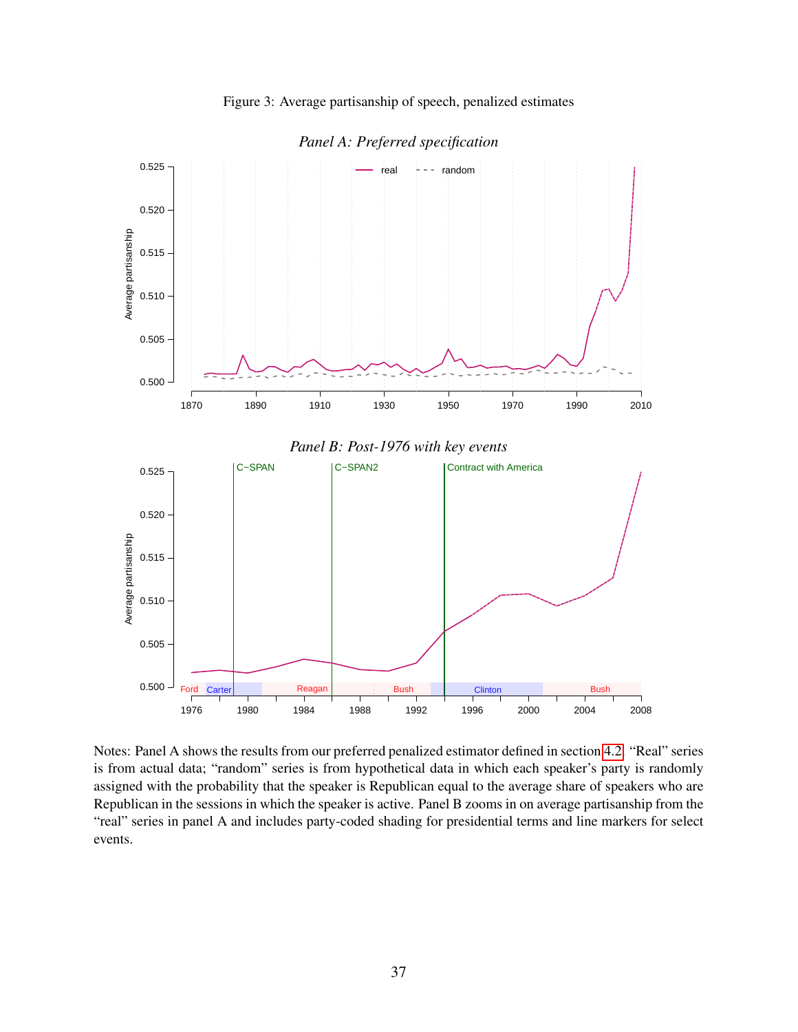Figure 3: Average partisanship of speech, penalized estimates

*Panel A: Preferred specification*

*Panel B: Post-1976 with key events*

Notes: Panel A shows the results from our preferred penalized estimator defined in section 4.2. "Real" series is from actual data; "random" series is from hypothetical data in which each speaker's party is randomly assigned with the probability that the speaker is Republican equal to the average share of speakers who are Republican in the sessions in which the speaker is active. Panel B zooms in on average partisanship from the "real" series in panel A and includes party-coded shading for presidential terms and line markers for select events.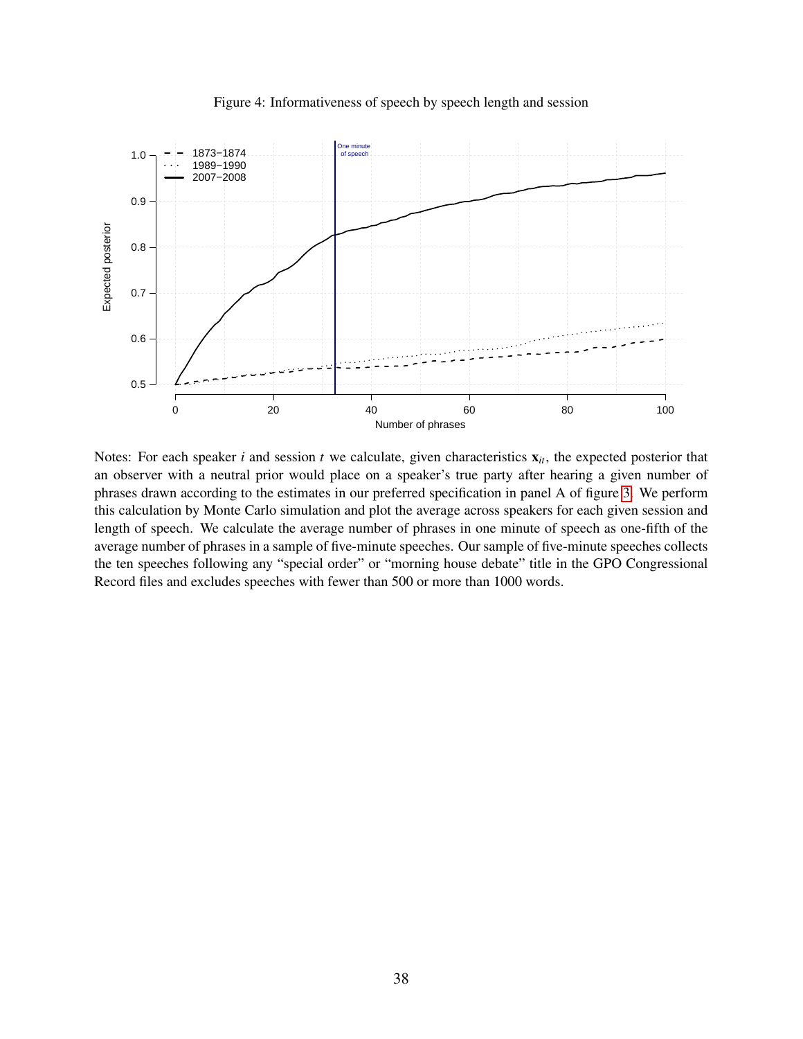Figure 4: Informativeness of speech by speech length and session

Notes: For each speaker $i$ and session $t$ we calculate, given characteristics $\mathbf{x}_{it}$, the expected posterior that an observer with a neutral prior would place on a speaker's true party after hearing a given number of phrases drawn according to the estimates in our preferred specification in panel A of figure 3. We perform this calculation by Monte Carlo simulation and plot the average across speakers for each given session and length of speech. We calculate the average number of phrases in one minute of speech as one-fifth of the average number of phrases in a sample of five-minute speeches. Our sample of five-minute speeches collects the ten speeches following any "special order" or "morning house debate" title in the GPO Congressional Record files and excludes speeches with fewer than 500 or more than 1000 words.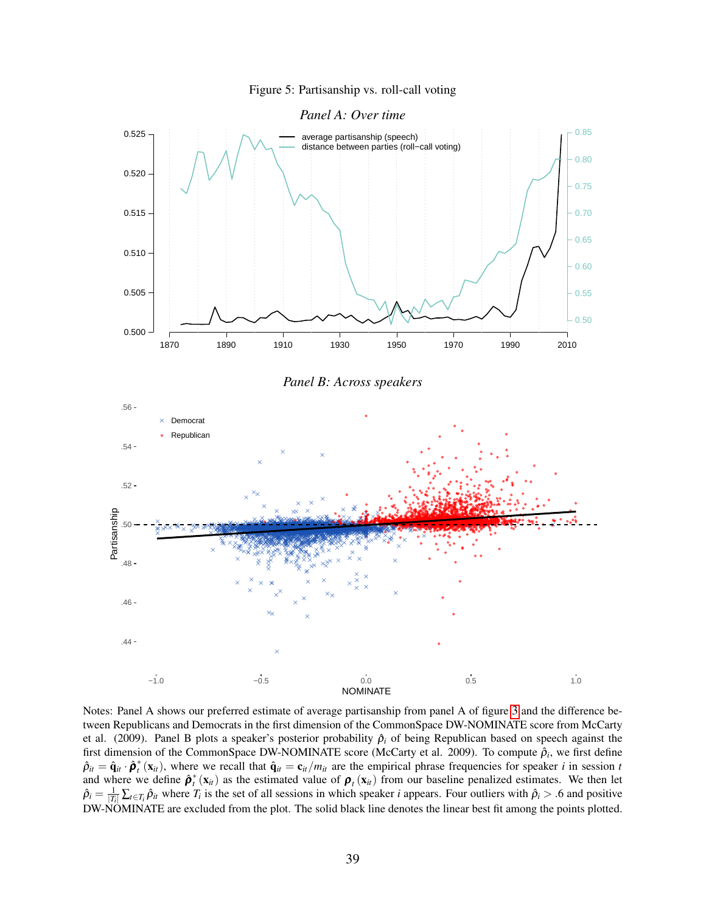Figure 5: Partisanship vs. roll-call voting

*Panel A: Over time*

*Panel B: Across speakers*

Notes: Panel A shows our preferred estimate of average partisanship from panel A of figure 3 and the difference between Republicans and Democrats in the first dimension of the CommonSpace DW-NOMINATE score from McCarty et al. (2009). Panel B plots a speaker's posterior probability $\hat{\rho}_i$ of being Republican based on speech against the first dimension of the CommonSpace DW-NOMINATE score (McCarty et al. 2009). To compute $\hat{\rho}_i$, we first define $\hat{\rho}_{it} = \hat{\mathbf{q}}_{it} \cdot \hat{\boldsymbol{\rho}}_t^* (\mathbf{x}_{it})$, where we recall that $\hat{\mathbf{q}}_{it} = \mathbf{c}_{it}/m_{it}$ are the empirical phrase frequencies for speaker $i$ in session $t$ and where we define $\hat{\boldsymbol{\rho}}_t^* (\mathbf{x}_{it})$ as the estimated value of $\boldsymbol{\rho}_t (\mathbf{x}_{it})$ from our baseline penalized estimates. We then let $\hat{\rho}_i = \frac{1}{|T_i|} \sum_{t \in T_i} \hat{\rho}_{it}$ where $T_i$ is the set of all sessions in which speaker $i$ appears. Four outliers with $\hat{\rho}_i > .6$ and positive DW-NOMINATE are excluded from the plot. The solid black line denotes the linear best fit among the points plotted.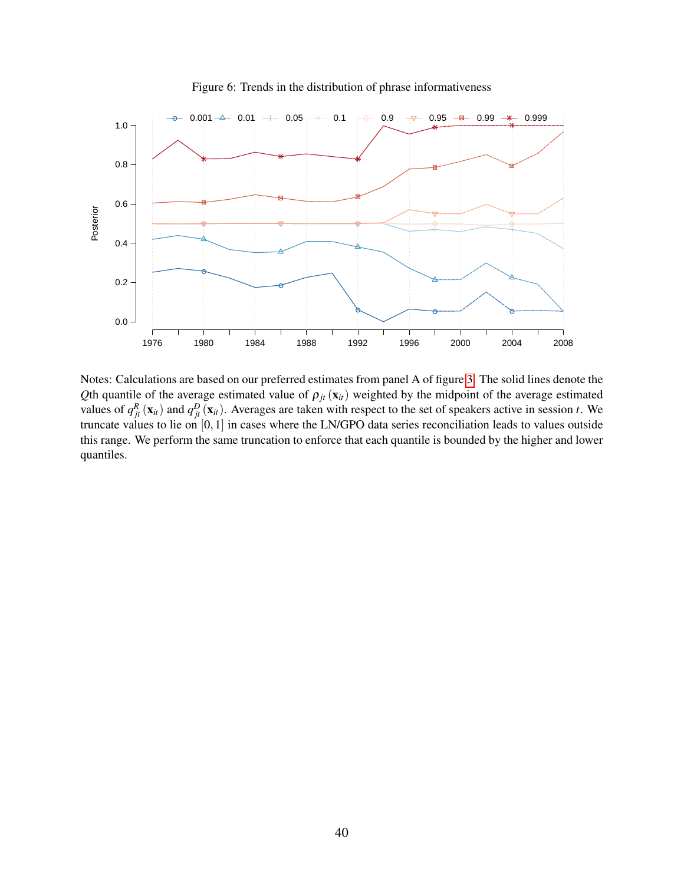Figure 6: Trends in the distribution of phrase informativeness

Notes: Calculations are based on our preferred estimates from panel A of figure 3. The solid lines denote the $Q$th quantile of the average estimated value of $\rho_{jt}(\mathbf{x}_{it})$ weighted by the midpoint of the average estimated values of $q_{jt}^{R}(\mathbf{x}_{it})$ and $q_{jt}^{D}(\mathbf{x}_{it})$. Averages are taken with respect to the set of speakers active in session $t$. We truncate values to lie on $[0,1]$ in cases where the LN/GPO data series reconciliation leads to values outside this range. We perform the same truncation to enforce that each quantile is bounded by the higher and lower quantiles.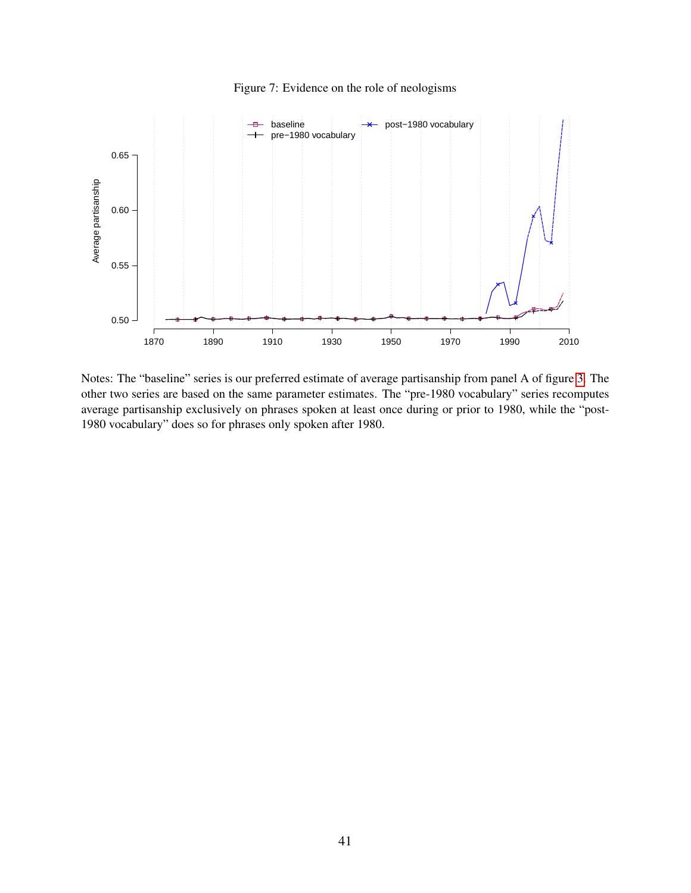Figure 7: Evidence on the role of neologisms

Notes: The "baseline" series is our preferred estimate of average partisanship from panel A of figure 3. The other two series are based on the same parameter estimates. The "pre-1980 vocabulary" series recomputes average partisanship exclusively on phrases spoken at least once during or prior to 1980, while the "post-1980 vocabulary" does so for phrases only spoken after 1980.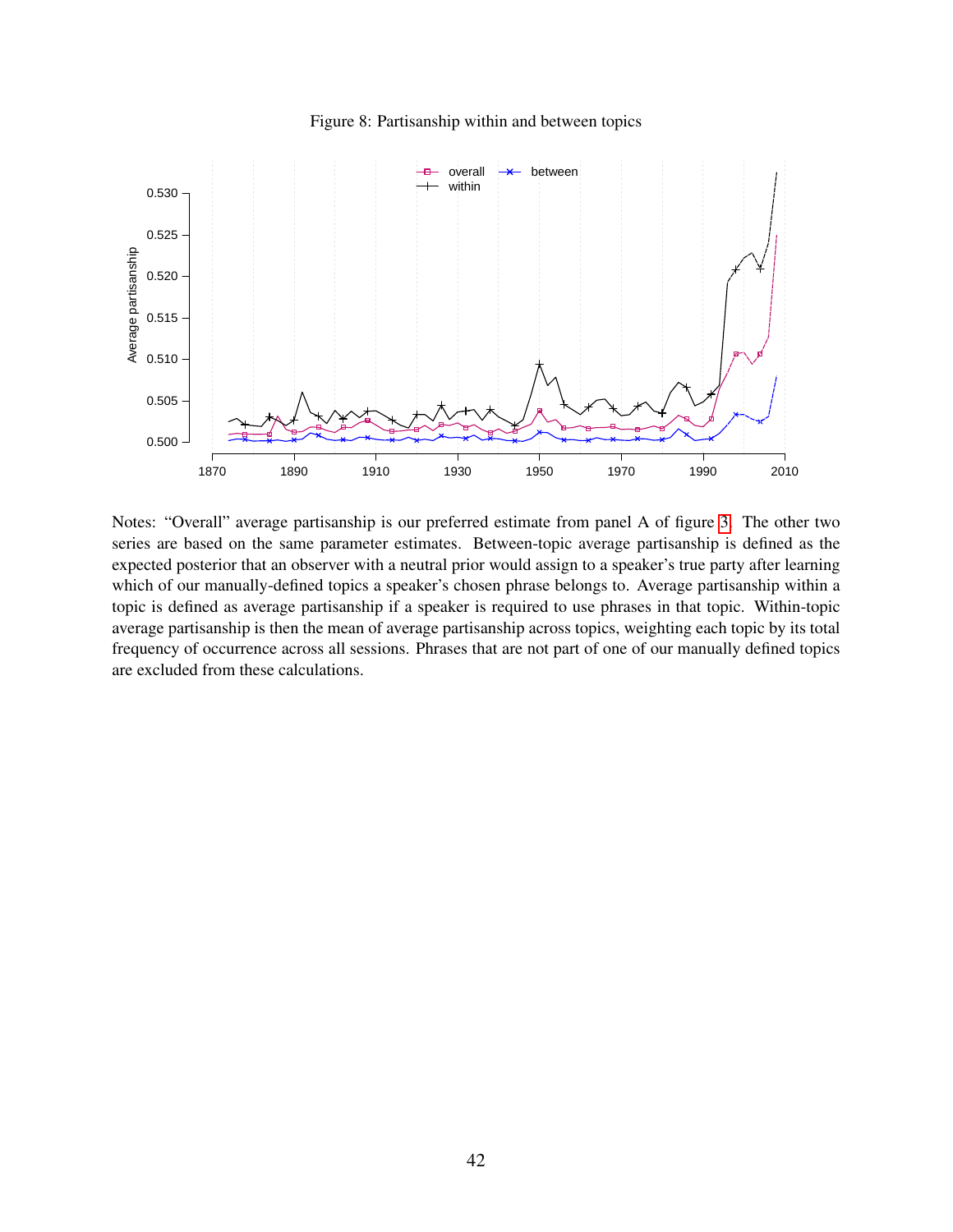Figure 8: Partisanship within and between topics

Notes: “Overall” average partisanship is our preferred estimate from panel A of figure 3. The other two series are based on the same parameter estimates. Between-topic average partisanship is defined as the expected posterior that an observer with a neutral prior would assign to a speaker’s true party after learning which of our manually-defined topics a speaker’s chosen phrase belongs to. Average partisanship within a topic is defined as average partisanship if a speaker is required to use phrases in that topic. Within-topic average partisanship is then the mean of average partisanship across topics, weighting each topic by its total frequency of occurrence across all sessions. Phrases that are not part of one of our manually defined topics are excluded from these calculations.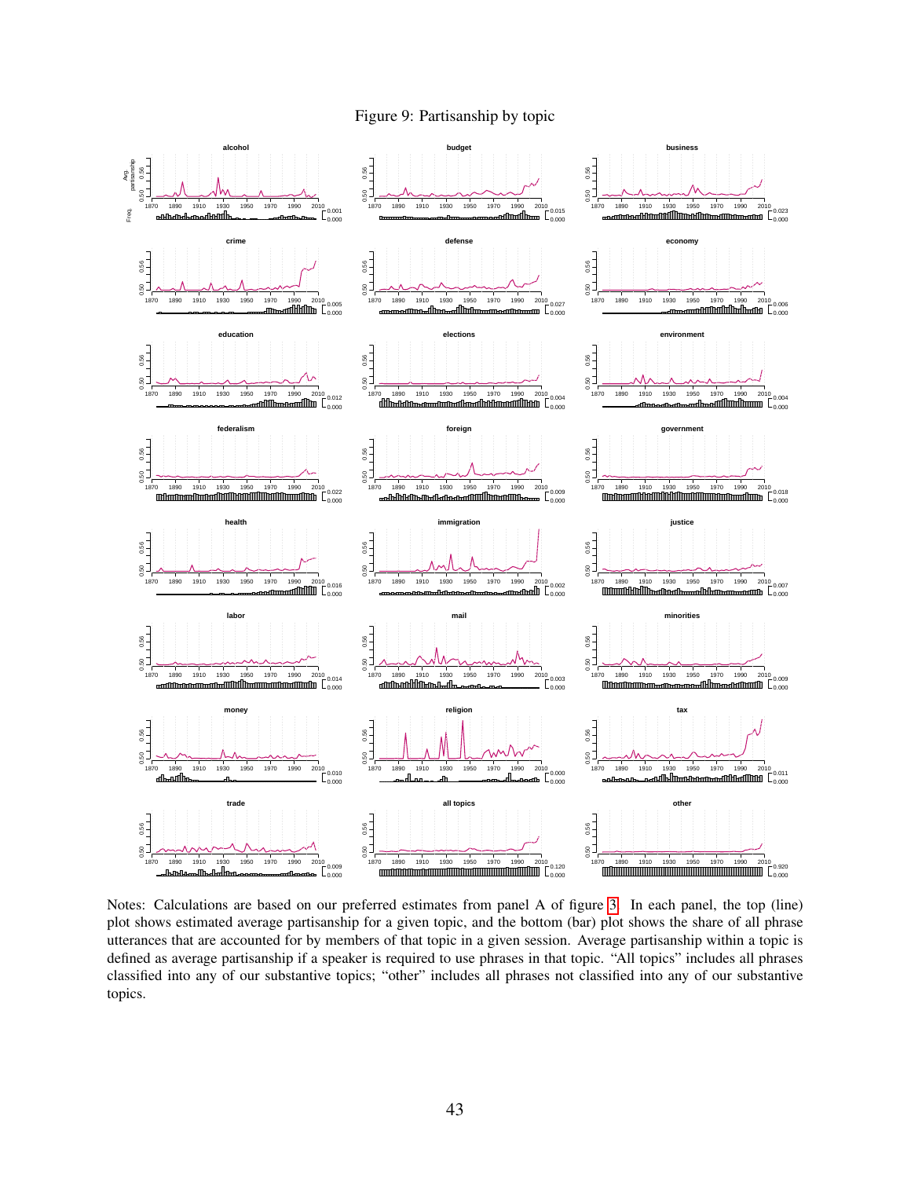Figure 9: Partisanship by topic

Notes: Calculations are based on our preferred estimates from panel A of figure 3. In each panel, the top (line) plot shows estimated average partisanship for a given topic, and the bottom (bar) plot shows the share of all phrase utterances that are accounted for by members of that topic in a given session. Average partisanship within a topic is defined as average partisanship if a speaker is required to use phrases in that topic. "All topics" includes all phrases classified into any of our substantive topics; "other" includes all phrases not classified into any of our substantive topics.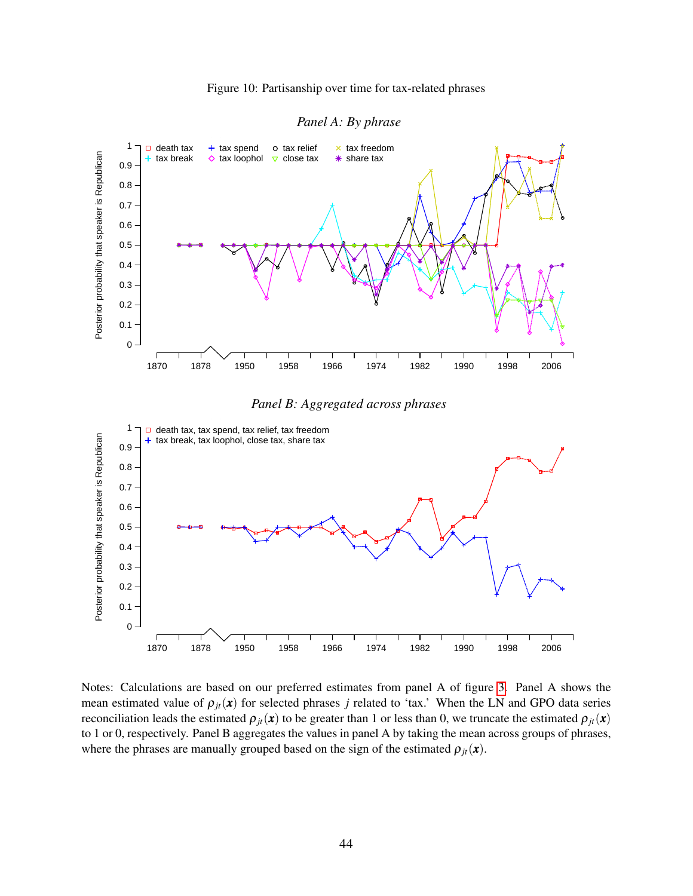Figure 10: Partisanship over time for tax-related phrases

*Panel A: By phrase*

*Panel B: Aggregated across phrases*

Notes: Calculations are based on our preferred estimates from panel A of figure 3. Panel A shows the mean estimated value of $\rho_{jt}(\boldsymbol{x})$ for selected phrases $j$ related to 'tax.' When the LN and GPO data series reconciliation leads the estimated $\rho_{jt}(\boldsymbol{x})$ to be greater than 1 or less than 0, we truncate the estimated $\rho_{jt}(\boldsymbol{x})$ to 1 or 0, respectively. Panel B aggregates the values in panel A by taking the mean across groups of phrases, where the phrases are manually grouped based on the sign of the estimated $\rho_{jt}(\boldsymbol{x})$.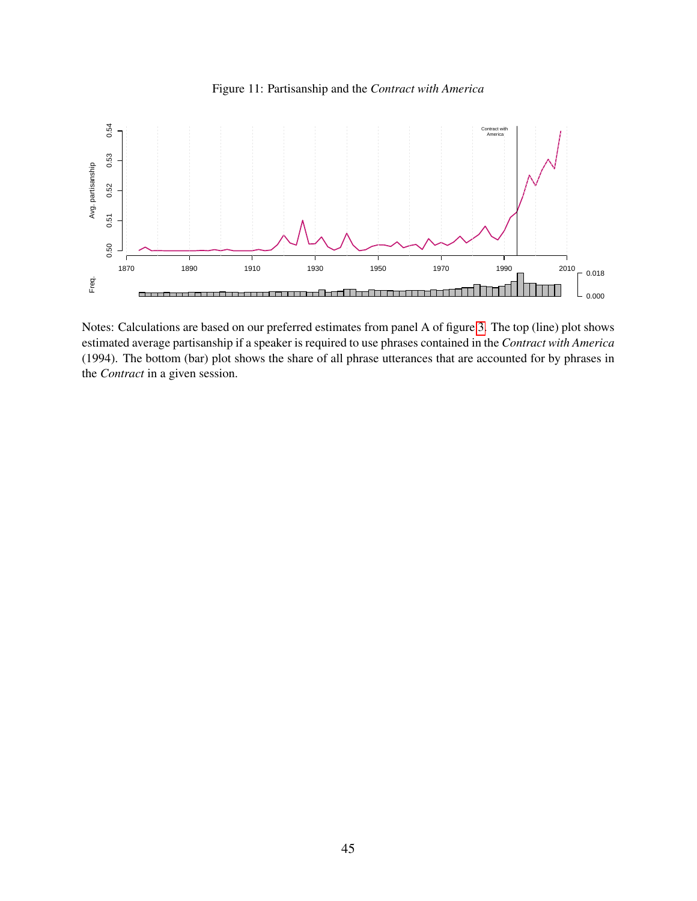Figure 11: Partisanship and the *Contract with America*

Notes: Calculations are based on our preferred estimates from panel A of figure 3. The top (line) plot shows estimated average partisanship if a speaker is required to use phrases contained in the *Contract with America* (1994). The bottom (bar) plot shows the share of all phrase utterances that are accounted for by phrases in the *Contract* in a given session.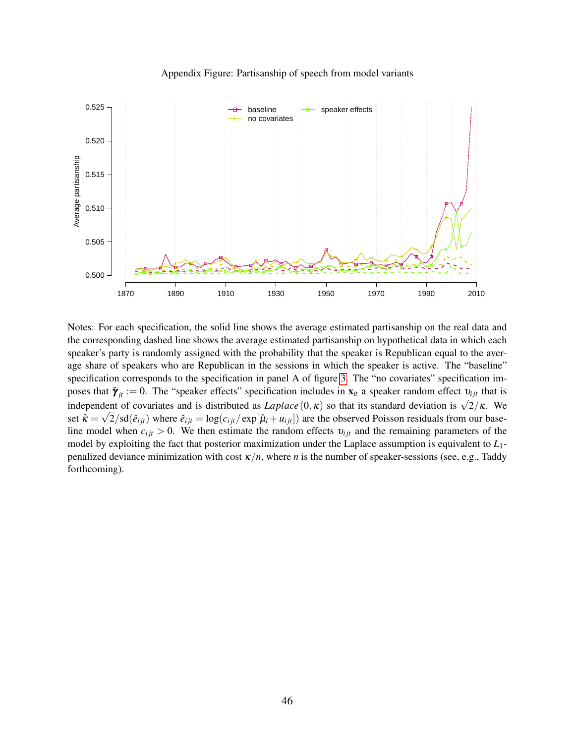Appendix Figure: Partisanship of speech from model variants

baseline
no covariates
speaker effects

Average partisanship

0.525
0.520
0.515
0.510
0.505
0.500

1870 1890 1910 1930 1950 1970 1990 2010

Notes: For each specification, the solid line shows the average estimated partisanship on the real data and the corresponding dashed line shows the average estimated partisanship on hypothetical data in which each speaker's party is randomly assigned with the probability that the speaker is Republican equal to the average share of speakers who are Republican in the sessions in which the speaker is active. The "baseline" specification corresponds to the specification in panel A of figure 3. The "no covariates" specification imposes that $\tilde{\boldsymbol{\gamma}}_{jt} := 0$. The "speaker effects" specification includes in $\mathbf{x}_{it}$ a speaker random effect $\upsilon_{ijt}$ that is independent of covariates and is distributed as $Laplace\,(0, \kappa)$ so that its standard deviation is $\sqrt{2}/\kappa$. We set $\hat{\kappa} = \sqrt{2}/\text{sd}(\hat{e}_{ijt})$ where $\hat{e}_{ijt} = \log(c_{ijt}/\exp[\hat{\mu}_i + u_{ijt}])$ are the observed Poisson residuals from our baseline model when $c_{ijt} > 0$. We then estimate the random effects $\upsilon_{ijt}$ and the remaining parameters of the model by exploiting the fact that posterior maximization under the Laplace assumption is equivalent to $L_1$-penalized deviance minimization with cost $\kappa/n$, where $n$ is the number of speaker-sessions (see, e.g., Taddy forthcoming).